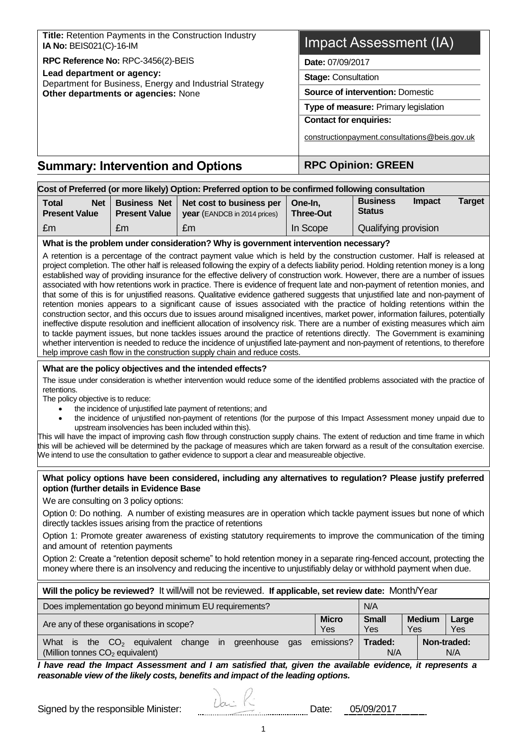**Title:** Retention Payments in the Construction Industry
**IA No:** BEIS021(C)-16-IM

**RPC Reference No:** RPC-3456(2)-BEIS

**Lead department or agency:**
Department for Business, Energy and Industrial Strategy

**Other departments or agencies:** None

# Impact Assessment (IA)

**Date:** 07/09/2017

**Stage:** Consultation

**Source of intervention:** Domestic

**Type of measure:** Primary legislation

**Contact for enquiries:**

constructionpayment.consultations@beis.gov.uk

## Summary: Intervention and Options

**RPC Opinion: GREEN**

**Cost of Preferred (or more likely) Option: Preferred option to be confirmed following consultation**

| Total Net Present Value | Business Net Present Value | Net cost to business per year (EANDCB in 2014 prices) | One-In, Three-Out | Business Impact Target Status |
|---|---|---|---|---|
| £m | £m | £m | In Scope | Qualifying provision |

**What is the problem under consideration? Why is government intervention necessary?**

A retention is a percentage of the contract payment value which is held by the construction customer. Half is released at project completion. The other half is released following the expiry of a defects liability period. Holding retention money is a long established way of providing insurance for the effective delivery of construction work. However, there are a number of issues associated with how retentions work in practice. There is evidence of frequent late and non-payment of retention monies, and that some of this is for unjustified reasons. Qualitative evidence gathered suggests that unjustified late and non-payment of retention monies appears to a significant cause of issues associated with the practice of holding retentions within the construction sector, and this occurs due to issues around misaligned incentives, market power, information failures, potentially ineffective dispute resolution and inefficient allocation of insolvency risk. There are a number of existing measures which aim to tackle payment issues, but none tackles issues around the practice of retentions directly. The Government is examining whether intervention is needed to reduce the incidence of unjustified late-payment and non-payment of retentions, to therefore help improve cash flow in the construction supply chain and reduce costs.

**What are the policy objectives and the intended effects?**

The issue under consideration is whether intervention would reduce some of the identified problems associated with the practice of retentions.

The policy objective is to reduce:

- the incidence of unjustified late payment of retentions; and
- the incidence of unjustified non-payment of retentions (for the purpose of this Impact Assessment money unpaid due to upstream insolvencies has been included within this).

This will have the impact of improving cash flow through construction supply chains. The extent of reduction and time frame in which this will be achieved will be determined by the package of measures which are taken forward as a result of the consultation exercise. We intend to use the consultation to gather evidence to support a clear and measureable objective.

**What policy options have been considered, including any alternatives to regulation? Please justify preferred option (further details in Evidence Base**

We are consulting on 3 policy options:

Option 0: Do nothing. A number of existing measures are in operation which tackle payment issues but none of which directly tackles issues arising from the practice of retentions

Option 1: Promote greater awareness of existing statutory requirements to improve the communication of the timing and amount of retention payments

Option 2: Create a "retention deposit scheme" to hold retention money in a separate ring-fenced account, protecting the money where there is an insolvency and reducing the incentive to unjustifiably delay or withhold payment when due.

**Will the policy be reviewed?** It will/will not be reviewed. **If applicable, set review date:** Month/Year

| Does implementation go beyond minimum EU requirements? | | N/A | | |
|---|---|---|---|---|
| Are any of these organisations in scope? | Micro Yes | Small Yes | Medium Yes | Large Yes |
| What is the $CO_2$ equivalent change in greenhouse gas emissions? (Million tonnes $CO_2$ equivalent) | | Traded: N/A | Non-traded: N/A | |

***I have read the Impact Assessment and I am satisfied that, given the available evidence, it represents a reasonable view of the likely costs, benefits and impact of the leading options.***

Signed by the responsible Minister: Date: 05/09/2017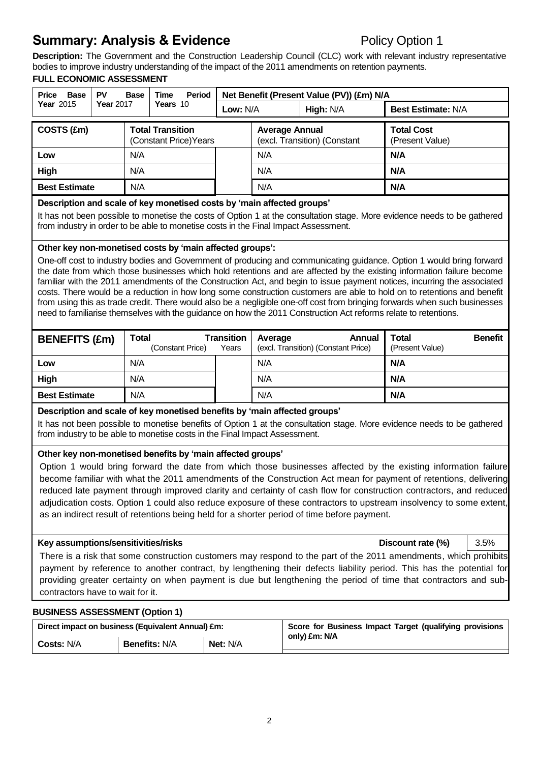# Summary: Analysis & Evidence

Policy Option 1

**Description:** The Government and the Construction Leadership Council (CLC) work with relevant industry representative bodies to improve industry understanding of the impact of the 2011 amendments on retention payments.

**FULL ECONOMIC ASSESSMENT**

| Price Base Year 2015 | PV Base Year 2017 | Time Period Years 10 | Net Benefit (Present Value (PV)) (£m) N/A | | |
|---|---|---|---|---|---|
| | | | Low: N/A | High: N/A | Best Estimate: N/A |

| COSTS (£m) | Total Transition (Constant Price) | Years | Average Annual (excl. Transition) (Constant | Total Cost (Present Value) |
|---|---|---|---|---|
| Low | N/A | | N/A | **N/A** |
| High | N/A | | N/A | **N/A** |
| Best Estimate | N/A | | N/A | **N/A** |

**Description and scale of key monetised costs by 'main affected groups'**

It has not been possible to monetise the costs of Option 1 at the consultation stage. More evidence needs to be gathered from industry in order to be able to monetise costs in the Final Impact Assessment.

**Other key non-monetised costs by 'main affected groups':**

One-off cost to industry bodies and Government of producing and communicating guidance. Option 1 would bring forward the date from which those businesses which hold retentions and are affected by the existing information failure become familiar with the 2011 amendments of the Construction Act, and begin to issue payment notices, incurring the associated costs. There would be a reduction in how long some construction customers are able to hold on to retentions and benefit from using this as trade credit. There would also be a negligible one-off cost from bringing forwards when such businesses need to familiarise themselves with the guidance on how the 2011 Construction Act reforms relate to retentions.

| BENEFITS (£m) | Total (Constant Price) | Transition Years | Average Annual (excl. Transition) (Constant Price) | Total Benefit (Present Value) |
|---|---|---|---|---|
| Low | N/A | | N/A | **N/A** |
| High | N/A | | N/A | **N/A** |
| Best Estimate | N/A | | N/A | **N/A** |

**Description and scale of key monetised benefits by 'main affected groups'**

It has not been possible to monetise benefits of Option 1 at the consultation stage. More evidence needs to be gathered from industry to be able to monetise costs in the Final Impact Assessment.

**Other key non-monetised benefits by 'main affected groups'**

Option 1 would bring forward the date from which those businesses affected by the existing information failure become familiar with what the 2011 amendments of the Construction Act mean for payment of retentions, delivering reduced late payment through improved clarity and certainty of cash flow for construction contractors, and reduced adjudication costs. Option 1 could also reduce exposure of these contractors to upstream insolvency to some extent, as an indirect result of retentions being held for a shorter period of time before payment.

**Key assumptions/sensitivities/risks** | **Discount rate (%)** | 3.5%

There is a risk that some construction customers may respond to the part of the 2011 amendments, which prohibits payment by reference to another contract, by lengthening their defects liability period. This has the potential for providing greater certainty on when payment is due but lengthening the period of time that contractors and sub-contractors have to wait for it.

**BUSINESS ASSESSMENT (Option 1)**

| Direct impact on business (Equivalent Annual) £m: | | | Score for Business Impact Target (qualifying provisions only) £m: N/A |
|---|---|---|---|
| Costs: N/A | Benefits: N/A | Net: N/A | |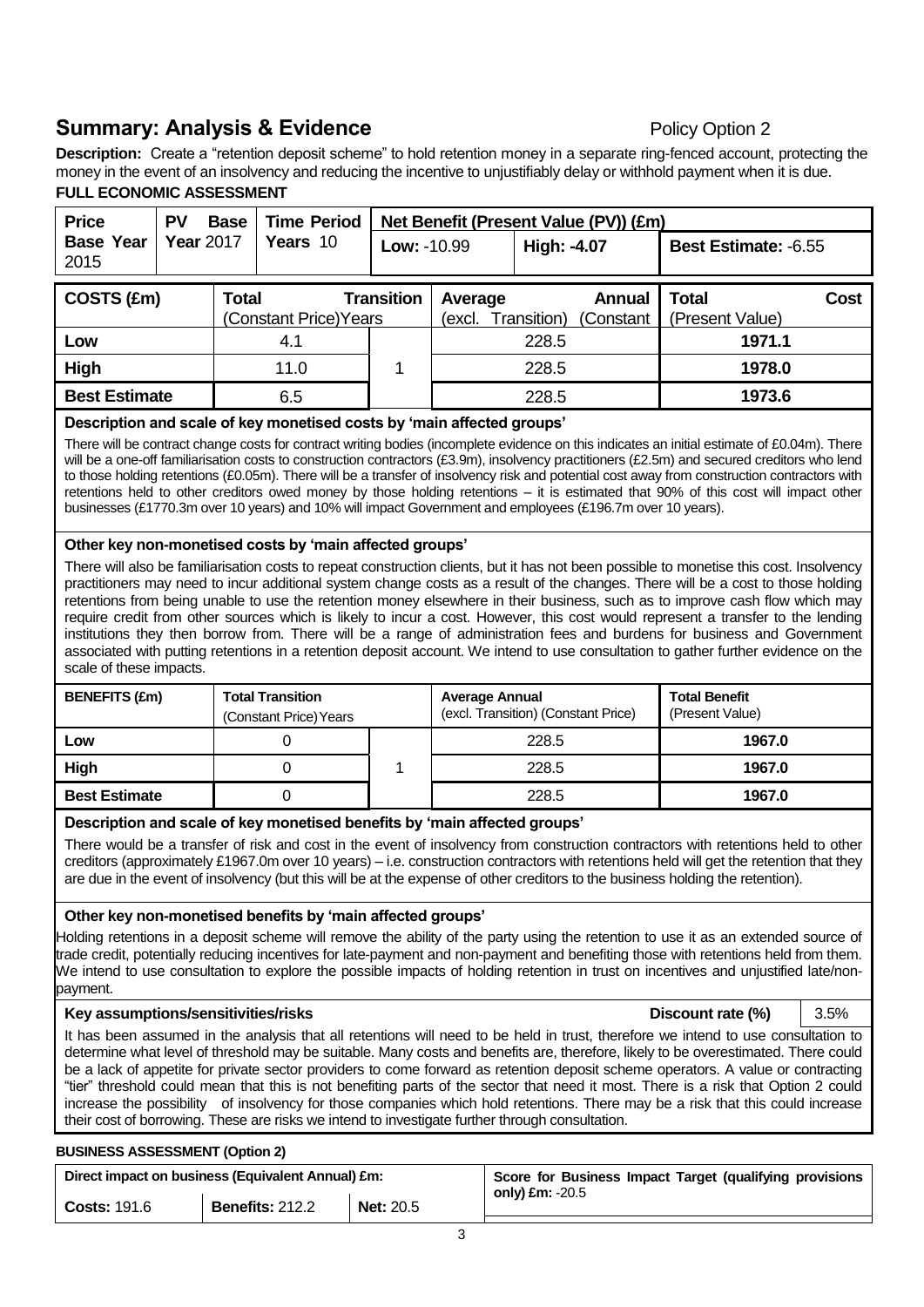## Summary: Analysis & Evidence

Policy Option 2

**Description:** Create a "retention deposit scheme" to hold retention money in a separate ring-fenced account, protecting the money in the event of an insolvency and reducing the incentive to unjustifiably delay or withhold payment when it is due.

**FULL ECONOMIC ASSESSMENT**

| Price Base Year 2015 | PV Base Year 2017 | Time Period Years 10 | Net Benefit (Present Value (PV)) (£m) | | |
|---|---|---|---|---|---|
| | | | **Low:** -10.99 | **High: -4.07** | **Best Estimate:** -6.55 |

| COSTS (£m) | Total Transition (Constant Price) | Years | Average Annual (excl. Transition) (Constant Price) | Total Cost (Present Value) |
|---|---|---|---|---|
| **Low** | 4.1 | 1 | 228.5 | **1971.1** |
| **High** | 11.0 | | 228.5 | **1978.0** |
| **Best Estimate** | 6.5 | | 228.5 | **1973.6** |

**Description and scale of key monetised costs by 'main affected groups'**

There will be contract change costs for contract writing bodies (incomplete evidence on this indicates an initial estimate of £0.04m). There will be a one-off familiarisation costs to construction contractors (£3.9m), insolvency practitioners (£2.5m) and secured creditors who lend to those holding retentions (£0.05m). There will be a transfer of insolvency risk and potential cost away from construction contractors with retentions held to other creditors owed money by those holding retentions – it is estimated that 90% of this cost will impact other businesses (£1770.3m over 10 years) and 10% will impact Government and employees (£196.7m over 10 years).

**Other key non-monetised costs by 'main affected groups'**

There will also be familiarisation costs to repeat construction clients, but it has not been possible to monetise this cost. Insolvency practitioners may need to incur additional system change costs as a result of the changes. There will be a cost to those holding retentions from being unable to use the retention money elsewhere in their business, such as to improve cash flow which may require credit from other sources which is likely to incur a cost. However, this cost would represent a transfer to the lending institutions they then borrow from. There will be a range of administration fees and burdens for business and Government associated with putting retentions in a retention deposit account. We intend to use consultation to gather further evidence on the scale of these impacts.

| BENEFITS (£m) | Total Transition (Constant Price) | Years | Average Annual (excl. Transition) (Constant Price) | Total Benefit (Present Value) |
|---|---|---|---|---|
| **Low** | 0 | 1 | 228.5 | **1967.0** |
| **High** | 0 | | 228.5 | **1967.0** |
| **Best Estimate** | 0 | | 228.5 | **1967.0** |

**Description and scale of key monetised benefits by 'main affected groups'**

There would be a transfer of risk and cost in the event of insolvency from construction contractors with retentions held to other creditors (approximately £1967.0m over 10 years) – i.e. construction contractors with retentions held will get the retention that they are due in the event of insolvency (but this will be at the expense of other creditors to the business holding the retention).

**Other key non-monetised benefits by 'main affected groups'**

Holding retentions in a deposit scheme will remove the ability of the party using the retention to use it as an extended source of trade credit, potentially reducing incentives for late-payment and non-payment and benefiting those with retentions held from them. We intend to use consultation to explore the possible impacts of holding retention in trust on incentives and unjustified late/non-payment.

**Key assumptions/sensitivities/risks** — **Discount rate (%)** 3.5%

It has been assumed in the analysis that all retentions will need to be held in trust, therefore we intend to use consultation to determine what level of threshold may be suitable. Many costs and benefits are, therefore, likely to be overestimated. There could be a lack of appetite for private sector providers to come forward as retention deposit scheme operators. A value or contracting "tier" threshold could mean that this is not benefiting parts of the sector that need it most. There is a risk that Option 2 could increase the possibility of insolvency for those companies which hold retentions. There may be a risk that this could increase their cost of borrowing. These are risks we intend to investigate further through consultation.

**BUSINESS ASSESSMENT (Option 2)**

| Direct impact on business (Equivalent Annual) £m: | | | Score for Business Impact Target (qualifying provisions only) £m: -20.5 |
|---|---|---|---|
| **Costs:** 191.6 | **Benefits:** 212.2 | **Net:** 20.5 | |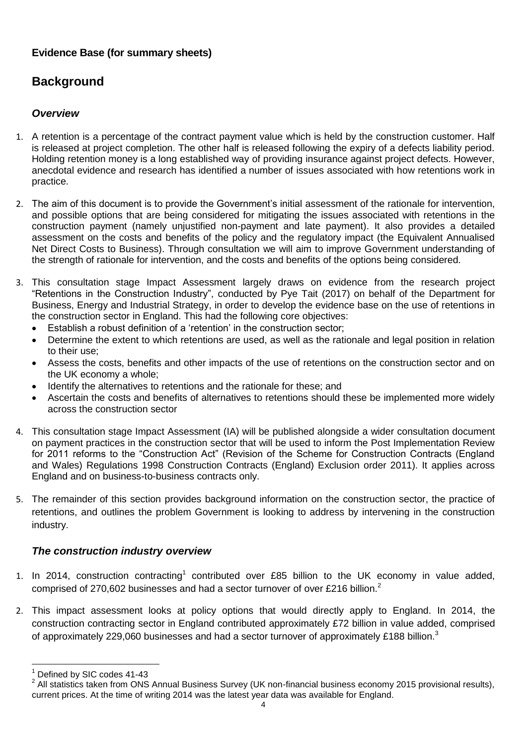**Evidence Base (for summary sheets)**

# Background

### *Overview*

1. A retention is a percentage of the contract payment value which is held by the construction customer. Half is released at project completion. The other half is released following the expiry of a defects liability period. Holding retention money is a long established way of providing insurance against project defects. However, anecdotal evidence and research has identified a number of issues associated with how retentions work in practice.

2. The aim of this document is to provide the Government's initial assessment of the rationale for intervention, and possible options that are being considered for mitigating the issues associated with retentions in the construction payment (namely unjustified non-payment and late payment). It also provides a detailed assessment on the costs and benefits of the policy and the regulatory impact (the Equivalent Annualised Net Direct Costs to Business). Through consultation we will aim to improve Government understanding of the strength of rationale for intervention, and the costs and benefits of the options being considered.

3. This consultation stage Impact Assessment largely draws on evidence from the research project "Retentions in the Construction Industry", conducted by Pye Tait (2017) on behalf of the Department for Business, Energy and Industrial Strategy, in order to develop the evidence base on the use of retentions in the construction sector in England. This had the following core objectives:
   - Establish a robust definition of a 'retention' in the construction sector;
   - Determine the extent to which retentions are used, as well as the rationale and legal position in relation to their use;
   - Assess the costs, benefits and other impacts of the use of retentions on the construction sector and on the UK economy a whole;
   - Identify the alternatives to retentions and the rationale for these; and
   - Ascertain the costs and benefits of alternatives to retentions should these be implemented more widely across the construction sector

4. This consultation stage Impact Assessment (IA) will be published alongside a wider consultation document on payment practices in the construction sector that will be used to inform the Post Implementation Review for 2011 reforms to the "Construction Act" (Revision of the Scheme for Construction Contracts (England and Wales) Regulations 1998 Construction Contracts (England) Exclusion order 2011). It applies across England and on business-to-business contracts only.

5. The remainder of this section provides background information on the construction sector, the practice of retentions, and outlines the problem Government is looking to address by intervening in the construction industry.

### *The construction industry overview*

1. In 2014, construction contracting[1] contributed over £85 billion to the UK economy in value added, comprised of 270,602 businesses and had a sector turnover of over £216 billion.[2]

2. This impact assessment looks at policy options that would directly apply to England. In 2014, the construction contracting sector in England contributed approximately £72 billion in value added, comprised of approximately 229,060 businesses and had a sector turnover of approximately £188 billion.[3]

---

[1] Defined by SIC codes 41-43

[2] All statistics taken from ONS Annual Business Survey (UK non-financial business economy 2015 provisional results), current prices. At the time of writing 2014 was the latest year data was available for England.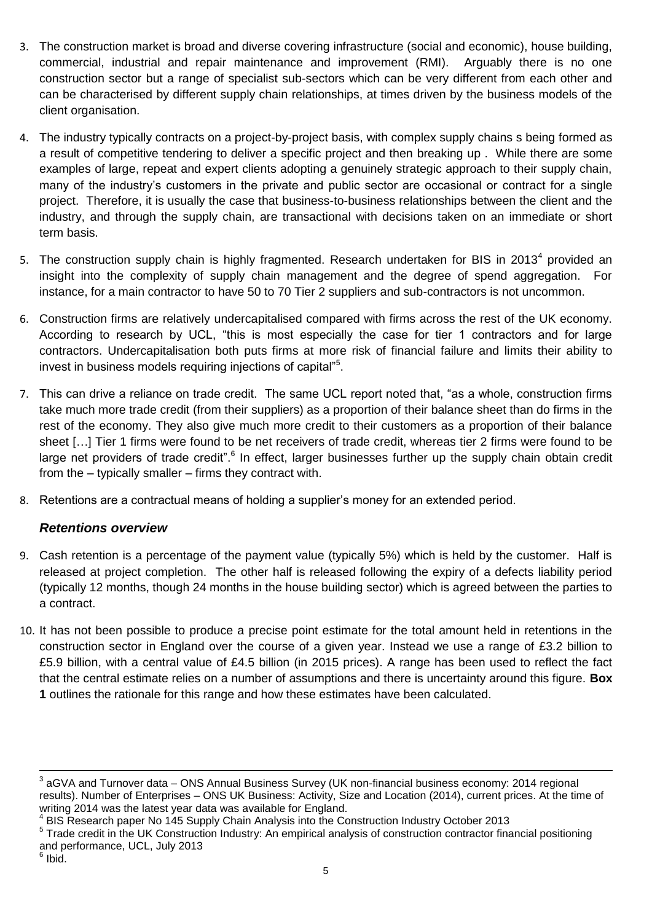3. The construction market is broad and diverse covering infrastructure (social and economic), house building, commercial, industrial and repair maintenance and improvement (RMI). Arguably there is no one construction sector but a range of specialist sub-sectors which can be very different from each other and can be characterised by different supply chain relationships, at times driven by the business models of the client organisation.

4. The industry typically contracts on a project-by-project basis, with complex supply chains s being formed as a result of competitive tendering to deliver a specific project and then breaking up . While there are some examples of large, repeat and expert clients adopting a genuinely strategic approach to their supply chain, many of the industry's customers in the private and public sector are occasional or contract for a single project. Therefore, it is usually the case that business-to-business relationships between the client and the industry, and through the supply chain, are transactional with decisions taken on an immediate or short term basis.

5. The construction supply chain is highly fragmented. Research undertaken for BIS in 2013[4] provided an insight into the complexity of supply chain management and the degree of spend aggregation. For instance, for a main contractor to have 50 to 70 Tier 2 suppliers and sub-contractors is not uncommon.

6. Construction firms are relatively undercapitalised compared with firms across the rest of the UK economy. According to research by UCL, "this is most especially the case for tier 1 contractors and for large contractors. Undercapitalisation both puts firms at more risk of financial failure and limits their ability to invest in business models requiring injections of capital"[5].

7. This can drive a reliance on trade credit. The same UCL report noted that, "as a whole, construction firms take much more trade credit (from their suppliers) as a proportion of their balance sheet than do firms in the rest of the economy. They also give much more credit to their customers as a proportion of their balance sheet […] Tier 1 firms were found to be net receivers of trade credit, whereas tier 2 firms were found to be large net providers of trade credit".[6] In effect, larger businesses further up the supply chain obtain credit from the – typically smaller – firms they contract with.

8. Retentions are a contractual means of holding a supplier's money for an extended period.

### *Retentions overview*

9. Cash retention is a percentage of the payment value (typically 5%) which is held by the customer. Half is released at project completion. The other half is released following the expiry of a defects liability period (typically 12 months, though 24 months in the house building sector) which is agreed between the parties to a contract.

10. It has not been possible to produce a precise point estimate for the total amount held in retentions in the construction sector in England over the course of a given year. Instead we use a range of £3.2 billion to £5.9 billion, with a central value of £4.5 billion (in 2015 prices). A range has been used to reflect the fact that the central estimate relies on a number of assumptions and there is uncertainty around this figure. **Box 1** outlines the rationale for this range and how these estimates have been calculated.

---

[3] aGVA and Turnover data – ONS Annual Business Survey (UK non-financial business economy: 2014 regional results). Number of Enterprises – ONS UK Business: Activity, Size and Location (2014), current prices. At the time of writing 2014 was the latest year data was available for England.

[4] BIS Research paper No 145 Supply Chain Analysis into the Construction Industry October 2013

[5] Trade credit in the UK Construction Industry: An empirical analysis of construction contractor financial positioning and performance, UCL, July 2013

[6] Ibid.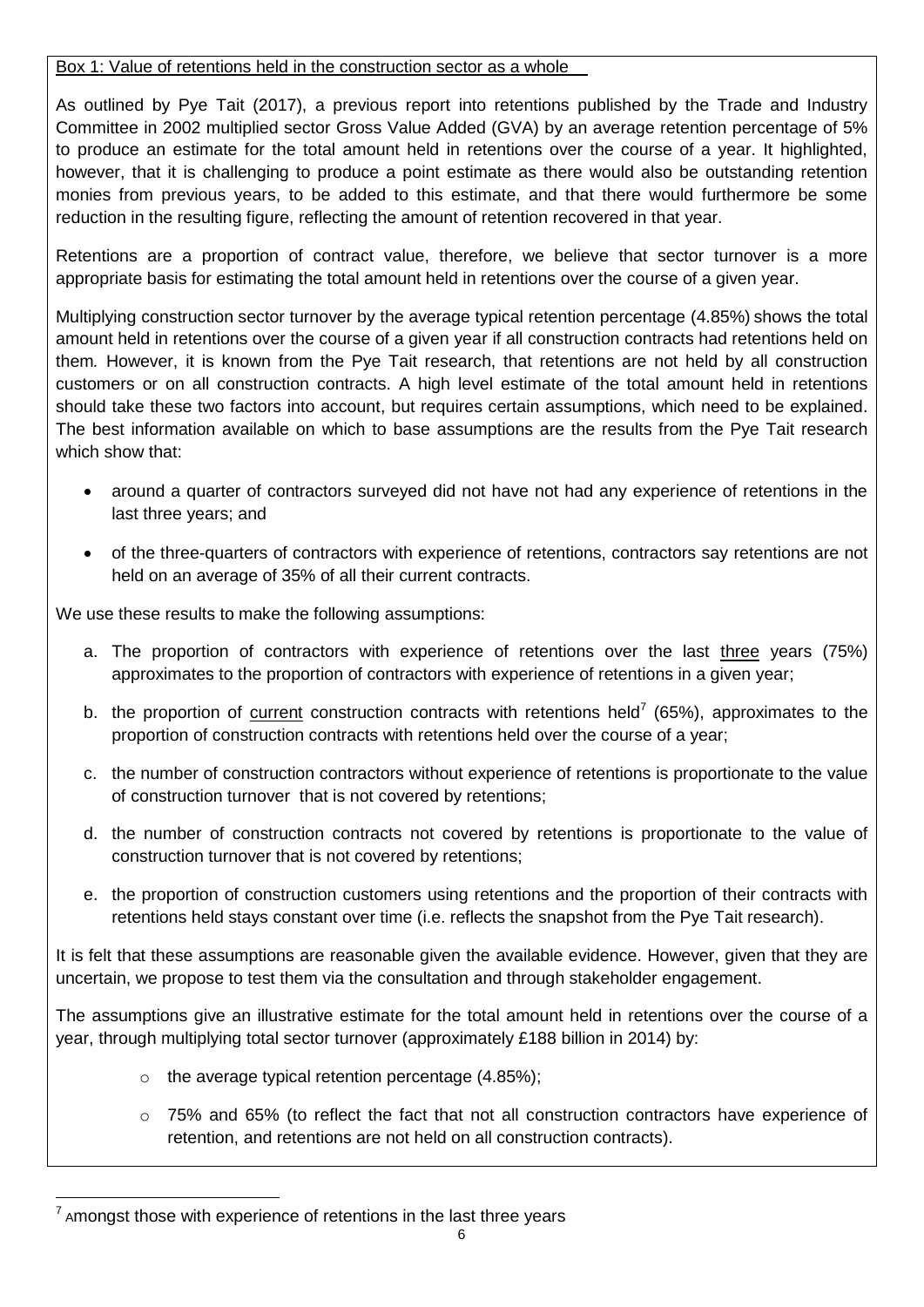Box 1: Value of retentions held in the construction sector as a whole

As outlined by Pye Tait (2017), a previous report into retentions published by the Trade and Industry Committee in 2002 multiplied sector Gross Value Added (GVA) by an average retention percentage of 5% to produce an estimate for the total amount held in retentions over the course of a year. It highlighted, however, that it is challenging to produce a point estimate as there would also be outstanding retention monies from previous years, to be added to this estimate, and that there would furthermore be some reduction in the resulting figure, reflecting the amount of retention recovered in that year.

Retentions are a proportion of contract value, therefore, we believe that sector turnover is a more appropriate basis for estimating the total amount held in retentions over the course of a given year.

Multiplying construction sector turnover by the average typical retention percentage (4.85%) shows the total amount held in retentions over the course of a given year if all construction contracts had retentions held on them. However, it is known from the Pye Tait research, that retentions are not held by all construction customers or on all construction contracts. A high level estimate of the total amount held in retentions should take these two factors into account, but requires certain assumptions, which need to be explained. The best information available on which to base assumptions are the results from the Pye Tait research which show that:

- around a quarter of contractors surveyed did not have not had any experience of retentions in the last three years; and
- of the three-quarters of contractors with experience of retentions, contractors say retentions are not held on an average of 35% of all their current contracts.

We use these results to make the following assumptions:

a. The proportion of contractors with experience of retentions over the last <u>three</u> years (75%) approximates to the proportion of contractors with experience of retentions in a given year;

b. the proportion of <u>current</u> construction contracts with retentions held[7] (65%), approximates to the proportion of construction contracts with retentions held over the course of a year;

c. the number of construction contractors without experience of retentions is proportionate to the value of construction turnover that is not covered by retentions;

d. the number of construction contracts not covered by retentions is proportionate to the value of construction turnover that is not covered by retentions;

e. the proportion of construction customers using retentions and the proportion of their contracts with retentions held stays constant over time (i.e. reflects the snapshot from the Pye Tait research).

It is felt that these assumptions are reasonable given the available evidence. However, given that they are uncertain, we propose to test them via the consultation and through stakeholder engagement.

The assumptions give an illustrative estimate for the total amount held in retentions over the course of a year, through multiplying total sector turnover (approximately £188 billion in 2014) by:

- the average typical retention percentage (4.85%);
- 75% and 65% (to reflect the fact that not all construction contractors have experience of retention, and retentions are not held on all construction contracts).

[7] Amongst those with experience of retentions in the last three years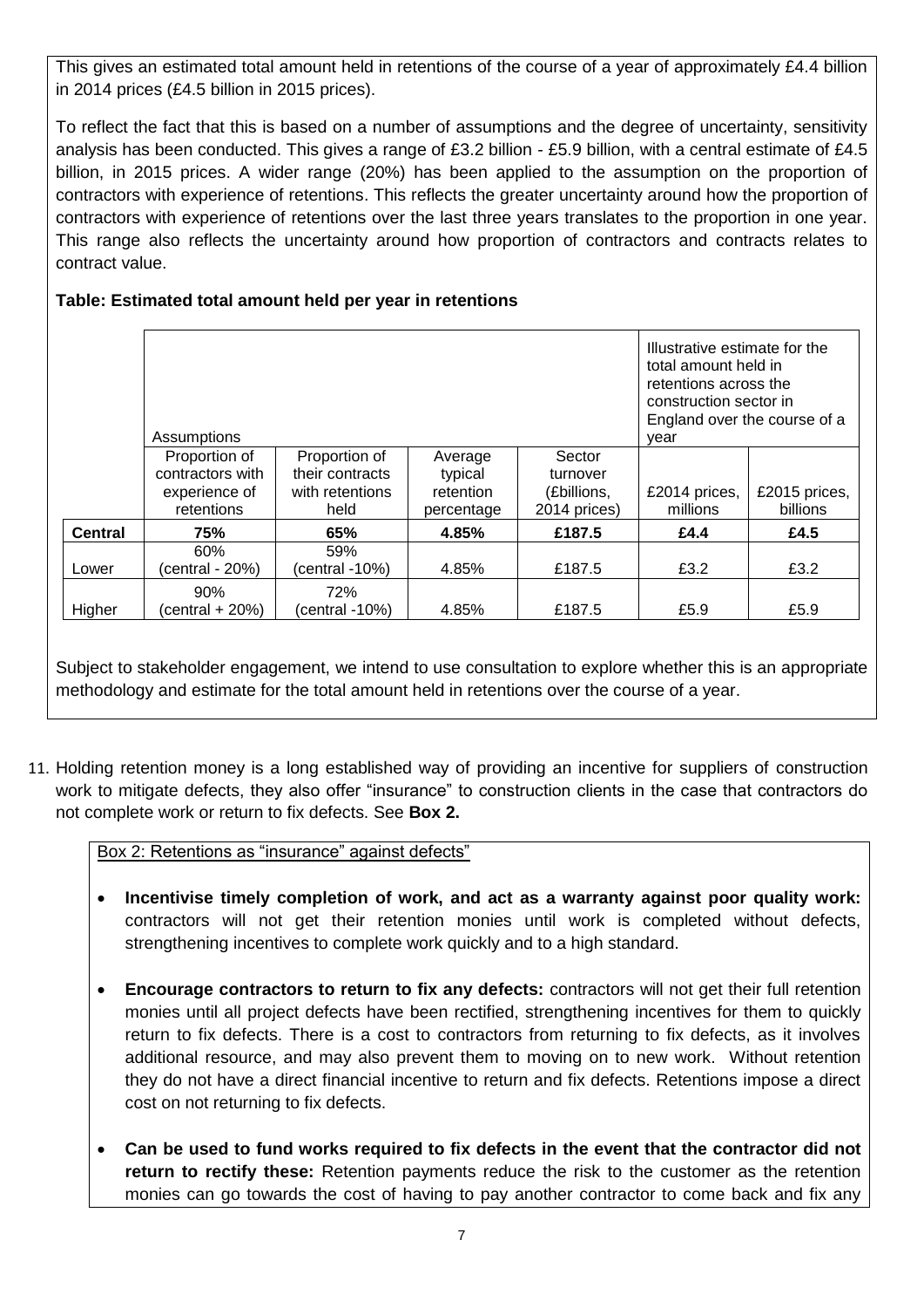This gives an estimated total amount held in retentions of the course of a year of approximately £4.4 billion in 2014 prices (£4.5 billion in 2015 prices).

To reflect the fact that this is based on a number of assumptions and the degree of uncertainty, sensitivity analysis has been conducted. This gives a range of £3.2 billion - £5.9 billion, with a central estimate of £4.5 billion, in 2015 prices. A wider range (20%) has been applied to the assumption on the proportion of contractors with experience of retentions. This reflects the greater uncertainty around how the proportion of contractors with experience of retentions over the last three years translates to the proportion in one year. This range also reflects the uncertainty around how proportion of contractors and contracts relates to contract value.

**Table: Estimated total amount held per year in retentions**

| | Assumptions | | | | Illustrative estimate for the total amount held in retentions across the construction sector in England over the course of a year | |
|---|---|---|---|---|---|---|
| | Proportion of contractors with experience of retentions | Proportion of their contracts with retentions held | Average typical retention percentage | Sector turnover (£billions, 2014 prices) | £2014 prices, millions | £2015 prices, billions |
| **Central** | **75%** | **65%** | **4.85%** | **£187.5** | **£4.4** | **£4.5** |
| Lower | 60% (central - 20%) | 59% (central -10%) | 4.85% | £187.5 | £3.2 | £3.2 |
| Higher | 90% (central + 20%) | 72% (central -10%) | 4.85% | £187.5 | £5.9 | £5.9 |

Subject to stakeholder engagement, we intend to use consultation to explore whether this is an appropriate methodology and estimate for the total amount held in retentions over the course of a year.

11. Holding retention money is a long established way of providing an incentive for suppliers of construction work to mitigate defects, they also offer "insurance" to construction clients in the case that contractors do not complete work or return to fix defects. See **Box 2.**

Box 2: Retentions as "insurance" against defects"

- **Incentivise timely completion of work, and act as a warranty against poor quality work:** contractors will not get their retention monies until work is completed without defects, strengthening incentives to complete work quickly and to a high standard.
- **Encourage contractors to return to fix any defects:** contractors will not get their full retention monies until all project defects have been rectified, strengthening incentives for them to quickly return to fix defects. There is a cost to contractors from returning to fix defects, as it involves additional resource, and may also prevent them to moving on to new work. Without retention they do not have a direct financial incentive to return and fix defects. Retentions impose a direct cost on not returning to fix defects.
- **Can be used to fund works required to fix defects in the event that the contractor did not return to rectify these:** Retention payments reduce the risk to the customer as the retention monies can go towards the cost of having to pay another contractor to come back and fix any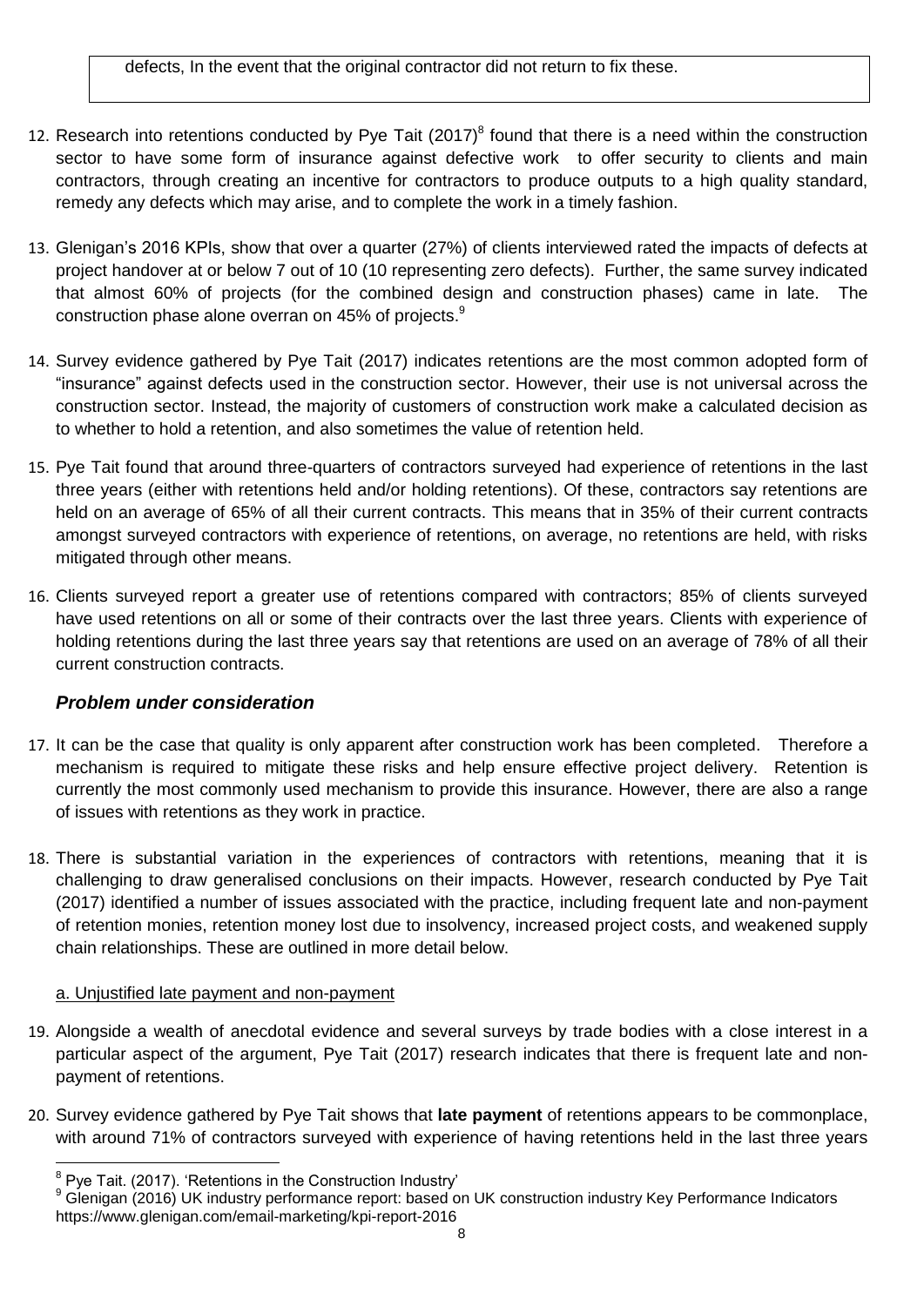defects, In the event that the original contractor did not return to fix these.

12. Research into retentions conducted by Pye Tait (2017)[8] found that there is a need within the construction sector to have some form of insurance against defective work to offer security to clients and main contractors, through creating an incentive for contractors to produce outputs to a high quality standard, remedy any defects which may arise, and to complete the work in a timely fashion.

13. Glenigan's 2016 KPIs, show that over a quarter (27%) of clients interviewed rated the impacts of defects at project handover at or below 7 out of 10 (10 representing zero defects). Further, the same survey indicated that almost 60% of projects (for the combined design and construction phases) came in late. The construction phase alone overran on 45% of projects.[9]

14. Survey evidence gathered by Pye Tait (2017) indicates retentions are the most common adopted form of "insurance" against defects used in the construction sector. However, their use is not universal across the construction sector. Instead, the majority of customers of construction work make a calculated decision as to whether to hold a retention, and also sometimes the value of retention held.

15. Pye Tait found that around three-quarters of contractors surveyed had experience of retentions in the last three years (either with retentions held and/or holding retentions). Of these, contractors say retentions are held on an average of 65% of all their current contracts. This means that in 35% of their current contracts amongst surveyed contractors with experience of retentions, on average, no retentions are held, with risks mitigated through other means.

16. Clients surveyed report a greater use of retentions compared with contractors; 85% of clients surveyed have used retentions on all or some of their contracts over the last three years. Clients with experience of holding retentions during the last three years say that retentions are used on an average of 78% of all their current construction contracts.

### *Problem under consideration*

17. It can be the case that quality is only apparent after construction work has been completed. Therefore a mechanism is required to mitigate these risks and help ensure effective project delivery. Retention is currently the most commonly used mechanism to provide this insurance. However, there are also a range of issues with retentions as they work in practice.

18. There is substantial variation in the experiences of contractors with retentions, meaning that it is challenging to draw generalised conclusions on their impacts. However, research conducted by Pye Tait (2017) identified a number of issues associated with the practice, including frequent late and non-payment of retention monies, retention money lost due to insolvency, increased project costs, and weakened supply chain relationships. These are outlined in more detail below.

a. Unjustified late payment and non-payment

19. Alongside a wealth of anecdotal evidence and several surveys by trade bodies with a close interest in a particular aspect of the argument, Pye Tait (2017) research indicates that there is frequent late and non-payment of retentions.

20. Survey evidence gathered by Pye Tait shows that **late payment** of retentions appears to be commonplace, with around 71% of contractors surveyed with experience of having retentions held in the last three years

[8] Pye Tait. (2017). 'Retentions in the Construction Industry'

[9] Glenigan (2016) UK industry performance report: based on UK construction industry Key Performance Indicators https://www.glenigan.com/email-marketing/kpi-report-2016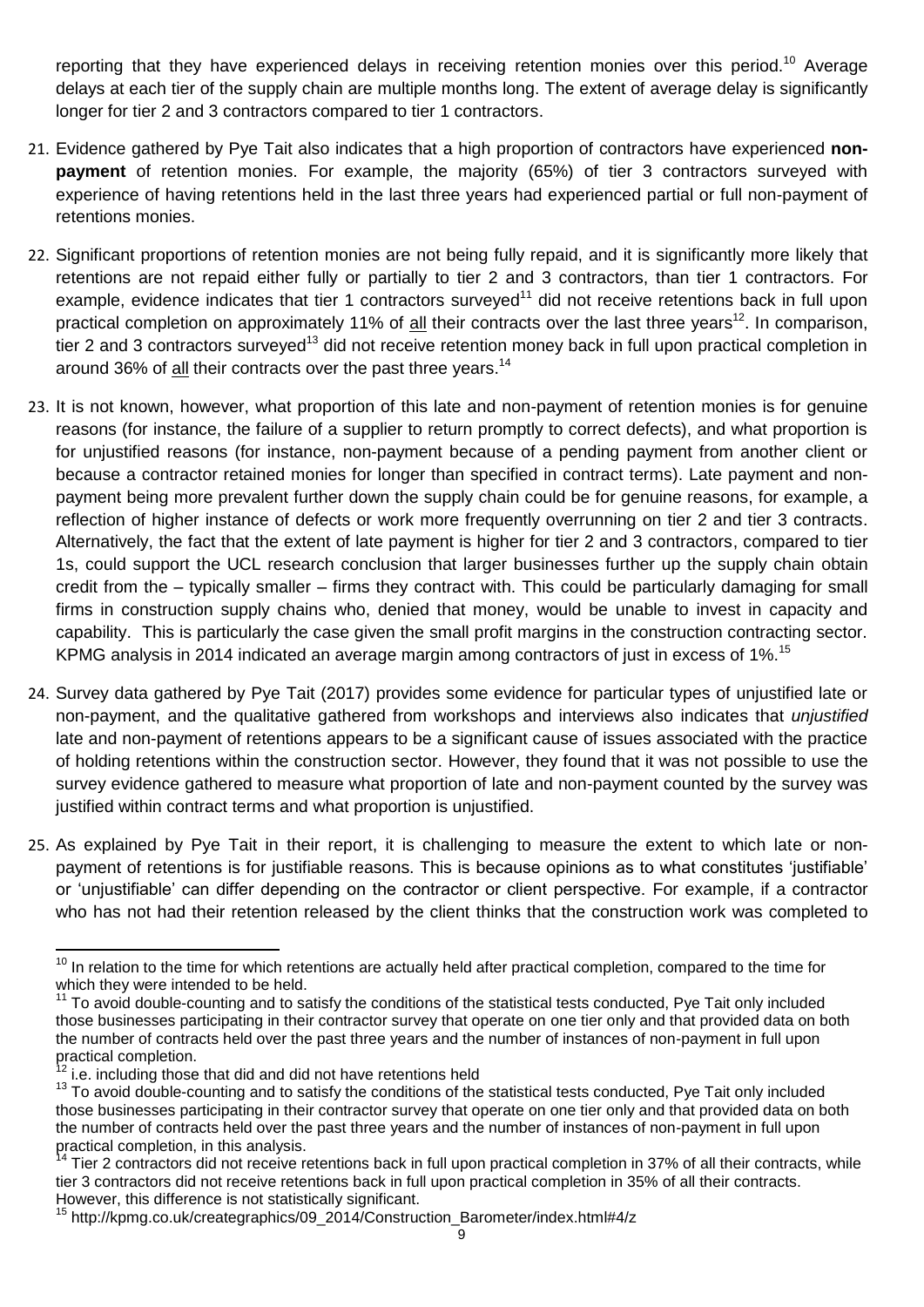reporting that they have experienced delays in receiving retention monies over this period.[10] Average delays at each tier of the supply chain are multiple months long. The extent of average delay is significantly longer for tier 2 and 3 contractors compared to tier 1 contractors.

21. Evidence gathered by Pye Tait also indicates that a high proportion of contractors have experienced **non-payment** of retention monies. For example, the majority (65%) of tier 3 contractors surveyed with experience of having retentions held in the last three years had experienced partial or full non-payment of retentions monies.

22. Significant proportions of retention monies are not being fully repaid, and it is significantly more likely that retentions are not repaid either fully or partially to tier 2 and 3 contractors, than tier 1 contractors. For example, evidence indicates that tier 1 contractors surveyed[11] did not receive retentions back in full upon practical completion on approximately 11% of <u>all</u> their contracts over the last three years[12]. In comparison, tier 2 and 3 contractors surveyed[13] did not receive retention money back in full upon practical completion in around 36% of <u>all</u> their contracts over the past three years.[14]

23. It is not known, however, what proportion of this late and non-payment of retention monies is for genuine reasons (for instance, the failure of a supplier to return promptly to correct defects), and what proportion is for unjustified reasons (for instance, non-payment because of a pending payment from another client or because a contractor retained monies for longer than specified in contract terms). Late payment and non-payment being more prevalent further down the supply chain could be for genuine reasons, for example, a reflection of higher instance of defects or work more frequently overrunning on tier 2 and tier 3 contracts. Alternatively, the fact that the extent of late payment is higher for tier 2 and 3 contractors, compared to tier 1s, could support the UCL research conclusion that larger businesses further up the supply chain obtain credit from the – typically smaller – firms they contract with. This could be particularly damaging for small firms in construction supply chains who, denied that money, would be unable to invest in capacity and capability. This is particularly the case given the small profit margins in the construction contracting sector. KPMG analysis in 2014 indicated an average margin among contractors of just in excess of 1%.[15]

24. Survey data gathered by Pye Tait (2017) provides some evidence for particular types of unjustified late or non-payment, and the qualitative gathered from workshops and interviews also indicates that *unjustified* late and non-payment of retentions appears to be a significant cause of issues associated with the practice of holding retentions within the construction sector. However, they found that it was not possible to use the survey evidence gathered to measure what proportion of late and non-payment counted by the survey was justified within contract terms and what proportion is unjustified.

25. As explained by Pye Tait in their report, it is challenging to measure the extent to which late or non-payment of retentions is for justifiable reasons. This is because opinions as to what constitutes 'justifiable' or 'unjustifiable' can differ depending on the contractor or client perspective. For example, if a contractor who has not had their retention released by the client thinks that the construction work was completed to

---

[10] In relation to the time for which retentions are actually held after practical completion, compared to the time for which they were intended to be held.

[11] To avoid double-counting and to satisfy the conditions of the statistical tests conducted, Pye Tait only included those businesses participating in their contractor survey that operate on one tier only and that provided data on both the number of contracts held over the past three years and the number of instances of non-payment in full upon practical completion.

[12] i.e. including those that did and did not have retentions held

[13] To avoid double-counting and to satisfy the conditions of the statistical tests conducted, Pye Tait only included those businesses participating in their contractor survey that operate on one tier only and that provided data on both the number of contracts held over the past three years and the number of instances of non-payment in full upon practical completion, in this analysis.

[14] Tier 2 contractors did not receive retentions back in full upon practical completion in 37% of all their contracts, while tier 3 contractors did not receive retentions back in full upon practical completion in 35% of all their contracts. However, this difference is not statistically significant.

[15] http://kpmg.co.uk/creategraphics/09_2014/Construction_Barometer/index.html#4/z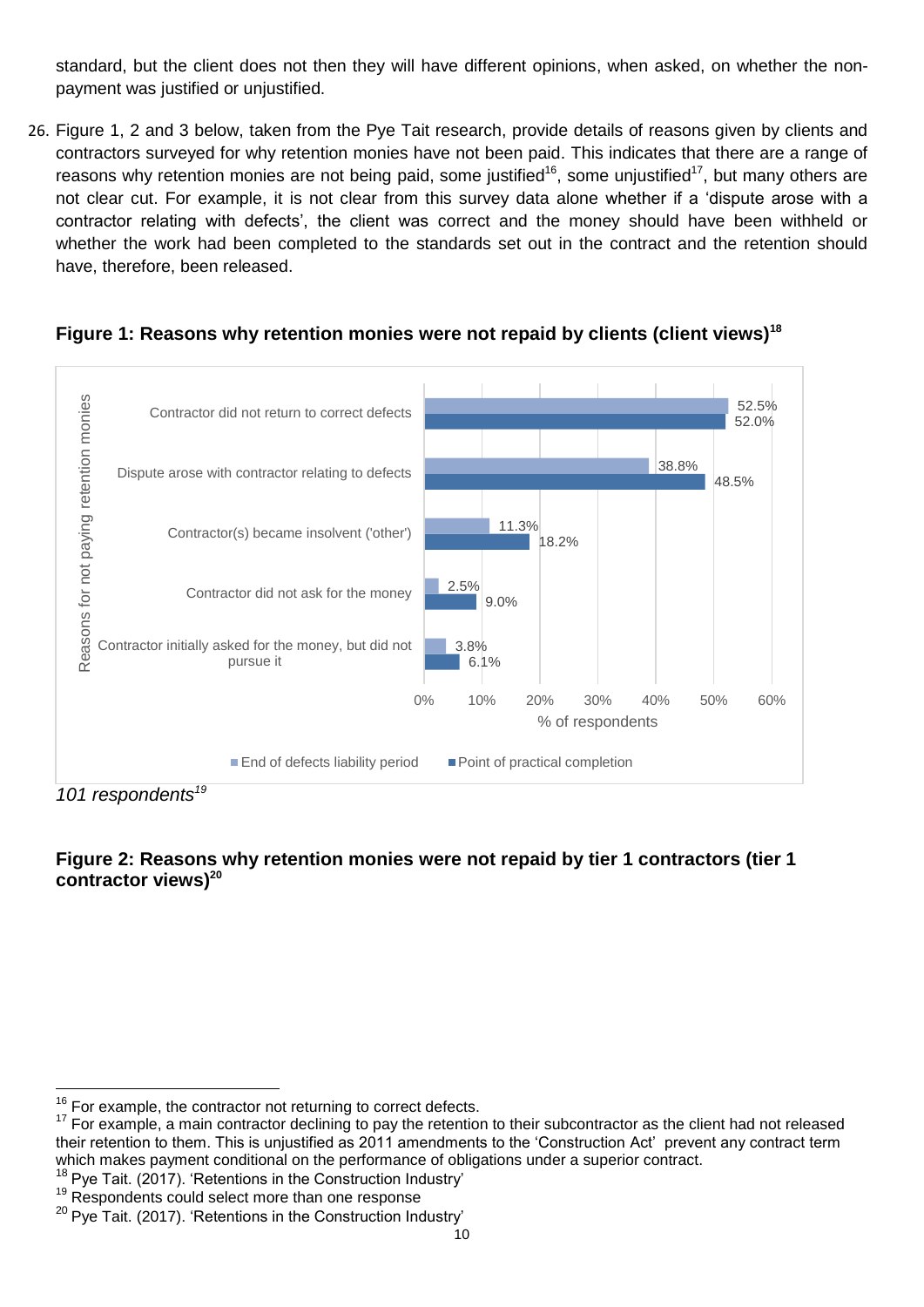standard, but the client does not then they will have different opinions, when asked, on whether the non-payment was justified or unjustified.

26. Figure 1, 2 and 3 below, taken from the Pye Tait research, provide details of reasons given by clients and contractors surveyed for why retention monies have not been paid. This indicates that there are a range of reasons why retention monies are not being paid, some justified[16], some unjustified[17], but many others are not clear cut. For example, it is not clear from this survey data alone whether if a 'dispute arose with a contractor relating with defects', the client was correct and the money should have been withheld or whether the work had been completed to the standards set out in the contract and the retention should have, therefore, been released.

**Figure 1: Reasons why retention monies were not repaid by clients (client views)[18]**

| Reasons for not paying retention monies | End of defects liability period | Point of practical completion |
|---|---|---|
| Contractor did not return to correct defects | 52.5% | 52.0% |
| Dispute arose with contractor relating to defects | 38.8% | 48.5% |
| Contractor(s) became insolvent ('other') | 11.3% | 18.2% |
| Contractor did not ask for the money | 2.5% | 9.0% |
| Contractor initially asked for the money, but did not pursue it | 3.8% | 6.1% |

% of respondents

*101 respondents[19]*

**Figure 2: Reasons why retention monies were not repaid by tier 1 contractors (tier 1 contractor views)[20]**

---

[16] For example, the contractor not returning to correct defects.

[17] For example, a main contractor declining to pay the retention to their subcontractor as the client had not released their retention to them. This is unjustified as 2011 amendments to the 'Construction Act' prevent any contract term which makes payment conditional on the performance of obligations under a superior contract.

[18] Pye Tait. (2017). 'Retentions in the Construction Industry'

[19] Respondents could select more than one response

[20] Pye Tait. (2017). 'Retentions in the Construction Industry'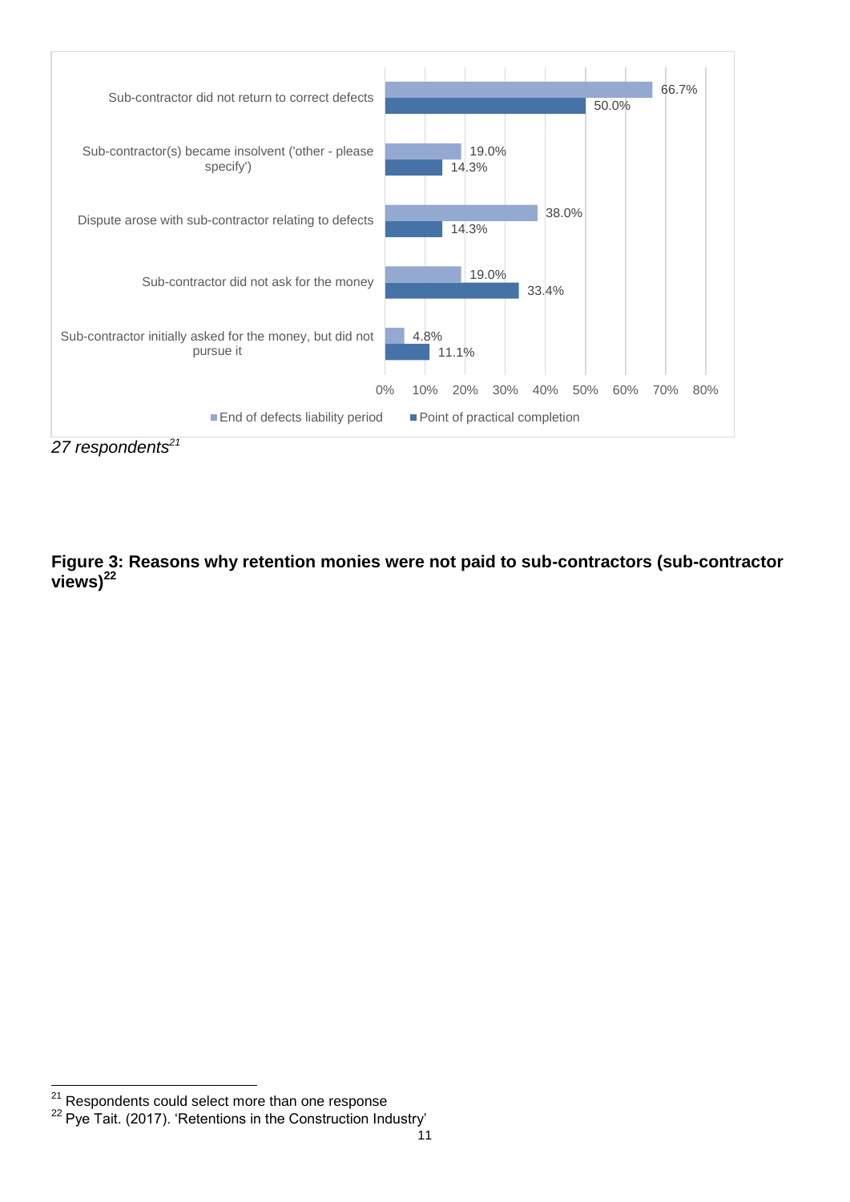| | End of defects liability period | Point of practical completion |
|---|---|---|
| Sub-contractor did not return to correct defects | 66.7% | 50.0% |
| Sub-contractor(s) became insolvent ('other - please specify') | 19.0% | 14.3% |
| Dispute arose with sub-contractor relating to defects | 38.0% | 14.3% |
| Sub-contractor did not ask for the money | 19.0% | 33.4% |
| Sub-contractor initially asked for the money, but did not pursue it | 4.8% | 11.1% |

*27 respondents*[21]

**Figure 3: Reasons why retention monies were not paid to sub-contractors (sub-contractor views)[22]**

[21] Respondents could select more than one response

[22] Pye Tait. (2017). 'Retentions in the Construction Industry'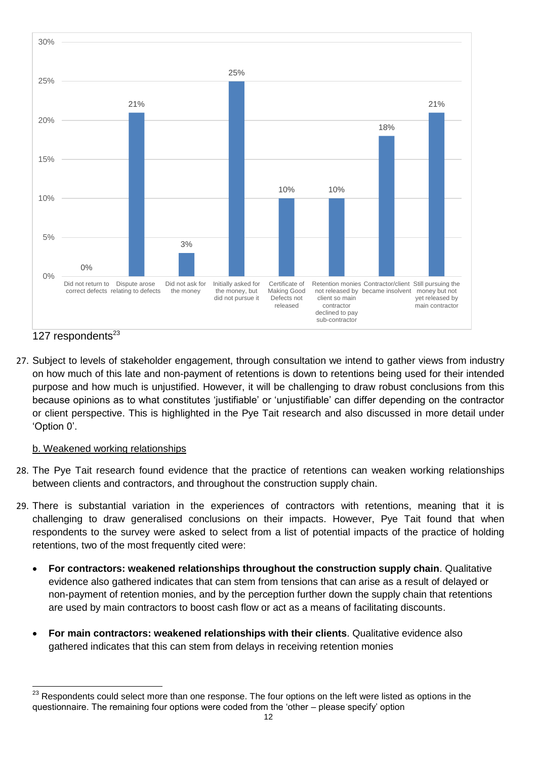| Response | Percentage |
|---|---|
| Did not return to correct defects | 0% |
| Dispute arose relating to defects | 21% |
| Did not ask for the money | 3% |
| Initially asked for the money, but did not pursue it | 25% |
| Certificate of Making Good Defects not released | 10% |
| Retention monies not released by client so main contractor declined to pay sub-contractor | 10% |
| Contractor/client became insolvent | 18% |
| Still pursuing the money but not yet released by main contractor | 21% |

127 respondents[23]

27. Subject to levels of stakeholder engagement, through consultation we intend to gather views from industry on how much of this late and non-payment of retentions is down to retentions being used for their intended purpose and how much is unjustified. However, it will be challenging to draw robust conclusions from this because opinions as to what constitutes 'justifiable' or 'unjustifiable' can differ depending on the contractor or client perspective. This is highlighted in the Pye Tait research and also discussed in more detail under 'Option 0'.

<u>b. Weakened working relationships</u>

28. The Pye Tait research found evidence that the practice of retentions can weaken working relationships between clients and contractors, and throughout the construction supply chain.

29. There is substantial variation in the experiences of contractors with retentions, meaning that it is challenging to draw generalised conclusions on their impacts. However, Pye Tait found that when respondents to the survey were asked to select from a list of potential impacts of the practice of holding retentions, two of the most frequently cited were:

- **For contractors: weakened relationships throughout the construction supply chain**. Qualitative evidence also gathered indicates that can stem from tensions that can arise as a result of delayed or non-payment of retention monies, and by the perception further down the supply chain that retentions are used by main contractors to boost cash flow or act as a means of facilitating discounts.
- **For main contractors: weakened relationships with their clients**. Qualitative evidence also gathered indicates that this can stem from delays in receiving retention monies

[23] Respondents could select more than one response. The four options on the left were listed as options in the questionnaire. The remaining four options were coded from the 'other – please specify' option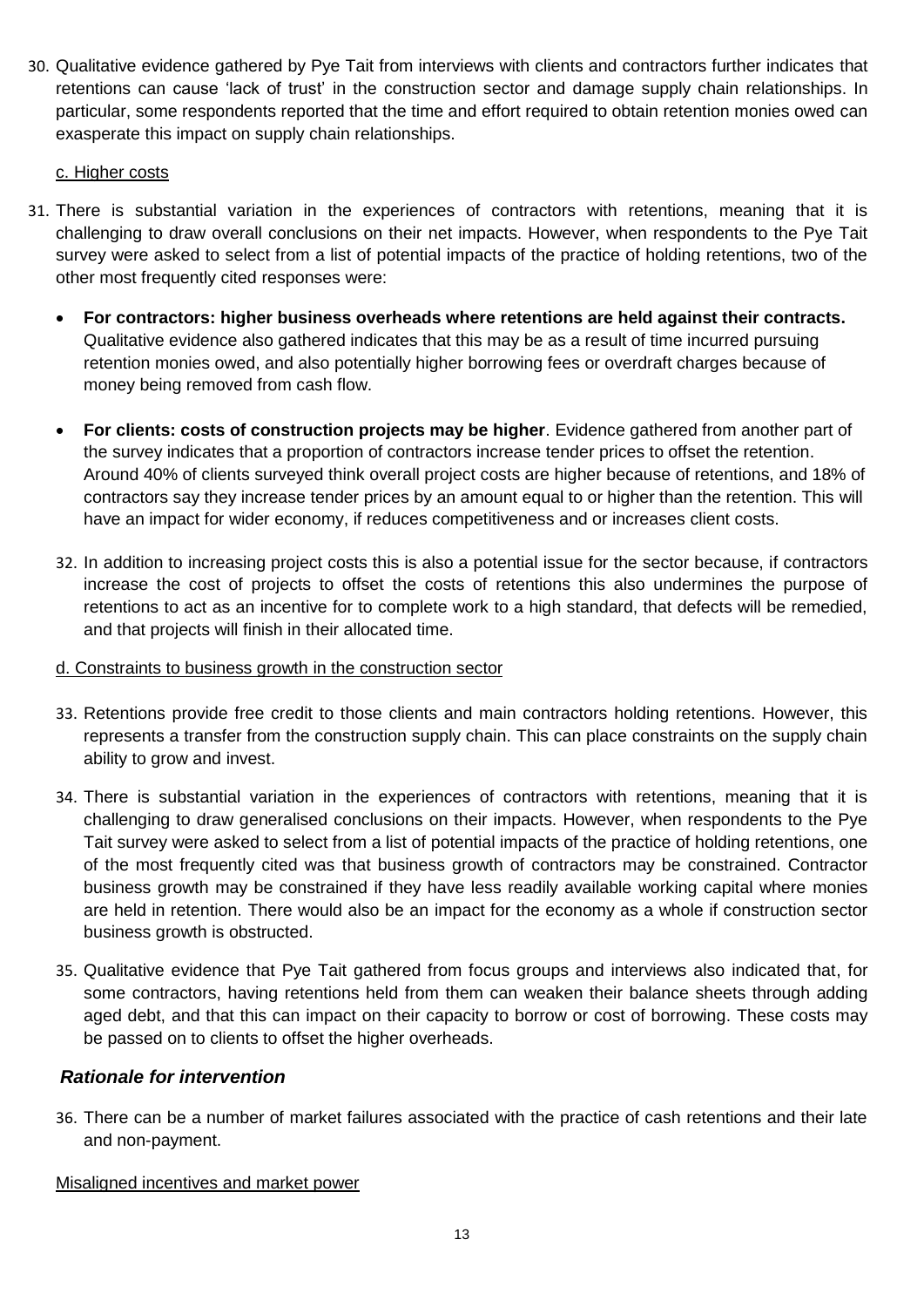30. Qualitative evidence gathered by Pye Tait from interviews with clients and contractors further indicates that retentions can cause 'lack of trust' in the construction sector and damage supply chain relationships. In particular, some respondents reported that the time and effort required to obtain retention monies owed can exasperate this impact on supply chain relationships.

c. Higher costs

31. There is substantial variation in the experiences of contractors with retentions, meaning that it is challenging to draw overall conclusions on their net impacts. However, when respondents to the Pye Tait survey were asked to select from a list of potential impacts of the practice of holding retentions, two of the other most frequently cited responses were:

- **For contractors: higher business overheads where retentions are held against their contracts.** Qualitative evidence also gathered indicates that this may be as a result of time incurred pursuing retention monies owed, and also potentially higher borrowing fees or overdraft charges because of money being removed from cash flow.

- **For clients: costs of construction projects may be higher**. Evidence gathered from another part of the survey indicates that a proportion of contractors increase tender prices to offset the retention. Around 40% of clients surveyed think overall project costs are higher because of retentions, and 18% of contractors say they increase tender prices by an amount equal to or higher than the retention. This will have an impact for wider economy, if reduces competitiveness and or increases client costs.

32. In addition to increasing project costs this is also a potential issue for the sector because, if contractors increase the cost of projects to offset the costs of retentions this also undermines the purpose of retentions to act as an incentive for to complete work to a high standard, that defects will be remedied, and that projects will finish in their allocated time.

d. Constraints to business growth in the construction sector

33. Retentions provide free credit to those clients and main contractors holding retentions. However, this represents a transfer from the construction supply chain. This can place constraints on the supply chain ability to grow and invest.

34. There is substantial variation in the experiences of contractors with retentions, meaning that it is challenging to draw generalised conclusions on their impacts. However, when respondents to the Pye Tait survey were asked to select from a list of potential impacts of the practice of holding retentions, one of the most frequently cited was that business growth of contractors may be constrained. Contractor business growth may be constrained if they have less readily available working capital where monies are held in retention. There would also be an impact for the economy as a whole if construction sector business growth is obstructed.

35. Qualitative evidence that Pye Tait gathered from focus groups and interviews also indicated that, for some contractors, having retentions held from them can weaken their balance sheets through adding aged debt, and that this can impact on their capacity to borrow or cost of borrowing. These costs may be passed on to clients to offset the higher overheads.

### *Rationale for intervention*

36. There can be a number of market failures associated with the practice of cash retentions and their late and non-payment.

Misaligned incentives and market power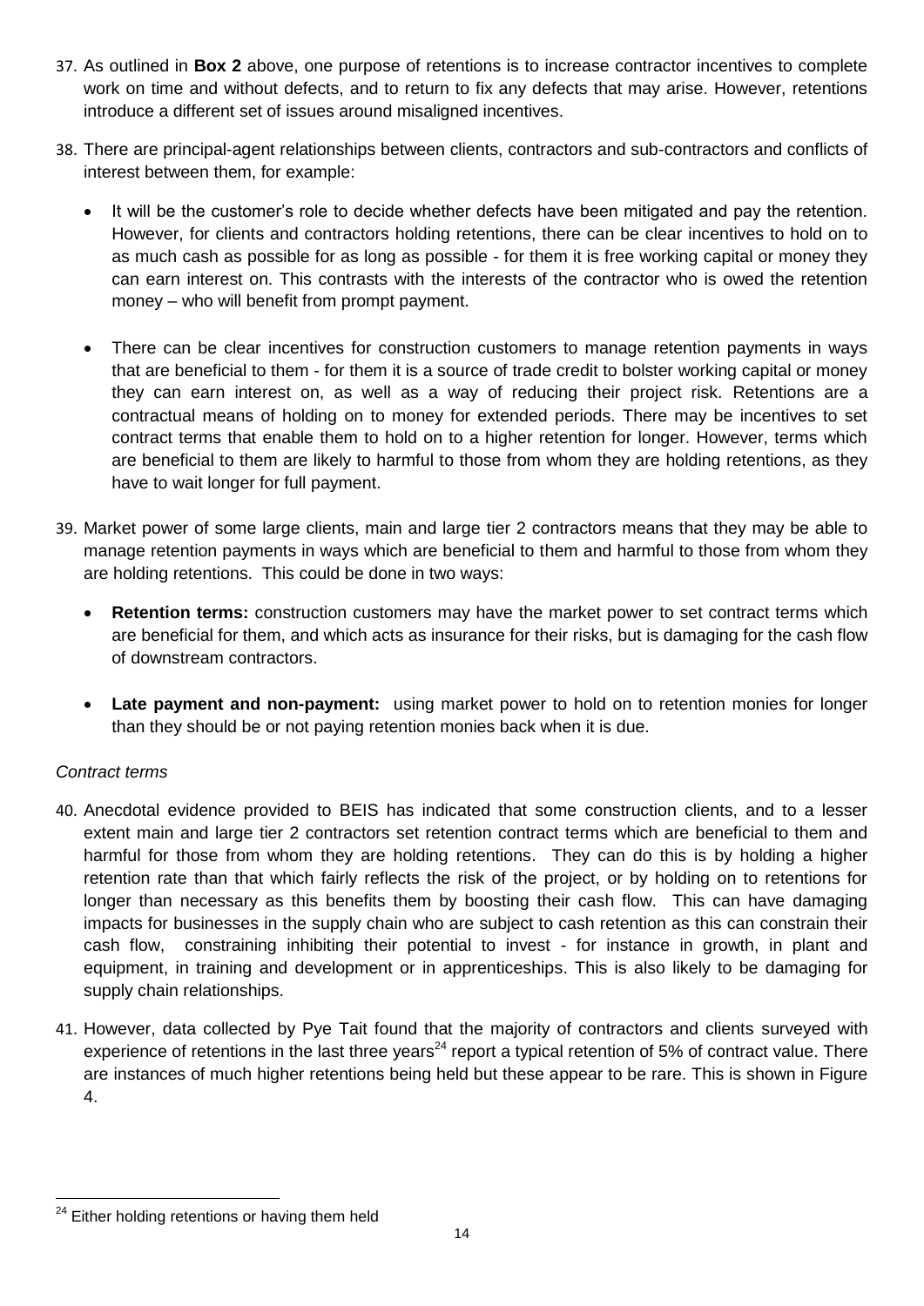37. As outlined in **Box 2** above, one purpose of retentions is to increase contractor incentives to complete work on time and without defects, and to return to fix any defects that may arise. However, retentions introduce a different set of issues around misaligned incentives.

38. There are principal-agent relationships between clients, contractors and sub-contractors and conflicts of interest between them, for example:

    - It will be the customer's role to decide whether defects have been mitigated and pay the retention. However, for clients and contractors holding retentions, there can be clear incentives to hold on to as much cash as possible for as long as possible - for them it is free working capital or money they can earn interest on. This contrasts with the interests of the contractor who is owed the retention money – who will benefit from prompt payment.

    - There can be clear incentives for construction customers to manage retention payments in ways that are beneficial to them - for them it is a source of trade credit to bolster working capital or money they can earn interest on, as well as a way of reducing their project risk. Retentions are a contractual means of holding on to money for extended periods. There may be incentives to set contract terms that enable them to hold on to a higher retention for longer. However, terms which are beneficial to them are likely to harmful to those from whom they are holding retentions, as they have to wait longer for full payment.

39. Market power of some large clients, main and large tier 2 contractors means that they may be able to manage retention payments in ways which are beneficial to them and harmful to those from whom they are holding retentions. This could be done in two ways:

    - **Retention terms:** construction customers may have the market power to set contract terms which are beneficial for them, and which acts as insurance for their risks, but is damaging for the cash flow of downstream contractors.

    - **Late payment and non-payment:** using market power to hold on to retention monies for longer than they should be or not paying retention monies back when it is due.

*Contract terms*

40. Anecdotal evidence provided to BEIS has indicated that some construction clients, and to a lesser extent main and large tier 2 contractors set retention contract terms which are beneficial to them and harmful for those from whom they are holding retentions. They can do this is by holding a higher retention rate than that which fairly reflects the risk of the project, or by holding on to retentions for longer than necessary as this benefits them by boosting their cash flow. This can have damaging impacts for businesses in the supply chain who are subject to cash retention as this can constrain their cash flow, constraining inhibiting their potential to invest - for instance in growth, in plant and equipment, in training and development or in apprenticeships. This is also likely to be damaging for supply chain relationships.

41. However, data collected by Pye Tait found that the majority of contractors and clients surveyed with experience of retentions in the last three years[24] report a typical retention of 5% of contract value. There are instances of much higher retentions being held but these appear to be rare. This is shown in Figure 4.

[24] Either holding retentions or having them held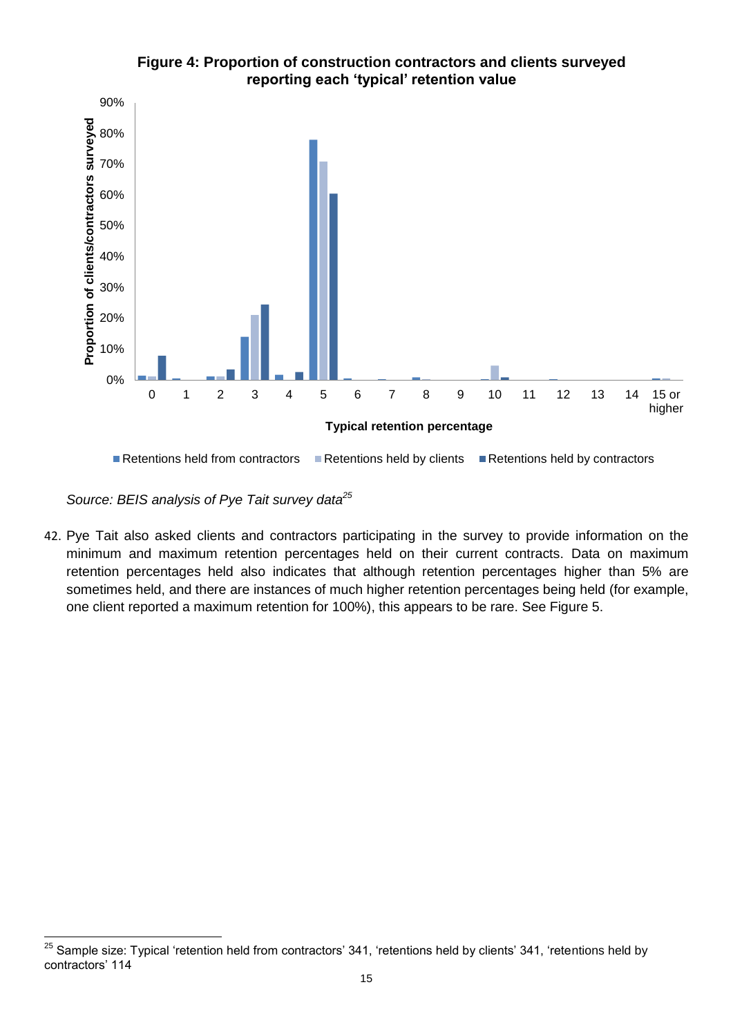**Figure 4: Proportion of construction contractors and clients surveyed reporting each 'typical' retention value**

*Source: BEIS analysis of Pye Tait survey data*[25]

42. Pye Tait also asked clients and contractors participating in the survey to provide information on the minimum and maximum retention percentages held on their current contracts. Data on maximum retention percentages held also indicates that although retention percentages higher than 5% are sometimes held, and there are instances of much higher retention percentages being held (for example, one client reported a maximum retention for 100%), this appears to be rare. See Figure 5.

---

[25] Sample size: Typical 'retention held from contractors' 341, 'retentions held by clients' 341, 'retentions held by contractors' 114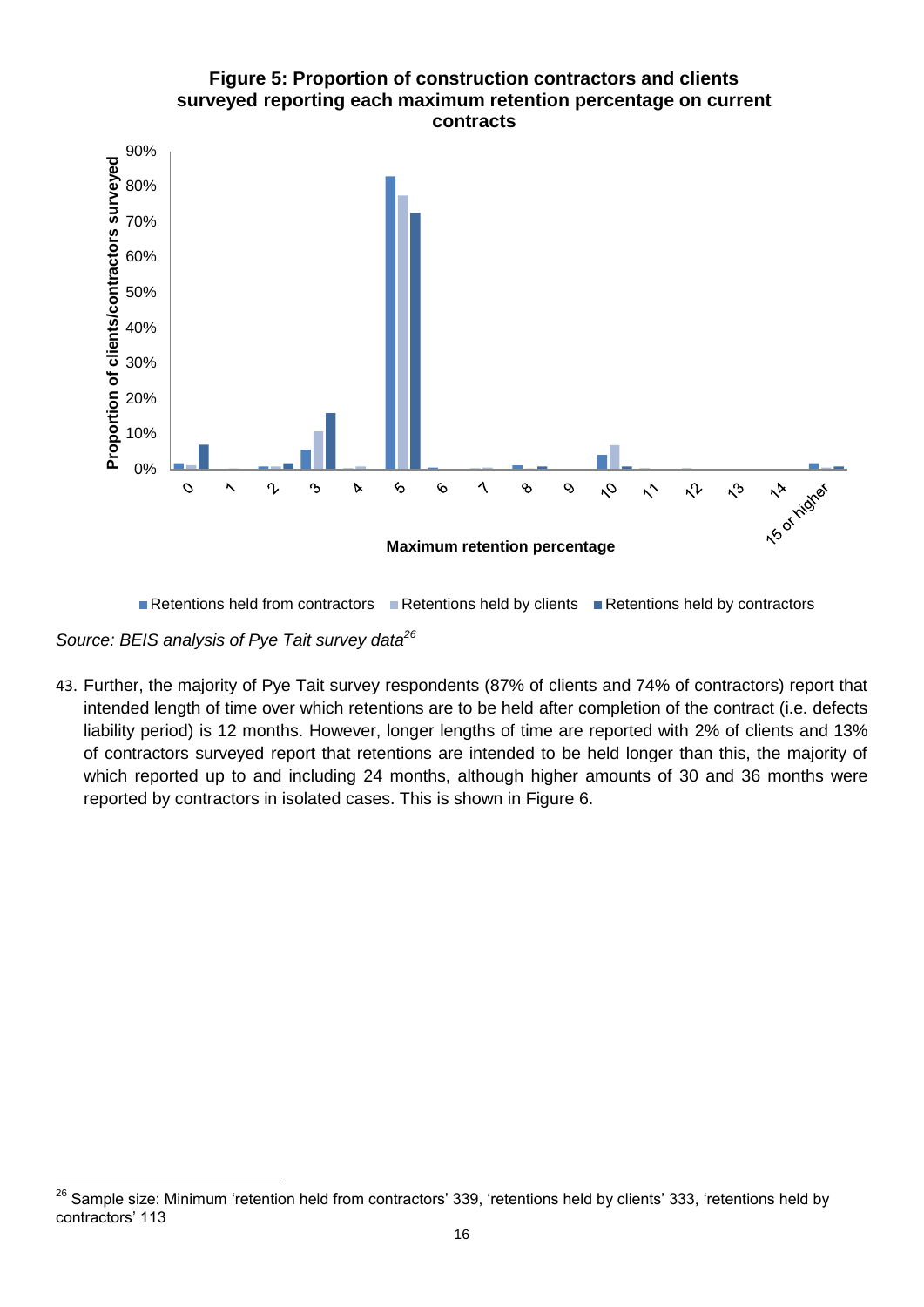**Figure 5: Proportion of construction contractors and clients surveyed reporting each maximum retention percentage on current contracts**

*Source: BEIS analysis of Pye Tait survey data[26]*

43. Further, the majority of Pye Tait survey respondents (87% of clients and 74% of contractors) report that intended length of time over which retentions are to be held after completion of the contract (i.e. defects liability period) is 12 months. However, longer lengths of time are reported with 2% of clients and 13% of contractors surveyed report that retentions are intended to be held longer than this, the majority of which reported up to and including 24 months, although higher amounts of 30 and 36 months were reported by contractors in isolated cases. This is shown in Figure 6.

[26] Sample size: Minimum 'retention held from contractors' 339, 'retentions held by clients' 333, 'retentions held by contractors' 113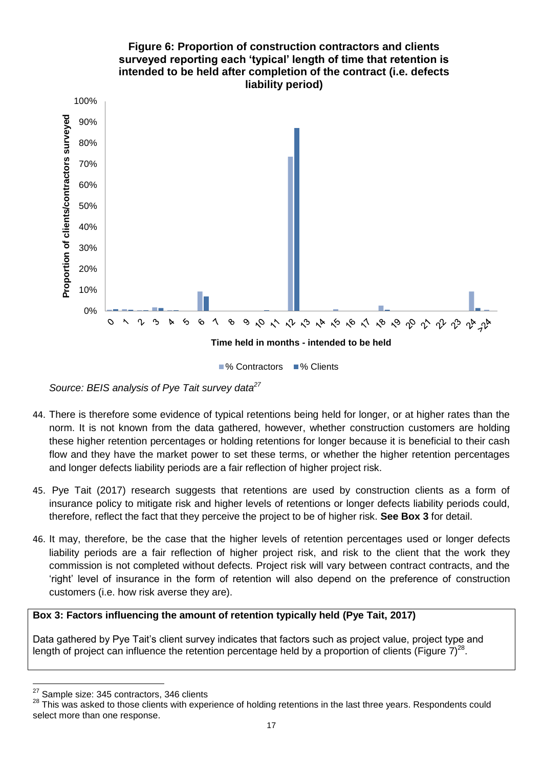**Figure 6: Proportion of construction contractors and clients surveyed reporting each 'typical' length of time that retention is intended to be held after completion of the contract (i.e. defects liability period)**

*Source: BEIS analysis of Pye Tait survey data*[27]

44. There is therefore some evidence of typical retentions being held for longer, or at higher rates than the norm. It is not known from the data gathered, however, whether construction customers are holding these higher retention percentages or holding retentions for longer because it is beneficial to their cash flow and they have the market power to set these terms, or whether the higher retention percentages and longer defects liability periods are a fair reflection of higher project risk.

45. Pye Tait (2017) research suggests that retentions are used by construction clients as a form of insurance policy to mitigate risk and higher levels of retentions or longer defects liability periods could, therefore, reflect the fact that they perceive the project to be of higher risk. **See Box 3** for detail.

46. It may, therefore, be the case that the higher levels of retention percentages used or longer defects liability periods are a fair reflection of higher project risk, and risk to the client that the work they commission is not completed without defects. Project risk will vary between contract contracts, and the 'right' level of insurance in the form of retention will also depend on the preference of construction customers (i.e. how risk averse they are).

**Box 3: Factors influencing the amount of retention typically held (Pye Tait, 2017)**

Data gathered by Pye Tait's client survey indicates that factors such as project value, project type and length of project can influence the retention percentage held by a proportion of clients (Figure 7)[28].

---

[27] Sample size: 345 contractors, 346 clients

[28] This was asked to those clients with experience of holding retentions in the last three years. Respondents could select more than one response.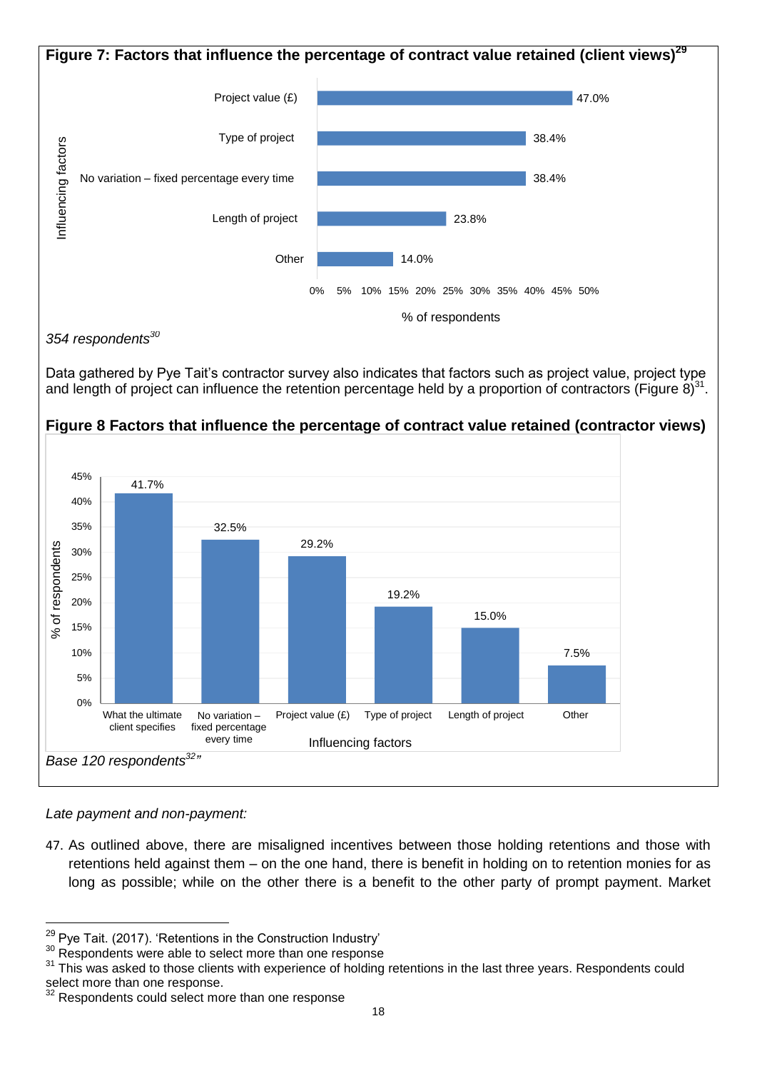**Figure 7: Factors that influence the percentage of contract value retained (client views)[29]**

| Influencing factors | % of respondents |
| --- | --- |
| Project value (£) | 47.0% |
| Type of project | 38.4% |
| No variation – fixed percentage every time | 38.4% |
| Length of project | 23.8% |
| Other | 14.0% |

*354 respondents[30]*

Data gathered by Pye Tait's contractor survey also indicates that factors such as project value, project type and length of project can influence the retention percentage held by a proportion of contractors (Figure 8)[31].

**Figure 8 Factors that influence the percentage of contract value retained (contractor views)**

| Influencing factors | % of respondents |
| --- | --- |
| What the ultimate client specifies | 41.7% |
| No variation – fixed percentage every time | 32.5% |
| Project value (£) | 29.2% |
| Type of project | 19.2% |
| Length of project | 15.0% |
| Other | 7.5% |

*Base 120 respondents[32]"*

*Late payment and non-payment:*

47. As outlined above, there are misaligned incentives between those holding retentions and those with retentions held against them – on the one hand, there is benefit in holding on to retention monies for as long as possible; while on the other there is a benefit to the other party of prompt payment. Market

---

[29] Pye Tait. (2017). 'Retentions in the Construction Industry'

[30] Respondents were able to select more than one response

[31] This was asked to those clients with experience of holding retentions in the last three years. Respondents could select more than one response.

[32] Respondents could select more than one response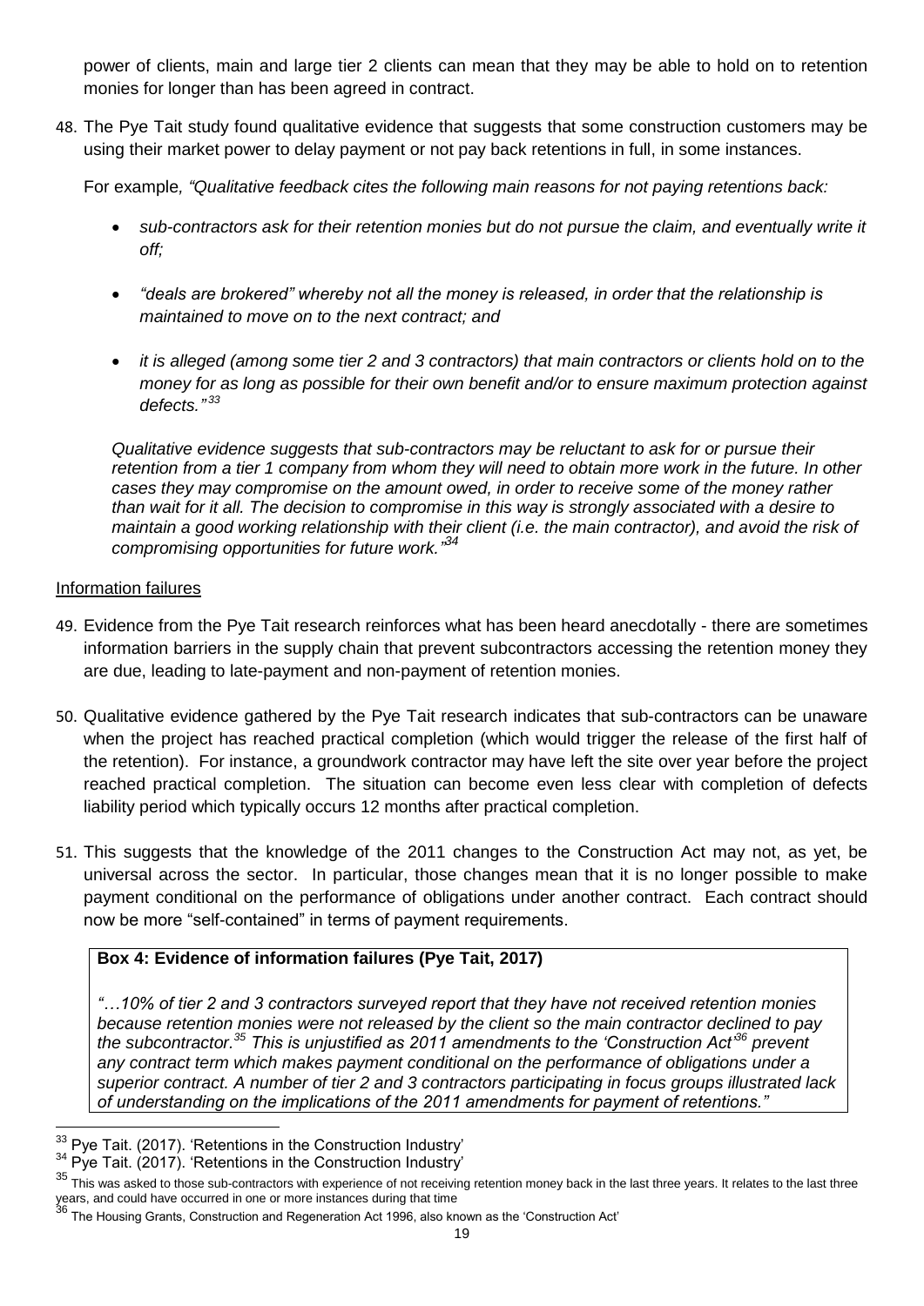power of clients, main and large tier 2 clients can mean that they may be able to hold on to retention monies for longer than has been agreed in contract.

48. The Pye Tait study found qualitative evidence that suggests that some construction customers may be using their market power to delay payment or not pay back retentions in full, in some instances.

    For example*, "Qualitative feedback cites the following main reasons for not paying retentions back:*

    - *sub-contractors ask for their retention monies but do not pursue the claim, and eventually write it off;*
    - *"deals are brokered" whereby not all the money is released, in order that the relationship is maintained to move on to the next contract; and*
    - *it is alleged (among some tier 2 and 3 contractors) that main contractors or clients hold on to the money for as long as possible for their own benefit and/or to ensure maximum protection against defects."* [33]

    *Qualitative evidence suggests that sub-contractors may be reluctant to ask for or pursue their retention from a tier 1 company from whom they will need to obtain more work in the future. In other cases they may compromise on the amount owed, in order to receive some of the money rather than wait for it all. The decision to compromise in this way is strongly associated with a desire to maintain a good working relationship with their client (i.e. the main contractor), and avoid the risk of compromising opportunities for future work."* [34]

Information failures

49. Evidence from the Pye Tait research reinforces what has been heard anecdotally - there are sometimes information barriers in the supply chain that prevent subcontractors accessing the retention money they are due, leading to late-payment and non-payment of retention monies.

50. Qualitative evidence gathered by the Pye Tait research indicates that sub-contractors can be unaware when the project has reached practical completion (which would trigger the release of the first half of the retention). For instance, a groundwork contractor may have left the site over year before the project reached practical completion. The situation can become even less clear with completion of defects liability period which typically occurs 12 months after practical completion.

51. This suggests that the knowledge of the 2011 changes to the Construction Act may not, as yet, be universal across the sector. In particular, those changes mean that it is no longer possible to make payment conditional on the performance of obligations under another contract. Each contract should now be more "self-contained" in terms of payment requirements.

**Box 4: Evidence of information failures (Pye Tait, 2017)**

*"…10% of tier 2 and 3 contractors surveyed report that they have not received retention monies because retention monies were not released by the client so the main contractor declined to pay the subcontractor.*[35] *This is unjustified as 2011 amendments to the 'Construction Act'*[36] *prevent any contract term which makes payment conditional on the performance of obligations under a superior contract. A number of tier 2 and 3 contractors participating in focus groups illustrated lack of understanding on the implications of the 2011 amendments for payment of retentions."*

---

[33] Pye Tait. (2017). 'Retentions in the Construction Industry'

[34] Pye Tait. (2017). 'Retentions in the Construction Industry'

[35] This was asked to those sub-contractors with experience of not receiving retention money back in the last three years. It relates to the last three years, and could have occurred in one or more instances during that time

[36] The Housing Grants, Construction and Regeneration Act 1996, also known as the 'Construction Act'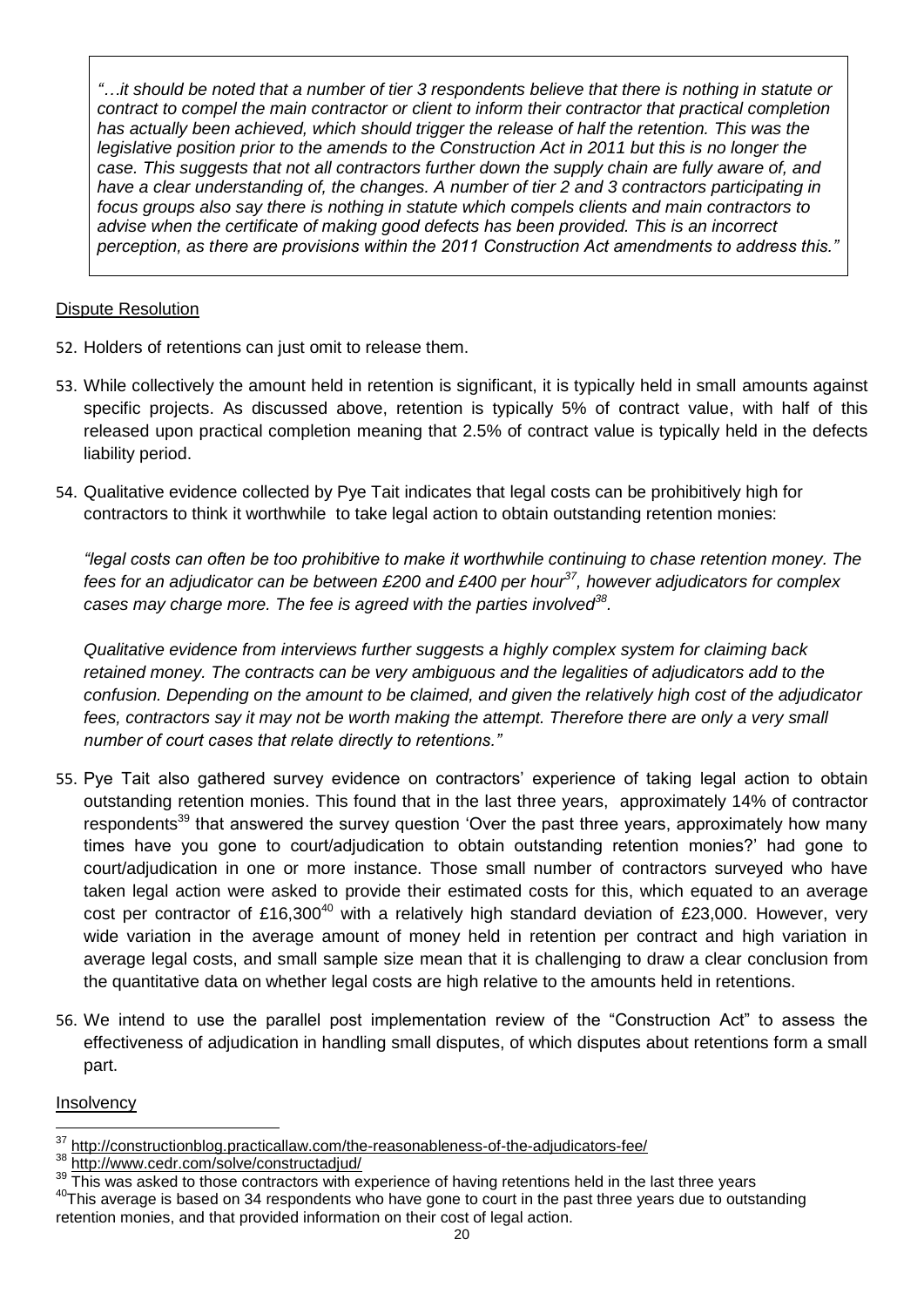*"…it should be noted that a number of tier 3 respondents believe that there is nothing in statute or contract to compel the main contractor or client to inform their contractor that practical completion has actually been achieved, which should trigger the release of half the retention. This was the legislative position prior to the amends to the Construction Act in 2011 but this is no longer the case. This suggests that not all contractors further down the supply chain are fully aware of, and have a clear understanding of, the changes. A number of tier 2 and 3 contractors participating in focus groups also say there is nothing in statute which compels clients and main contractors to advise when the certificate of making good defects has been provided. This is an incorrect perception, as there are provisions within the 2011 Construction Act amendments to address this."*

<u>Dispute Resolution</u>

52. Holders of retentions can just omit to release them.

53. While collectively the amount held in retention is significant, it is typically held in small amounts against specific projects. As discussed above, retention is typically 5% of contract value, with half of this released upon practical completion meaning that 2.5% of contract value is typically held in the defects liability period.

54. Qualitative evidence collected by Pye Tait indicates that legal costs can be prohibitively high for contractors to think it worthwhile to take legal action to obtain outstanding retention monies:

    *"legal costs can often be too prohibitive to make it worthwhile continuing to chase retention money. The fees for an adjudicator can be between £200 and £400 per hour[37], however adjudicators for complex cases may charge more. The fee is agreed with the parties involved[38].*

    *Qualitative evidence from interviews further suggests a highly complex system for claiming back retained money. The contracts can be very ambiguous and the legalities of adjudicators add to the confusion. Depending on the amount to be claimed, and given the relatively high cost of the adjudicator fees, contractors say it may not be worth making the attempt. Therefore there are only a very small number of court cases that relate directly to retentions."*

55. Pye Tait also gathered survey evidence on contractors' experience of taking legal action to obtain outstanding retention monies. This found that in the last three years, approximately 14% of contractor respondents[39] that answered the survey question 'Over the past three years, approximately how many times have you gone to court/adjudication to obtain outstanding retention monies?' had gone to court/adjudication in one or more instance. Those small number of contractors surveyed who have taken legal action were asked to provide their estimated costs for this, which equated to an average cost per contractor of £16,300[40] with a relatively high standard deviation of £23,000. However, very wide variation in the average amount of money held in retention per contract and high variation in average legal costs, and small sample size mean that it is challenging to draw a clear conclusion from the quantitative data on whether legal costs are high relative to the amounts held in retentions.

56. We intend to use the parallel post implementation review of the "Construction Act" to assess the effectiveness of adjudication in handling small disputes, of which disputes about retentions form a small part.

<u>Insolvency</u>

---

[37] http://constructionblog.practicallaw.com/the-reasonableness-of-the-adjudicators-fee/

[38] http://www.cedr.com/solve/constructadjud/

[39] This was asked to those contractors with experience of having retentions held in the last three years

[40] This average is based on 34 respondents who have gone to court in the past three years due to outstanding retention monies, and that provided information on their cost of legal action.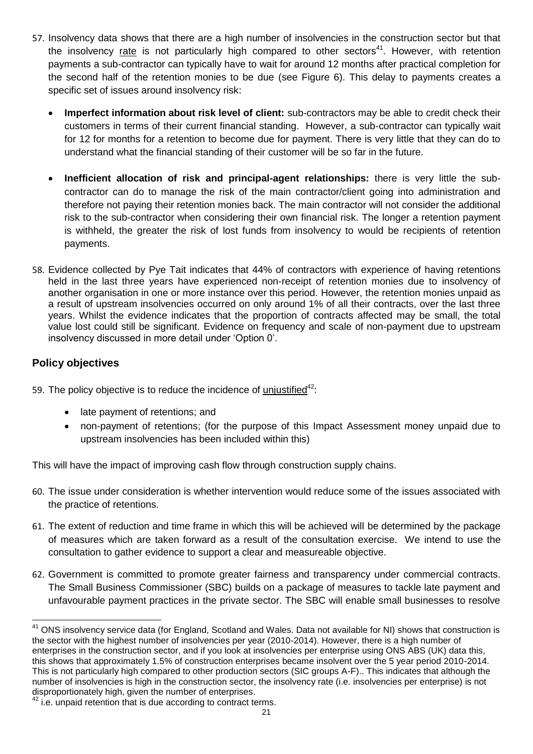57. Insolvency data shows that there are a high number of insolvencies in the construction sector but that the insolvency rate is not particularly high compared to other sectors[41]. However, with retention payments a sub-contractor can typically have to wait for around 12 months after practical completion for the second half of the retention monies to be due (see Figure 6). This delay to payments creates a specific set of issues around insolvency risk:

   - **Imperfect information about risk level of client:** sub-contractors may be able to credit check their customers in terms of their current financial standing. However, a sub-contractor can typically wait for 12 for months for a retention to become due for payment. There is very little that they can do to understand what the financial standing of their customer will be so far in the future.

   - **Inefficient allocation of risk and principal-agent relationships:** there is very little the sub-contractor can do to manage the risk of the main contractor/client going into administration and therefore not paying their retention monies back. The main contractor will not consider the additional risk to the sub-contractor when considering their own financial risk. The longer a retention payment is withheld, the greater the risk of lost funds from insolvency to would be recipients of retention payments.

58. Evidence collected by Pye Tait indicates that 44% of contractors with experience of having retentions held in the last three years have experienced non-receipt of retention monies due to insolvency of another organisation in one or more instance over this period. However, the retention monies unpaid as a result of upstream insolvencies occurred on only around 1% of all their contracts, over the last three years. Whilst the evidence indicates that the proportion of contracts affected may be small, the total value lost could still be significant. Evidence on frequency and scale of non-payment due to upstream insolvency discussed in more detail under 'Option 0'.

## Policy objectives

59. The policy objective is to reduce the incidence of unjustified[42]:

   - late payment of retentions; and
   - non-payment of retentions; (for the purpose of this Impact Assessment money unpaid due to upstream insolvencies has been included within this)

This will have the impact of improving cash flow through construction supply chains.

60. The issue under consideration is whether intervention would reduce some of the issues associated with the practice of retentions.

61. The extent of reduction and time frame in which this will be achieved will be determined by the package of measures which are taken forward as a result of the consultation exercise. We intend to use the consultation to gather evidence to support a clear and measureable objective.

62. Government is committed to promote greater fairness and transparency under commercial contracts. The Small Business Commissioner (SBC) builds on a package of measures to tackle late payment and unfavourable payment practices in the private sector. The SBC will enable small businesses to resolve

---

[41] ONS insolvency service data (for England, Scotland and Wales. Data not available for NI) shows that construction is the sector with the highest number of insolvencies per year (2010-2014). However, there is a high number of enterprises in the construction sector, and if you look at insolvencies per enterprise using ONS ABS (UK) data this, this shows that approximately 1.5% of construction enterprises became insolvent over the 5 year period 2010-2014. This is not particularly high compared to other production sectors (SIC groups A-F).. This indicates that although the number of insolvencies is high in the construction sector, the insolvency rate (i.e. insolvencies per enterprise) is not disproportionately high, given the number of enterprises.

[42] i.e. unpaid retention that is due according to contract terms.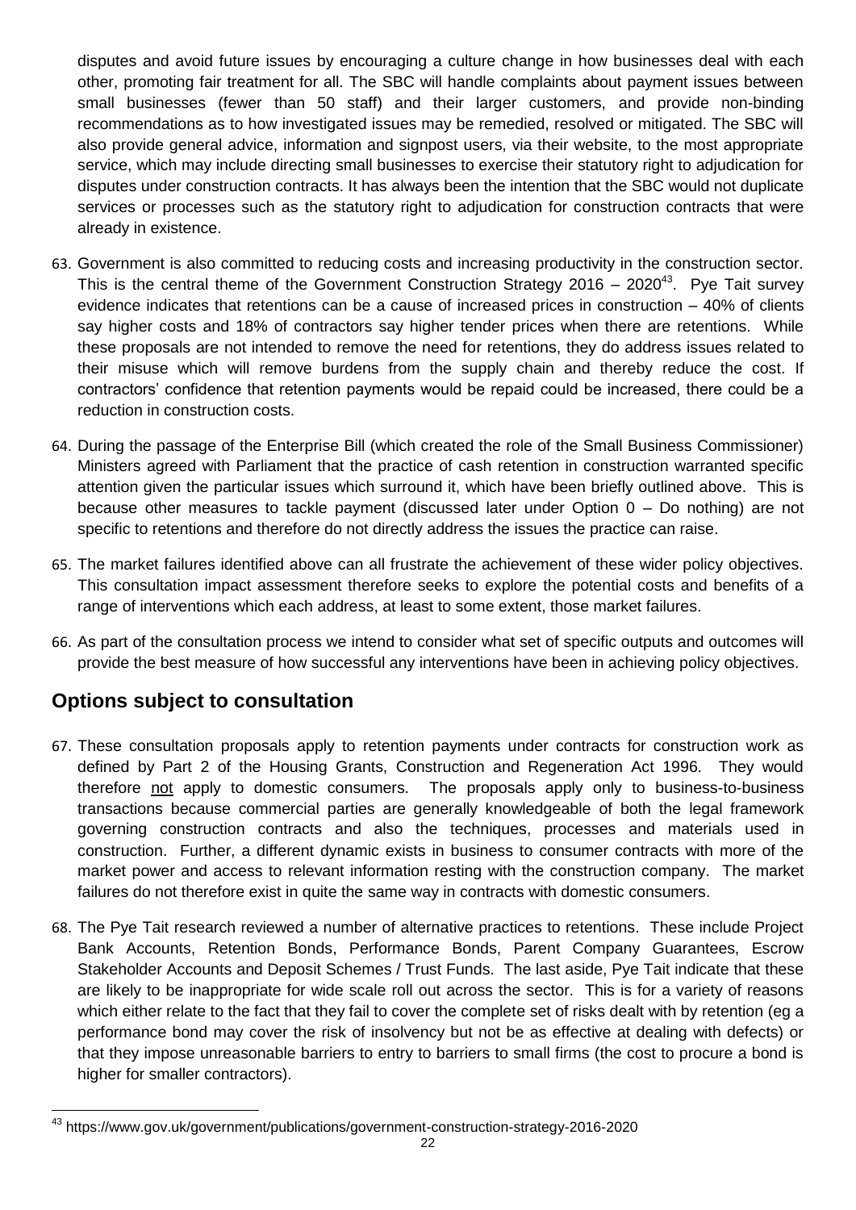disputes and avoid future issues by encouraging a culture change in how businesses deal with each other, promoting fair treatment for all. The SBC will handle complaints about payment issues between small businesses (fewer than 50 staff) and their larger customers, and provide non-binding recommendations as to how investigated issues may be remedied, resolved or mitigated. The SBC will also provide general advice, information and signpost users, via their website, to the most appropriate service, which may include directing small businesses to exercise their statutory right to adjudication for disputes under construction contracts. It has always been the intention that the SBC would not duplicate services or processes such as the statutory right to adjudication for construction contracts that were already in existence.

63. Government is also committed to reducing costs and increasing productivity in the construction sector. This is the central theme of the Government Construction Strategy 2016 – 2020[43]. Pye Tait survey evidence indicates that retentions can be a cause of increased prices in construction – 40% of clients say higher costs and 18% of contractors say higher tender prices when there are retentions. While these proposals are not intended to remove the need for retentions, they do address issues related to their misuse which will remove burdens from the supply chain and thereby reduce the cost. If contractors' confidence that retention payments would be repaid could be increased, there could be a reduction in construction costs.

64. During the passage of the Enterprise Bill (which created the role of the Small Business Commissioner) Ministers agreed with Parliament that the practice of cash retention in construction warranted specific attention given the particular issues which surround it, which have been briefly outlined above. This is because other measures to tackle payment (discussed later under Option 0 – Do nothing) are not specific to retentions and therefore do not directly address the issues the practice can raise.

65. The market failures identified above can all frustrate the achievement of these wider policy objectives. This consultation impact assessment therefore seeks to explore the potential costs and benefits of a range of interventions which each address, at least to some extent, those market failures.

66. As part of the consultation process we intend to consider what set of specific outputs and outcomes will provide the best measure of how successful any interventions have been in achieving policy objectives.

## Options subject to consultation

67. These consultation proposals apply to retention payments under contracts for construction work as defined by Part 2 of the Housing Grants, Construction and Regeneration Act 1996. They would therefore <u>not</u> apply to domestic consumers. The proposals apply only to business-to-business transactions because commercial parties are generally knowledgeable of both the legal framework governing construction contracts and also the techniques, processes and materials used in construction. Further, a different dynamic exists in business to consumer contracts with more of the market power and access to relevant information resting with the construction company. The market failures do not therefore exist in quite the same way in contracts with domestic consumers.

68. The Pye Tait research reviewed a number of alternative practices to retentions. These include Project Bank Accounts, Retention Bonds, Performance Bonds, Parent Company Guarantees, Escrow Stakeholder Accounts and Deposit Schemes / Trust Funds. The last aside, Pye Tait indicate that these are likely to be inappropriate for wide scale roll out across the sector. This is for a variety of reasons which either relate to the fact that they fail to cover the complete set of risks dealt with by retention (eg a performance bond may cover the risk of insolvency but not be as effective at dealing with defects) or that they impose unreasonable barriers to entry to barriers to small firms (the cost to procure a bond is higher for smaller contractors).

---

[43] https://www.gov.uk/government/publications/government-construction-strategy-2016-2020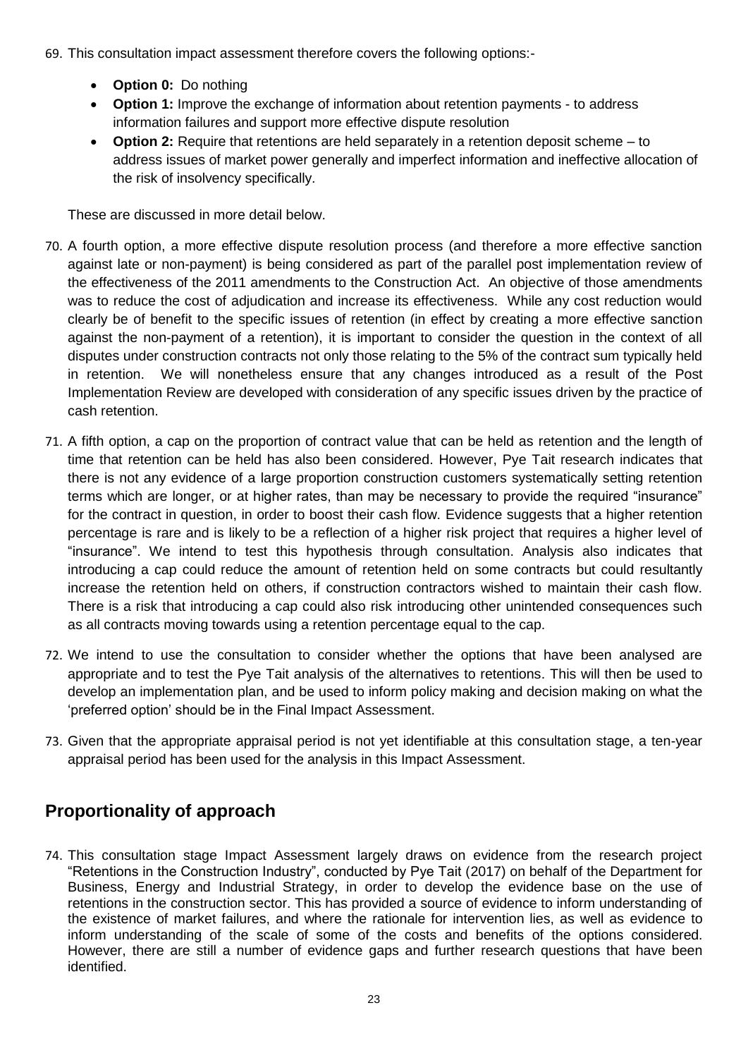69. This consultation impact assessment therefore covers the following options:-

    - **Option 0:** Do nothing
    - **Option 1:** Improve the exchange of information about retention payments - to address information failures and support more effective dispute resolution
    - **Option 2:** Require that retentions are held separately in a retention deposit scheme – to address issues of market power generally and imperfect information and ineffective allocation of the risk of insolvency specifically.

    These are discussed in more detail below.

70. A fourth option, a more effective dispute resolution process (and therefore a more effective sanction against late or non-payment) is being considered as part of the parallel post implementation review of the effectiveness of the 2011 amendments to the Construction Act. An objective of those amendments was to reduce the cost of adjudication and increase its effectiveness. While any cost reduction would clearly be of benefit to the specific issues of retention (in effect by creating a more effective sanction against the non-payment of a retention), it is important to consider the question in the context of all disputes under construction contracts not only those relating to the 5% of the contract sum typically held in retention. We will nonetheless ensure that any changes introduced as a result of the Post Implementation Review are developed with consideration of any specific issues driven by the practice of cash retention.

71. A fifth option, a cap on the proportion of contract value that can be held as retention and the length of time that retention can be held has also been considered. However, Pye Tait research indicates that there is not any evidence of a large proportion construction customers systematically setting retention terms which are longer, or at higher rates, than may be necessary to provide the required "insurance" for the contract in question, in order to boost their cash flow. Evidence suggests that a higher retention percentage is rare and is likely to be a reflection of a higher risk project that requires a higher level of "insurance". We intend to test this hypothesis through consultation. Analysis also indicates that introducing a cap could reduce the amount of retention held on some contracts but could resultantly increase the retention held on others, if construction contractors wished to maintain their cash flow. There is a risk that introducing a cap could also risk introducing other unintended consequences such as all contracts moving towards using a retention percentage equal to the cap.

72. We intend to use the consultation to consider whether the options that have been analysed are appropriate and to test the Pye Tait analysis of the alternatives to retentions. This will then be used to develop an implementation plan, and be used to inform policy making and decision making on what the 'preferred option' should be in the Final Impact Assessment.

73. Given that the appropriate appraisal period is not yet identifiable at this consultation stage, a ten-year appraisal period has been used for the analysis in this Impact Assessment.

## Proportionality of approach

74. This consultation stage Impact Assessment largely draws on evidence from the research project "Retentions in the Construction Industry", conducted by Pye Tait (2017) on behalf of the Department for Business, Energy and Industrial Strategy, in order to develop the evidence base on the use of retentions in the construction sector. This has provided a source of evidence to inform understanding of the existence of market failures, and where the rationale for intervention lies, as well as evidence to inform understanding of the scale of some of the costs and benefits of the options considered. However, there are still a number of evidence gaps and further research questions that have been identified.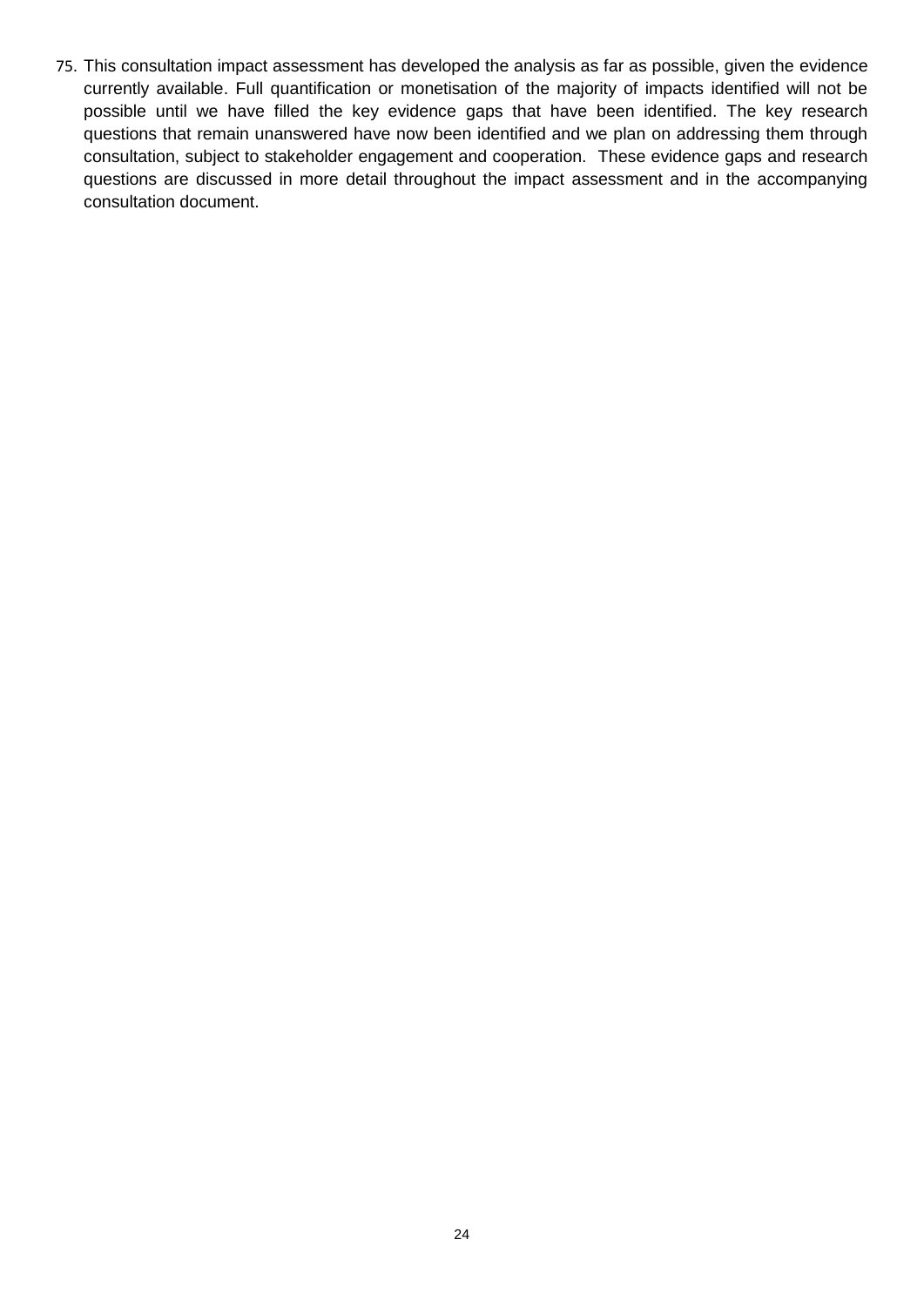75. This consultation impact assessment has developed the analysis as far as possible, given the evidence currently available. Full quantification or monetisation of the majority of impacts identified will not be possible until we have filled the key evidence gaps that have been identified. The key research questions that remain unanswered have now been identified and we plan on addressing them through consultation, subject to stakeholder engagement and cooperation. These evidence gaps and research questions are discussed in more detail throughout the impact assessment and in the accompanying consultation document.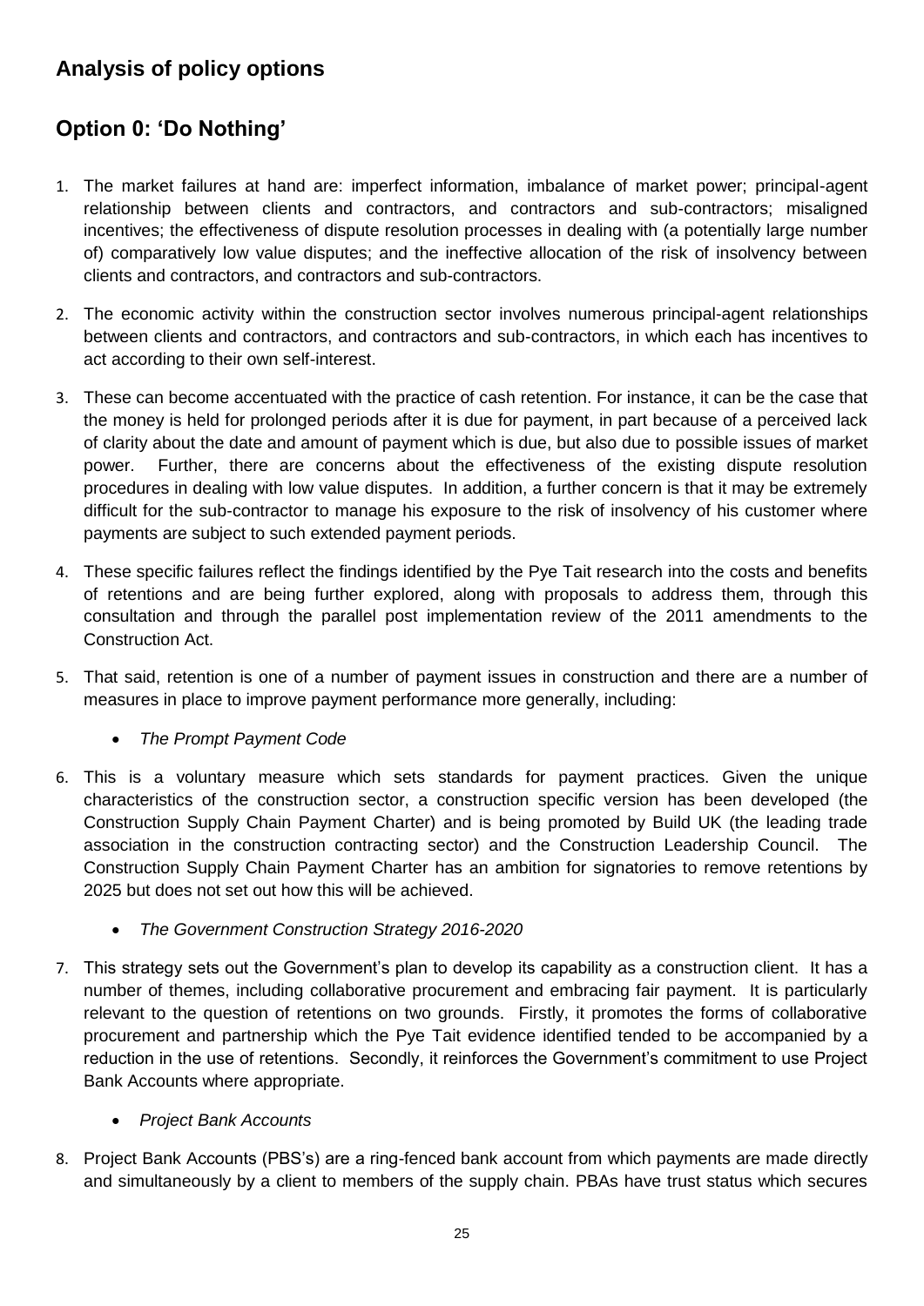## Analysis of policy options

## Option 0: 'Do Nothing'

1. The market failures at hand are: imperfect information, imbalance of market power; principal-agent relationship between clients and contractors, and contractors and sub-contractors; misaligned incentives; the effectiveness of dispute resolution processes in dealing with (a potentially large number of) comparatively low value disputes; and the ineffective allocation of the risk of insolvency between clients and contractors, and contractors and sub-contractors.

2. The economic activity within the construction sector involves numerous principal-agent relationships between clients and contractors, and contractors and sub-contractors, in which each has incentives to act according to their own self-interest.

3. These can become accentuated with the practice of cash retention. For instance, it can be the case that the money is held for prolonged periods after it is due for payment, in part because of a perceived lack of clarity about the date and amount of payment which is due, but also due to possible issues of market power. Further, there are concerns about the effectiveness of the existing dispute resolution procedures in dealing with low value disputes. In addition, a further concern is that it may be extremely difficult for the sub-contractor to manage his exposure to the risk of insolvency of his customer where payments are subject to such extended payment periods.

4. These specific failures reflect the findings identified by the Pye Tait research into the costs and benefits of retentions and are being further explored, along with proposals to address them, through this consultation and through the parallel post implementation review of the 2011 amendments to the Construction Act.

5. That said, retention is one of a number of payment issues in construction and there are a number of measures in place to improve payment performance more generally, including:

   - *The Prompt Payment Code*

6. This is a voluntary measure which sets standards for payment practices. Given the unique characteristics of the construction sector, a construction specific version has been developed (the Construction Supply Chain Payment Charter) and is being promoted by Build UK (the leading trade association in the construction contracting sector) and the Construction Leadership Council. The Construction Supply Chain Payment Charter has an ambition for signatories to remove retentions by 2025 but does not set out how this will be achieved.

   - *The Government Construction Strategy 2016-2020*

7. This strategy sets out the Government's plan to develop its capability as a construction client. It has a number of themes, including collaborative procurement and embracing fair payment. It is particularly relevant to the question of retentions on two grounds. Firstly, it promotes the forms of collaborative procurement and partnership which the Pye Tait evidence identified tended to be accompanied by a reduction in the use of retentions. Secondly, it reinforces the Government's commitment to use Project Bank Accounts where appropriate.

   - *Project Bank Accounts*

8. Project Bank Accounts (PBS's) are a ring-fenced bank account from which payments are made directly and simultaneously by a client to members of the supply chain. PBAs have trust status which secures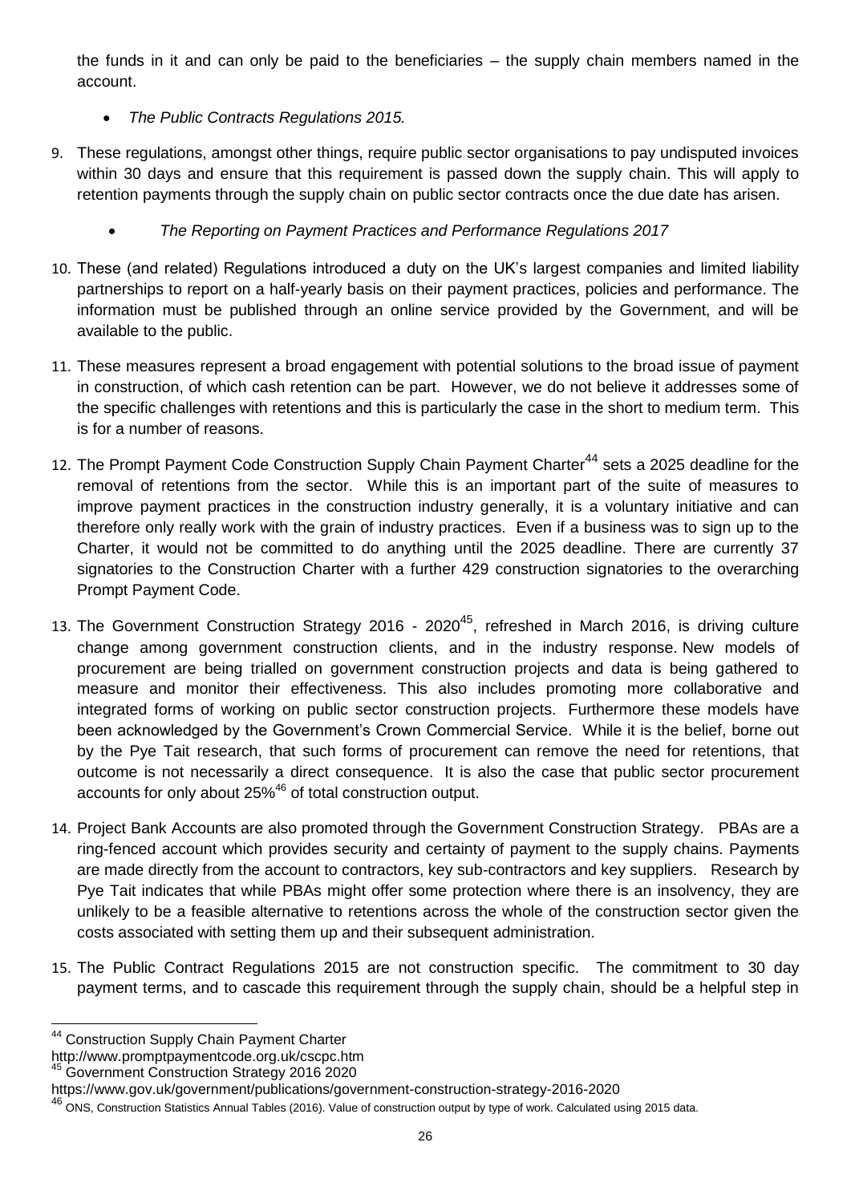the funds in it and can only be paid to the beneficiaries – the supply chain members named in the account.

- *The Public Contracts Regulations 2015.*

9. These regulations, amongst other things, require public sector organisations to pay undisputed invoices within 30 days and ensure that this requirement is passed down the supply chain. This will apply to retention payments through the supply chain on public sector contracts once the due date has arisen.

- *The Reporting on Payment Practices and Performance Regulations 2017*

10. These (and related) Regulations introduced a duty on the UK's largest companies and limited liability partnerships to report on a half-yearly basis on their payment practices, policies and performance. The information must be published through an online service provided by the Government, and will be available to the public.

11. These measures represent a broad engagement with potential solutions to the broad issue of payment in construction, of which cash retention can be part. However, we do not believe it addresses some of the specific challenges with retentions and this is particularly the case in the short to medium term. This is for a number of reasons.

12. The Prompt Payment Code Construction Supply Chain Payment Charter[44] sets a 2025 deadline for the removal of retentions from the sector. While this is an important part of the suite of measures to improve payment practices in the construction industry generally, it is a voluntary initiative and can therefore only really work with the grain of industry practices. Even if a business was to sign up to the Charter, it would not be committed to do anything until the 2025 deadline. There are currently 37 signatories to the Construction Charter with a further 429 construction signatories to the overarching Prompt Payment Code.

13. The Government Construction Strategy 2016 - 2020[45], refreshed in March 2016, is driving culture change among government construction clients, and in the industry response. New models of procurement are being trialled on government construction projects and data is being gathered to measure and monitor their effectiveness. This also includes promoting more collaborative and integrated forms of working on public sector construction projects. Furthermore these models have been acknowledged by the Government's Crown Commercial Service. While it is the belief, borne out by the Pye Tait research, that such forms of procurement can remove the need for retentions, that outcome is not necessarily a direct consequence. It is also the case that public sector procurement accounts for only about 25%[46] of total construction output.

14. Project Bank Accounts are also promoted through the Government Construction Strategy. PBAs are a ring-fenced account which provides security and certainty of payment to the supply chains. Payments are made directly from the account to contractors, key sub-contractors and key suppliers. Research by Pye Tait indicates that while PBAs might offer some protection where there is an insolvency, they are unlikely to be a feasible alternative to retentions across the whole of the construction sector given the costs associated with setting them up and their subsequent administration.

15. The Public Contract Regulations 2015 are not construction specific. The commitment to 30 day payment terms, and to cascade this requirement through the supply chain, should be a helpful step in

---

[44] Construction Supply Chain Payment Charter
http://www.promptpaymentcode.org.uk/cscpc.htm

[45] Government Construction Strategy 2016 2020
https://www.gov.uk/government/publications/government-construction-strategy-2016-2020

[46] ONS, Construction Statistics Annual Tables (2016). Value of construction output by type of work. Calculated using 2015 data.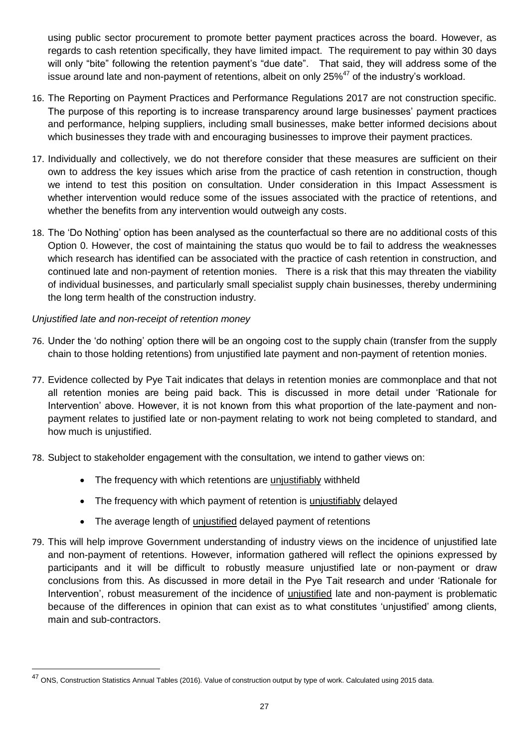using public sector procurement to promote better payment practices across the board. However, as regards to cash retention specifically, they have limited impact. The requirement to pay within 30 days will only "bite" following the retention payment's "due date". That said, they will address some of the issue around late and non-payment of retentions, albeit on only 25%[47] of the industry's workload.

16. The Reporting on Payment Practices and Performance Regulations 2017 are not construction specific. The purpose of this reporting is to increase transparency around large businesses' payment practices and performance, helping suppliers, including small businesses, make better informed decisions about which businesses they trade with and encouraging businesses to improve their payment practices.

17. Individually and collectively, we do not therefore consider that these measures are sufficient on their own to address the key issues which arise from the practice of cash retention in construction, though we intend to test this position on consultation. Under consideration in this Impact Assessment is whether intervention would reduce some of the issues associated with the practice of retentions, and whether the benefits from any intervention would outweigh any costs.

18. The 'Do Nothing' option has been analysed as the counterfactual so there are no additional costs of this Option 0. However, the cost of maintaining the status quo would be to fail to address the weaknesses which research has identified can be associated with the practice of cash retention in construction, and continued late and non-payment of retention monies. There is a risk that this may threaten the viability of individual businesses, and particularly small specialist supply chain businesses, thereby undermining the long term health of the construction industry.

*Unjustified late and non-receipt of retention money*

76. Under the 'do nothing' option there will be an ongoing cost to the supply chain (transfer from the supply chain to those holding retentions) from unjustified late payment and non-payment of retention monies.

77. Evidence collected by Pye Tait indicates that delays in retention monies are commonplace and that not all retention monies are being paid back. This is discussed in more detail under 'Rationale for Intervention' above. However, it is not known from this what proportion of the late-payment and non-payment relates to justified late or non-payment relating to work not being completed to standard, and how much is unjustified.

78. Subject to stakeholder engagement with the consultation, we intend to gather views on:

    - The frequency with which retentions are unjustifiably withheld
    - The frequency with which payment of retention is unjustifiably delayed
    - The average length of unjustified delayed payment of retentions

79. This will help improve Government understanding of industry views on the incidence of unjustified late and non-payment of retentions. However, information gathered will reflect the opinions expressed by participants and it will be difficult to robustly measure unjustified late or non-payment or draw conclusions from this. As discussed in more detail in the Pye Tait research and under 'Rationale for Intervention', robust measurement of the incidence of unjustified late and non-payment is problematic because of the differences in opinion that can exist as to what constitutes 'unjustified' among clients, main and sub-contractors.

---

[47] ONS, Construction Statistics Annual Tables (2016). Value of construction output by type of work. Calculated using 2015 data.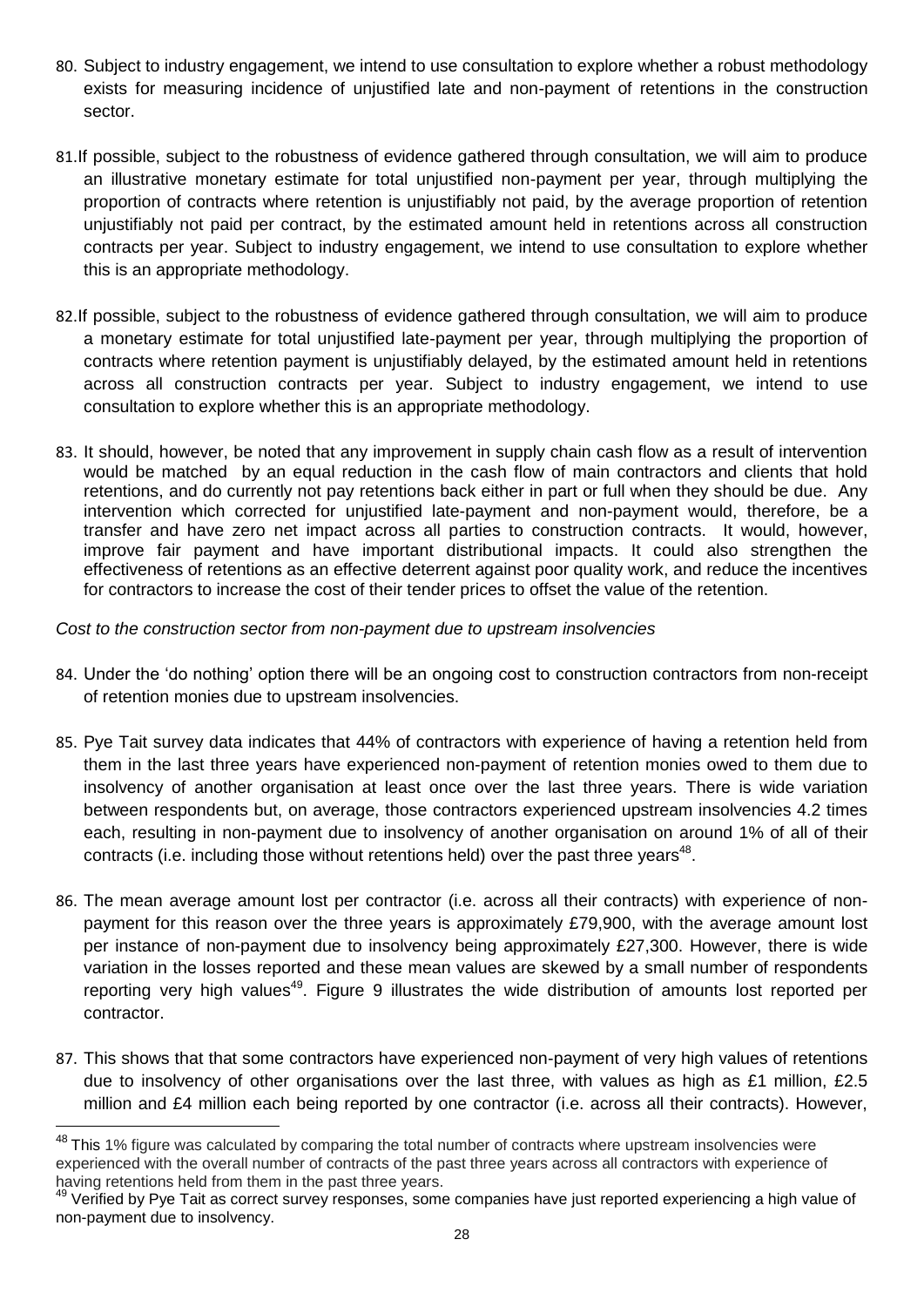80. Subject to industry engagement, we intend to use consultation to explore whether a robust methodology exists for measuring incidence of unjustified late and non-payment of retentions in the construction sector.

81. If possible, subject to the robustness of evidence gathered through consultation, we will aim to produce an illustrative monetary estimate for total unjustified non-payment per year, through multiplying the proportion of contracts where retention is unjustifiably not paid, by the average proportion of retention unjustifiably not paid per contract, by the estimated amount held in retentions across all construction contracts per year. Subject to industry engagement, we intend to use consultation to explore whether this is an appropriate methodology.

82. If possible, subject to the robustness of evidence gathered through consultation, we will aim to produce a monetary estimate for total unjustified late-payment per year, through multiplying the proportion of contracts where retention payment is unjustifiably delayed, by the estimated amount held in retentions across all construction contracts per year. Subject to industry engagement, we intend to use consultation to explore whether this is an appropriate methodology.

83. It should, however, be noted that any improvement in supply chain cash flow as a result of intervention would be matched by an equal reduction in the cash flow of main contractors and clients that hold retentions, and do currently not pay retentions back either in part or full when they should be due. Any intervention which corrected for unjustified late-payment and non-payment would, therefore, be a transfer and have zero net impact across all parties to construction contracts. It would, however, improve fair payment and have important distributional impacts. It could also strengthen the effectiveness of retentions as an effective deterrent against poor quality work, and reduce the incentives for contractors to increase the cost of their tender prices to offset the value of the retention.

*Cost to the construction sector from non-payment due to upstream insolvencies*

84. Under the 'do nothing' option there will be an ongoing cost to construction contractors from non-receipt of retention monies due to upstream insolvencies.

85. Pye Tait survey data indicates that 44% of contractors with experience of having a retention held from them in the last three years have experienced non-payment of retention monies owed to them due to insolvency of another organisation at least once over the last three years. There is wide variation between respondents but, on average, those contractors experienced upstream insolvencies 4.2 times each, resulting in non-payment due to insolvency of another organisation on around 1% of all of their contracts (i.e. including those without retentions held) over the past three years[48].

86. The mean average amount lost per contractor (i.e. across all their contracts) with experience of non-payment for this reason over the three years is approximately £79,900, with the average amount lost per instance of non-payment due to insolvency being approximately £27,300. However, there is wide variation in the losses reported and these mean values are skewed by a small number of respondents reporting very high values[49]. Figure 9 illustrates the wide distribution of amounts lost reported per contractor.

87. This shows that that some contractors have experienced non-payment of very high values of retentions due to insolvency of other organisations over the last three, with values as high as £1 million, £2.5 million and £4 million each being reported by one contractor (i.e. across all their contracts). However,

[48] This 1% figure was calculated by comparing the total number of contracts where upstream insolvencies were experienced with the overall number of contracts of the past three years across all contractors with experience of having retentions held from them in the past three years.

[49] Verified by Pye Tait as correct survey responses, some companies have just reported experiencing a high value of non-payment due to insolvency.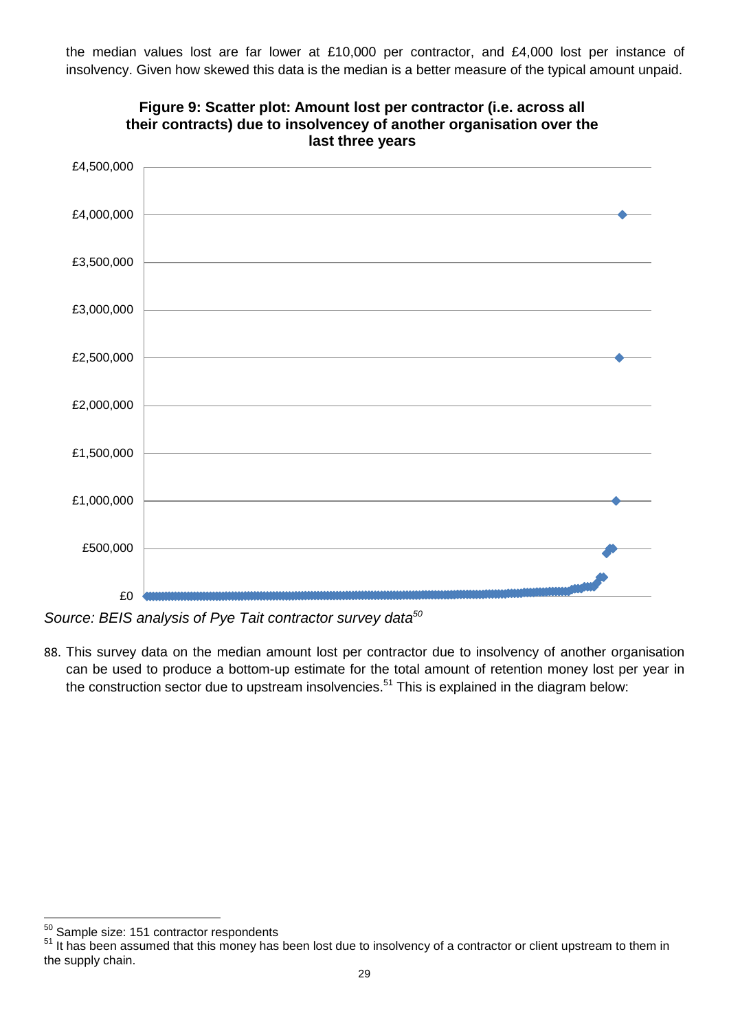the median values lost are far lower at £10,000 per contractor, and £4,000 lost per instance of insolvency. Given how skewed this data is the median is a better measure of the typical amount unpaid.

**Figure 9: Scatter plot: Amount lost per contractor (i.e. across all their contracts) due to insolvencey of another organisation over the last three years**

*Source: BEIS analysis of Pye Tait contractor survey data*[50]

88. This survey data on the median amount lost per contractor due to insolvency of another organisation can be used to produce a bottom-up estimate for the total amount of retention money lost per year in the construction sector due to upstream insolvencies.[51] This is explained in the diagram below:

[50] Sample size: 151 contractor respondents

[51] It has been assumed that this money has been lost due to insolvency of a contractor or client upstream to them in the supply chain.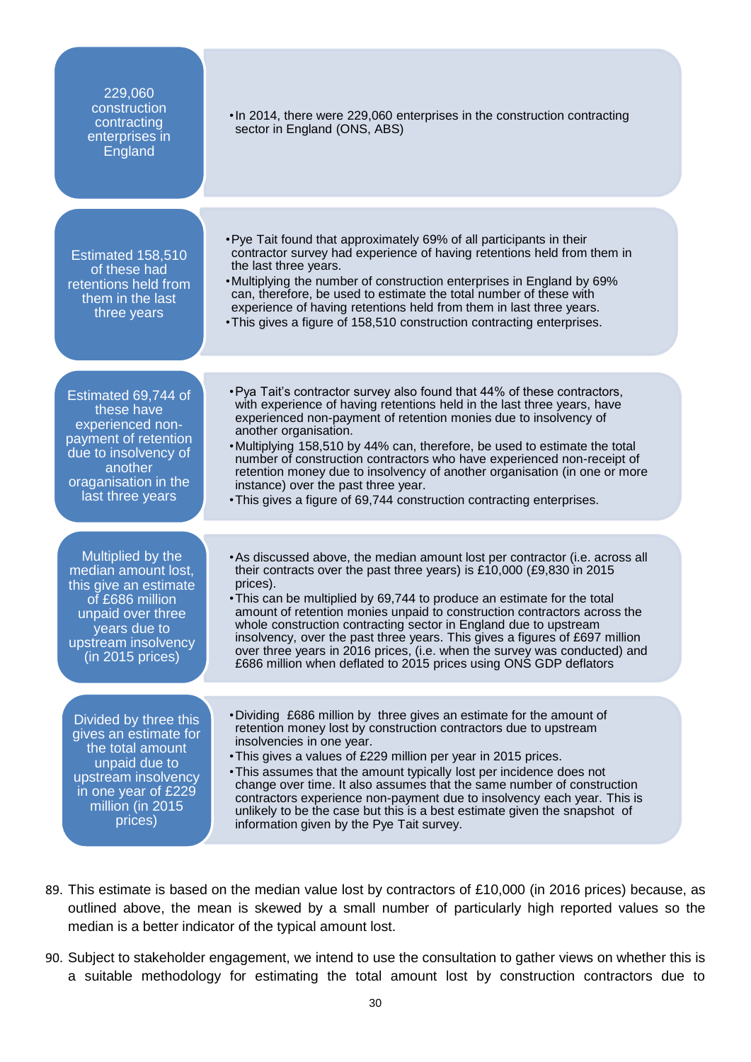| | |
|---|---|
| 229,060 construction contracting enterprises in England | • In 2014, there were 229,060 enterprises in the construction contracting sector in England (ONS, ABS) |
| Estimated 158,510 of these had retentions held from them in the last three years | • Pye Tait found that approximately 69% of all participants in their contractor survey had experience of having retentions held from them in the last three years.<br>• Multiplying the number of construction enterprises in England by 69% can, therefore, be used to estimate the total number of these with experience of having retentions held from them in last three years.<br>• This gives a figure of 158,510 construction contracting enterprises. |
| Estimated 69,744 of these have experienced non-payment of retention due to insolvency of another oraganisation in the last three years | • Pya Tait's contractor survey also found that 44% of these contractors, with experience of having retentions held in the last three years, have experienced non-payment of retention monies due to insolvency of another organisation.<br>• Multiplying 158,510 by 44% can, therefore, be used to estimate the total number of construction contractors who have experienced non-receipt of retention money due to insolvency of another organisation (in one or more instance) over the past three year.<br>• This gives a figure of 69,744 construction contracting enterprises. |
| Multiplied by the median amount lost, this give an estimate of £686 million unpaid over three years due to upstream insolvency (in 2015 prices) | • As discussed above, the median amount lost per contractor (i.e. across all their contracts over the past three years) is £10,000 (£9,830 in 2015 prices).<br>• This can be multiplied by 69,744 to produce an estimate for the total amount of retention monies unpaid to construction contractors across the whole construction contracting sector in England due to upstream insolvency, over the past three years. This gives a figures of £697 million over three years in 2016 prices, (i.e. when the survey was conducted) and £686 million when deflated to 2015 prices using ONS GDP deflators |
| Divided by three this gives an estimate for the total amount unpaid due to upstream insolvency in one year of £229 million (in 2015 prices) | • Dividing £686 million by three gives an estimate for the amount of retention money lost by construction contractors due to upstream insolvencies in one year.<br>• This gives a values of £229 million per year in 2015 prices.<br>• This assumes that the amount typically lost per incidence does not change over time. It also assumes that the same number of construction contractors experience non-payment due to insolvency each year. This is unlikely to be the case but this is a best estimate given the snapshot of information given by the Pye Tait survey. |

89. This estimate is based on the median value lost by contractors of £10,000 (in 2016 prices) because, as outlined above, the mean is skewed by a small number of particularly high reported values so the median is a better indicator of the typical amount lost.

90. Subject to stakeholder engagement, we intend to use the consultation to gather views on whether this is a suitable methodology for estimating the total amount lost by construction contractors due to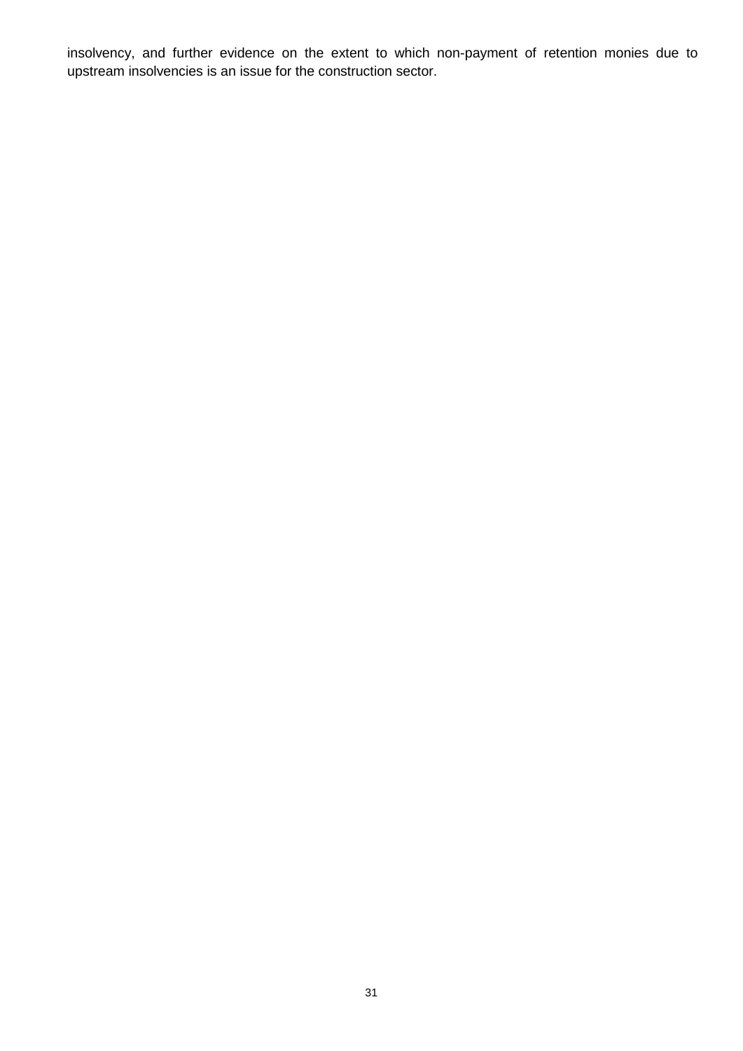insolvency, and further evidence on the extent to which non-payment of retention monies due to upstream insolvencies is an issue for the construction sector.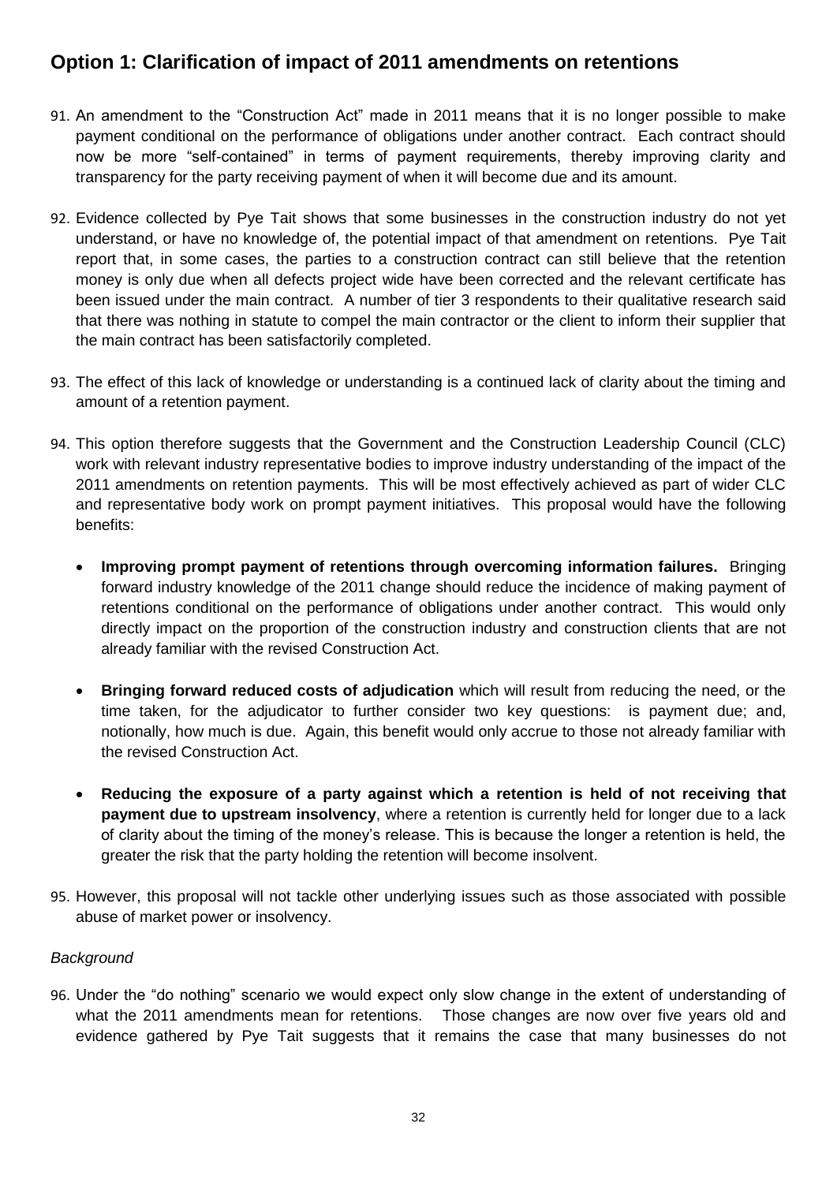## Option 1: Clarification of impact of 2011 amendments on retentions

91. An amendment to the "Construction Act" made in 2011 means that it is no longer possible to make payment conditional on the performance of obligations under another contract. Each contract should now be more "self-contained" in terms of payment requirements, thereby improving clarity and transparency for the party receiving payment of when it will become due and its amount.

92. Evidence collected by Pye Tait shows that some businesses in the construction industry do not yet understand, or have no knowledge of, the potential impact of that amendment on retentions. Pye Tait report that, in some cases, the parties to a construction contract can still believe that the retention money is only due when all defects project wide have been corrected and the relevant certificate has been issued under the main contract. A number of tier 3 respondents to their qualitative research said that there was nothing in statute to compel the main contractor or the client to inform their supplier that the main contract has been satisfactorily completed.

93. The effect of this lack of knowledge or understanding is a continued lack of clarity about the timing and amount of a retention payment.

94. This option therefore suggests that the Government and the Construction Leadership Council (CLC) work with relevant industry representative bodies to improve industry understanding of the impact of the 2011 amendments on retention payments. This will be most effectively achieved as part of wider CLC and representative body work on prompt payment initiatives. This proposal would have the following benefits:

    - **Improving prompt payment of retentions through overcoming information failures.** Bringing forward industry knowledge of the 2011 change should reduce the incidence of making payment of retentions conditional on the performance of obligations under another contract. This would only directly impact on the proportion of the construction industry and construction clients that are not already familiar with the revised Construction Act.
    - **Bringing forward reduced costs of adjudication** which will result from reducing the need, or the time taken, for the adjudicator to further consider two key questions: is payment due; and, notionally, how much is due. Again, this benefit would only accrue to those not already familiar with the revised Construction Act.
    - **Reducing the exposure of a party against which a retention is held of not receiving that payment due to upstream insolvency**, where a retention is currently held for longer due to a lack of clarity about the timing of the money's release. This is because the longer a retention is held, the greater the risk that the party holding the retention will become insolvent.

95. However, this proposal will not tackle other underlying issues such as those associated with possible abuse of market power or insolvency.

*Background*

96. Under the "do nothing" scenario we would expect only slow change in the extent of understanding of what the 2011 amendments mean for retentions. Those changes are now over five years old and evidence gathered by Pye Tait suggests that it remains the case that many businesses do not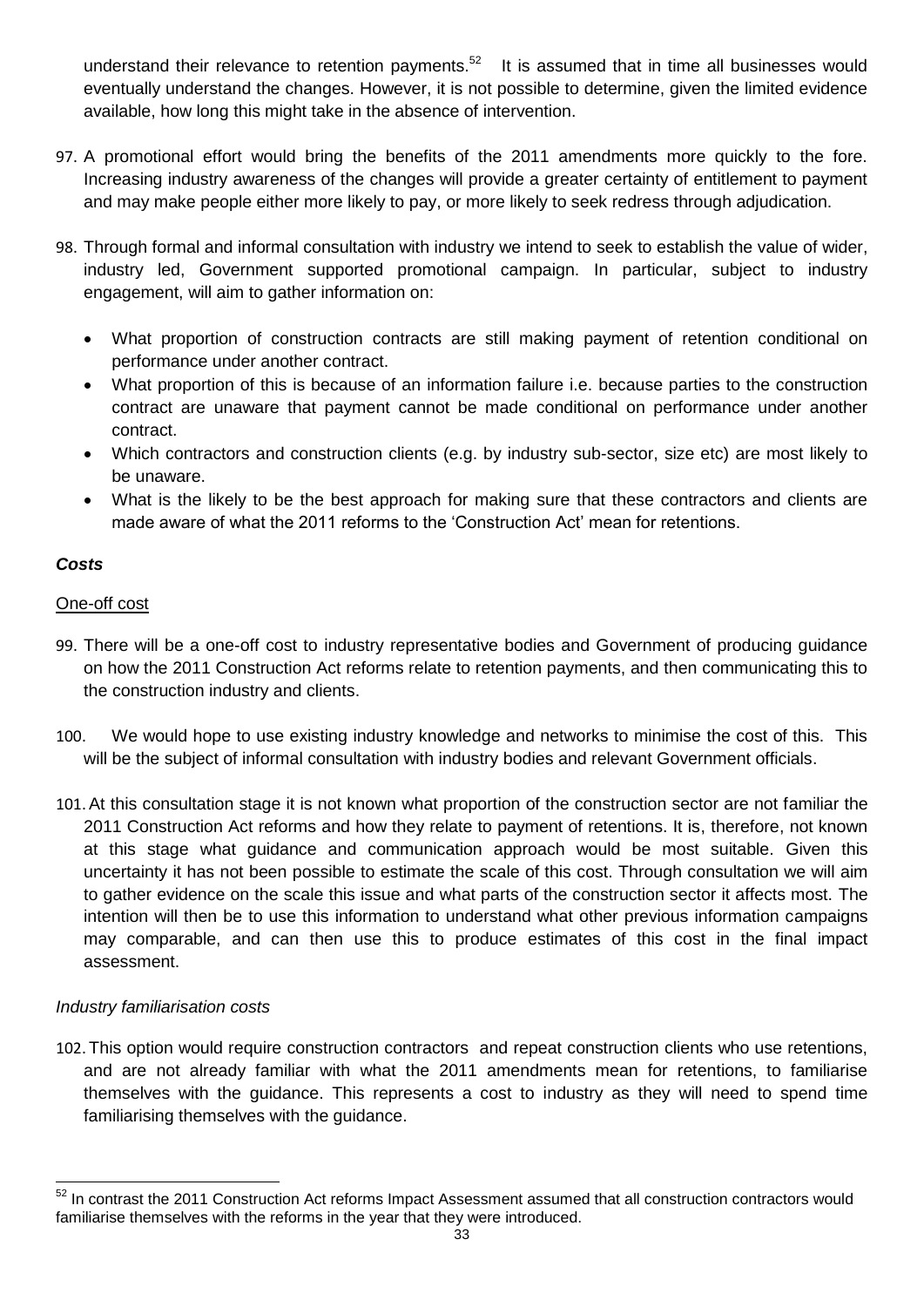understand their relevance to retention payments.[52] It is assumed that in time all businesses would eventually understand the changes. However, it is not possible to determine, given the limited evidence available, how long this might take in the absence of intervention.

97. A promotional effort would bring the benefits of the 2011 amendments more quickly to the fore. Increasing industry awareness of the changes will provide a greater certainty of entitlement to payment and may make people either more likely to pay, or more likely to seek redress through adjudication.

98. Through formal and informal consultation with industry we intend to seek to establish the value of wider, industry led, Government supported promotional campaign. In particular, subject to industry engagement, will aim to gather information on:

   - What proportion of construction contracts are still making payment of retention conditional on performance under another contract.
   - What proportion of this is because of an information failure i.e. because parties to the construction contract are unaware that payment cannot be made conditional on performance under another contract.
   - Which contractors and construction clients (e.g. by industry sub-sector, size etc) are most likely to be unaware.
   - What is the likely to be the best approach for making sure that these contractors and clients are made aware of what the 2011 reforms to the 'Construction Act' mean for retentions.

### *Costs*

One-off cost

99. There will be a one-off cost to industry representative bodies and Government of producing guidance on how the 2011 Construction Act reforms relate to retention payments, and then communicating this to the construction industry and clients.

100. We would hope to use existing industry knowledge and networks to minimise the cost of this. This will be the subject of informal consultation with industry bodies and relevant Government officials.

101. At this consultation stage it is not known what proportion of the construction sector are not familiar the 2011 Construction Act reforms and how they relate to payment of retentions. It is, therefore, not known at this stage what guidance and communication approach would be most suitable. Given this uncertainty it has not been possible to estimate the scale of this cost. Through consultation we will aim to gather evidence on the scale this issue and what parts of the construction sector it affects most. The intention will then be to use this information to understand what other previous information campaigns may comparable, and can then use this to produce estimates of this cost in the final impact assessment.

*Industry familiarisation costs*

102. This option would require construction contractors and repeat construction clients who use retentions, and are not already familiar with what the 2011 amendments mean for retentions, to familiarise themselves with the guidance. This represents a cost to industry as they will need to spend time familiarising themselves with the guidance.

[52] In contrast the 2011 Construction Act reforms Impact Assessment assumed that all construction contractors would familiarise themselves with the reforms in the year that they were introduced.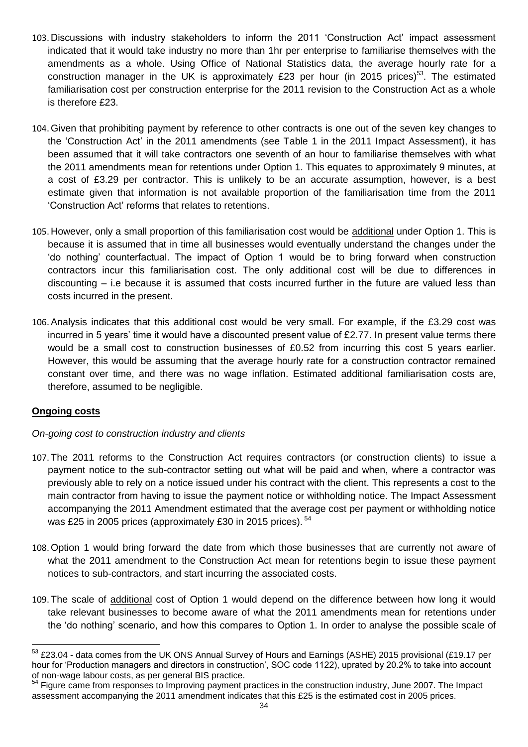103. Discussions with industry stakeholders to inform the 2011 'Construction Act' impact assessment indicated that it would take industry no more than 1hr per enterprise to familiarise themselves with the amendments as a whole. Using Office of National Statistics data, the average hourly rate for a construction manager in the UK is approximately £23 per hour (in 2015 prices)[53]. The estimated familiarisation cost per construction enterprise for the 2011 revision to the Construction Act as a whole is therefore £23.

104. Given that prohibiting payment by reference to other contracts is one out of the seven key changes to the 'Construction Act' in the 2011 amendments (see Table 1 in the 2011 Impact Assessment), it has been assumed that it will take contractors one seventh of an hour to familiarise themselves with what the 2011 amendments mean for retentions under Option 1. This equates to approximately 9 minutes, at a cost of £3.29 per contractor. This is unlikely to be an accurate assumption, however, is a best estimate given that information is not available proportion of the familiarisation time from the 2011 'Construction Act' reforms that relates to retentions.

105. However, only a small proportion of this familiarisation cost would be <u>additional</u> under Option 1. This is because it is assumed that in time all businesses would eventually understand the changes under the 'do nothing' counterfactual. The impact of Option 1 would be to bring forward when construction contractors incur this familiarisation cost. The only additional cost will be due to differences in discounting – i.e because it is assumed that costs incurred further in the future are valued less than costs incurred in the present.

106. Analysis indicates that this additional cost would be very small. For example, if the £3.29 cost was incurred in 5 years' time it would have a discounted present value of £2.77. In present value terms there would be a small cost to construction businesses of £0.52 from incurring this cost 5 years earlier. However, this would be assuming that the average hourly rate for a construction contractor remained constant over time, and there was no wage inflation. Estimated additional familiarisation costs are, therefore, assumed to be negligible.

**<u>Ongoing costs</u>**

*On-going cost to construction industry and clients*

107. The 2011 reforms to the Construction Act requires contractors (or construction clients) to issue a payment notice to the sub-contractor setting out what will be paid and when, where a contractor was previously able to rely on a notice issued under his contract with the client. This represents a cost to the main contractor from having to issue the payment notice or withholding notice. The Impact Assessment accompanying the 2011 Amendment estimated that the average cost per payment or withholding notice was £25 in 2005 prices (approximately £30 in 2015 prices). [54]

108. Option 1 would bring forward the date from which those businesses that are currently not aware of what the 2011 amendment to the Construction Act mean for retentions begin to issue these payment notices to sub-contractors, and start incurring the associated costs.

109. The scale of <u>additional</u> cost of Option 1 would depend on the difference between how long it would take relevant businesses to become aware of what the 2011 amendments mean for retentions under the 'do nothing' scenario, and how this compares to Option 1. In order to analyse the possible scale of

---

[53] £23.04 - data comes from the UK ONS Annual Survey of Hours and Earnings (ASHE) 2015 provisional (£19.17 per hour for 'Production managers and directors in construction', SOC code 1122), uprated by 20.2% to take into account of non-wage labour costs, as per general BIS practice.

[54] Figure came from responses to Improving payment practices in the construction industry, June 2007. The Impact assessment accompanying the 2011 amendment indicates that this £25 is the estimated cost in 2005 prices.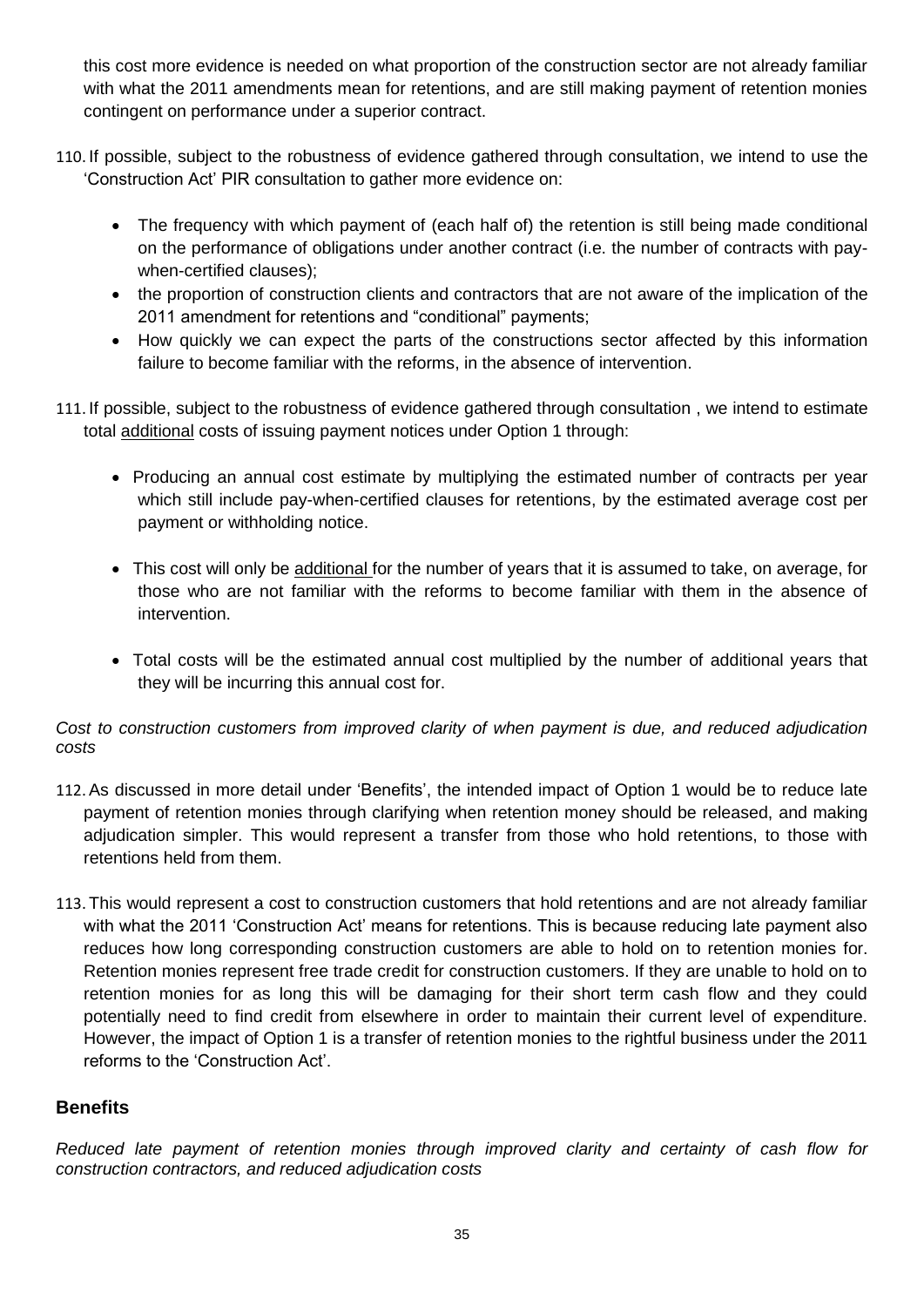this cost more evidence is needed on what proportion of the construction sector are not already familiar with what the 2011 amendments mean for retentions, and are still making payment of retention monies contingent on performance under a superior contract.

110. If possible, subject to the robustness of evidence gathered through consultation, we intend to use the 'Construction Act' PIR consultation to gather more evidence on:

- The frequency with which payment of (each half of) the retention is still being made conditional on the performance of obligations under another contract (i.e. the number of contracts with pay-when-certified clauses);
- the proportion of construction clients and contractors that are not aware of the implication of the 2011 amendment for retentions and "conditional" payments;
- How quickly we can expect the parts of the constructions sector affected by this information failure to become familiar with the reforms, in the absence of intervention.

111. If possible, subject to the robustness of evidence gathered through consultation , we intend to estimate total additional costs of issuing payment notices under Option 1 through:

- Producing an annual cost estimate by multiplying the estimated number of contracts per year which still include pay-when-certified clauses for retentions, by the estimated average cost per payment or withholding notice.
- This cost will only be additional for the number of years that it is assumed to take, on average, for those who are not familiar with the reforms to become familiar with them in the absence of intervention.
- Total costs will be the estimated annual cost multiplied by the number of additional years that they will be incurring this annual cost for.

*Cost to construction customers from improved clarity of when payment is due, and reduced adjudication costs*

112. As discussed in more detail under 'Benefits', the intended impact of Option 1 would be to reduce late payment of retention monies through clarifying when retention money should be released, and making adjudication simpler. This would represent a transfer from those who hold retentions, to those with retentions held from them.

113. This would represent a cost to construction customers that hold retentions and are not already familiar with what the 2011 'Construction Act' means for retentions. This is because reducing late payment also reduces how long corresponding construction customers are able to hold on to retention monies for. Retention monies represent free trade credit for construction customers. If they are unable to hold on to retention monies for as long this will be damaging for their short term cash flow and they could potentially need to find credit from elsewhere in order to maintain their current level of expenditure. However, the impact of Option 1 is a transfer of retention monies to the rightful business under the 2011 reforms to the 'Construction Act'.

## Benefits

*Reduced late payment of retention monies through improved clarity and certainty of cash flow for construction contractors, and reduced adjudication costs*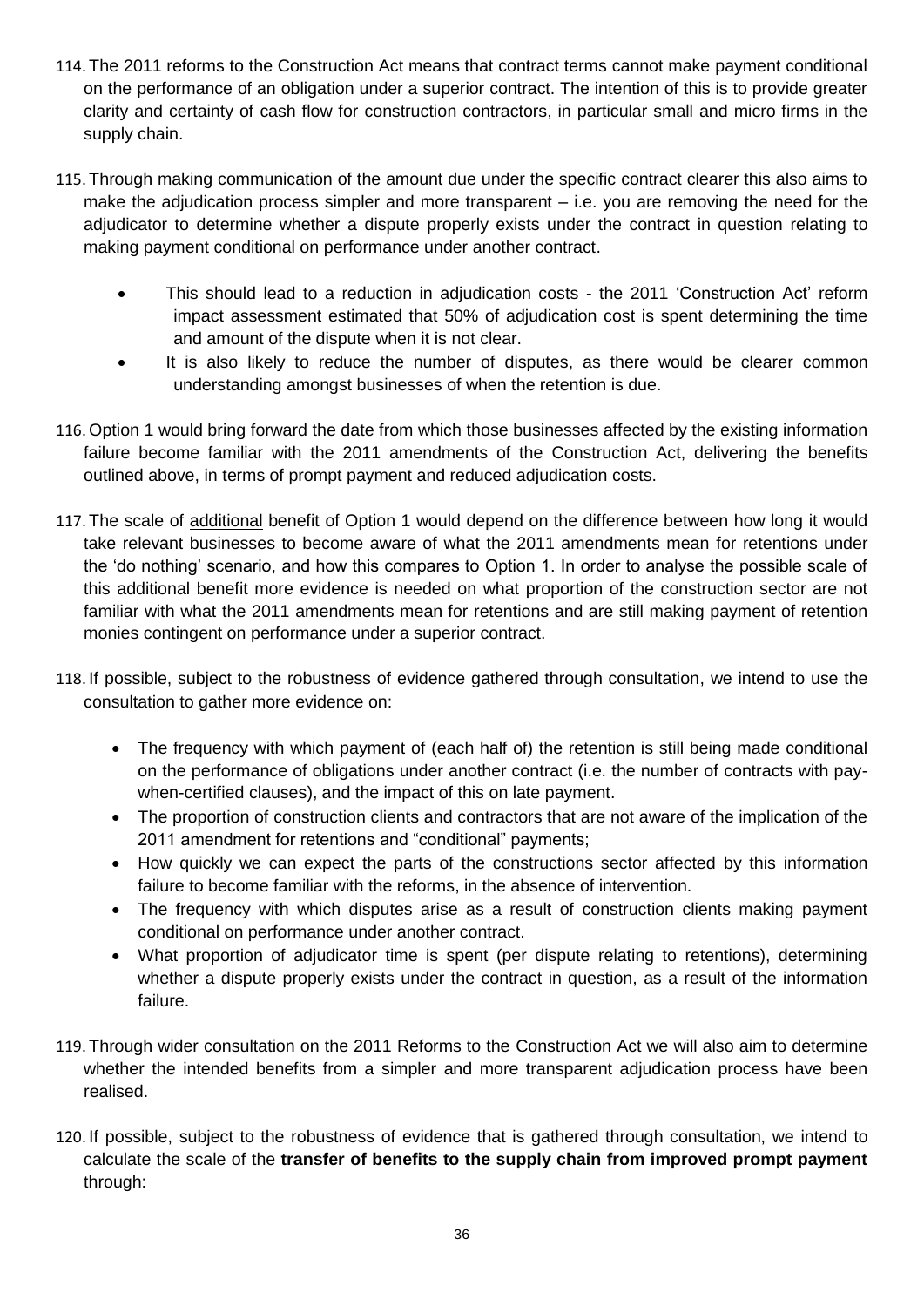114. The 2011 reforms to the Construction Act means that contract terms cannot make payment conditional on the performance of an obligation under a superior contract. The intention of this is to provide greater clarity and certainty of cash flow for construction contractors, in particular small and micro firms in the supply chain.

115. Through making communication of the amount due under the specific contract clearer this also aims to make the adjudication process simpler and more transparent – i.e. you are removing the need for the adjudicator to determine whether a dispute properly exists under the contract in question relating to making payment conditional on performance under another contract.

- This should lead to a reduction in adjudication costs - the 2011 'Construction Act' reform impact assessment estimated that 50% of adjudication cost is spent determining the time and amount of the dispute when it is not clear.
- It is also likely to reduce the number of disputes, as there would be clearer common understanding amongst businesses of when the retention is due.

116. Option 1 would bring forward the date from which those businesses affected by the existing information failure become familiar with the 2011 amendments of the Construction Act, delivering the benefits outlined above, in terms of prompt payment and reduced adjudication costs.

117. The scale of <u>additional</u> benefit of Option 1 would depend on the difference between how long it would take relevant businesses to become aware of what the 2011 amendments mean for retentions under the 'do nothing' scenario, and how this compares to Option 1. In order to analyse the possible scale of this additional benefit more evidence is needed on what proportion of the construction sector are not familiar with what the 2011 amendments mean for retentions and are still making payment of retention monies contingent on performance under a superior contract.

118. If possible, subject to the robustness of evidence gathered through consultation, we intend to use the consultation to gather more evidence on:

- The frequency with which payment of (each half of) the retention is still being made conditional on the performance of obligations under another contract (i.e. the number of contracts with pay-when-certified clauses), and the impact of this on late payment.
- The proportion of construction clients and contractors that are not aware of the implication of the 2011 amendment for retentions and "conditional" payments;
- How quickly we can expect the parts of the constructions sector affected by this information failure to become familiar with the reforms, in the absence of intervention.
- The frequency with which disputes arise as a result of construction clients making payment conditional on performance under another contract.
- What proportion of adjudicator time is spent (per dispute relating to retentions), determining whether a dispute properly exists under the contract in question, as a result of the information failure.

119. Through wider consultation on the 2011 Reforms to the Construction Act we will also aim to determine whether the intended benefits from a simpler and more transparent adjudication process have been realised.

120. If possible, subject to the robustness of evidence that is gathered through consultation, we intend to calculate the scale of the **transfer of benefits to the supply chain from improved prompt payment** through: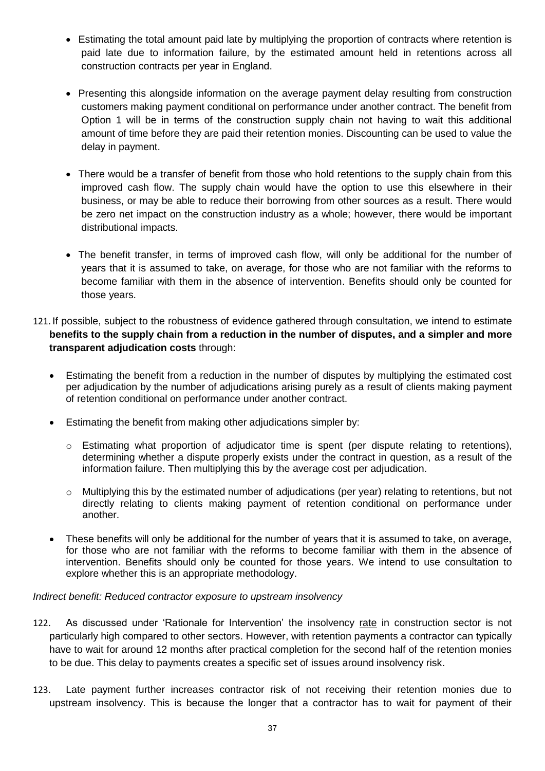- Estimating the total amount paid late by multiplying the proportion of contracts where retention is paid late due to information failure, by the estimated amount held in retentions across all construction contracts per year in England.

- Presenting this alongside information on the average payment delay resulting from construction customers making payment conditional on performance under another contract. The benefit from Option 1 will be in terms of the construction supply chain not having to wait this additional amount of time before they are paid their retention monies. Discounting can be used to value the delay in payment.

- There would be a transfer of benefit from those who hold retentions to the supply chain from this improved cash flow. The supply chain would have the option to use this elsewhere in their business, or may be able to reduce their borrowing from other sources as a result. There would be zero net impact on the construction industry as a whole; however, there would be important distributional impacts.

- The benefit transfer, in terms of improved cash flow, will only be additional for the number of years that it is assumed to take, on average, for those who are not familiar with the reforms to become familiar with them in the absence of intervention. Benefits should only be counted for those years.

121. If possible, subject to the robustness of evidence gathered through consultation, we intend to estimate **benefits to the supply chain from a reduction in the number of disputes, and a simpler and more transparent adjudication costs** through:

- Estimating the benefit from a reduction in the number of disputes by multiplying the estimated cost per adjudication by the number of adjudications arising purely as a result of clients making payment of retention conditional on performance under another contract.
- Estimating the benefit from making other adjudications simpler by:
  - Estimating what proportion of adjudicator time is spent (per dispute relating to retentions), determining whether a dispute properly exists under the contract in question, as a result of the information failure. Then multiplying this by the average cost per adjudication.
  - Multiplying this by the estimated number of adjudications (per year) relating to retentions, but not directly relating to clients making payment of retention conditional on performance under another.
- These benefits will only be additional for the number of years that it is assumed to take, on average, for those who are not familiar with the reforms to become familiar with them in the absence of intervention. Benefits should only be counted for those years. We intend to use consultation to explore whether this is an appropriate methodology.

*Indirect benefit: Reduced contractor exposure to upstream insolvency*

122. As discussed under 'Rationale for Intervention' the insolvency rate in construction sector is not particularly high compared to other sectors. However, with retention payments a contractor can typically have to wait for around 12 months after practical completion for the second half of the retention monies to be due. This delay to payments creates a specific set of issues around insolvency risk.

123. Late payment further increases contractor risk of not receiving their retention monies due to upstream insolvency. This is because the longer that a contractor has to wait for payment of their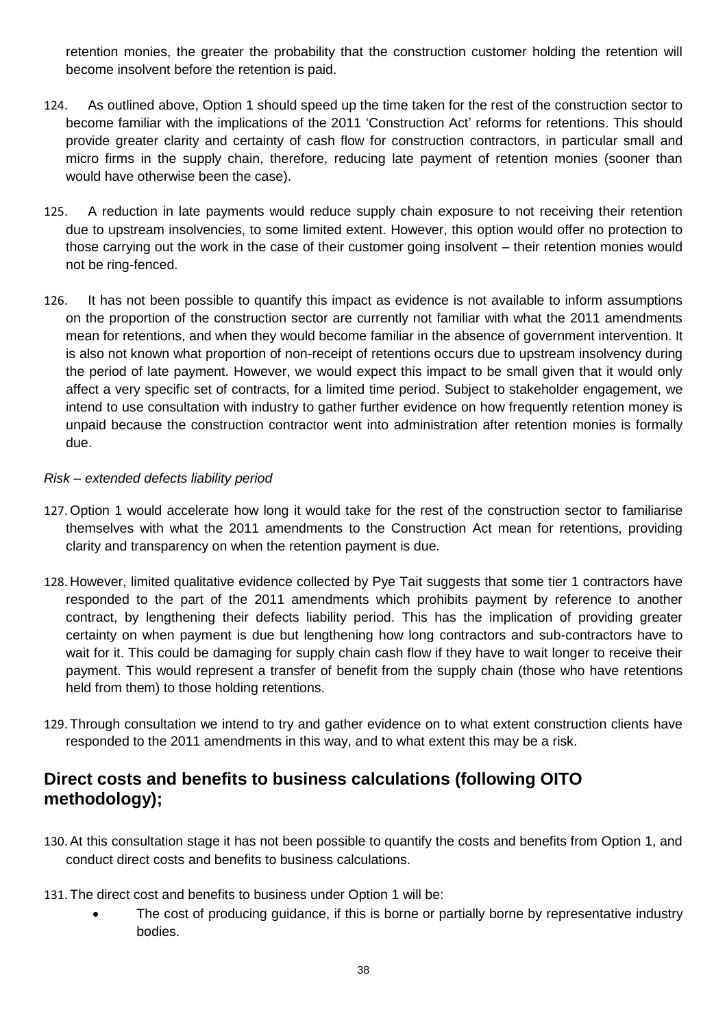retention monies, the greater the probability that the construction customer holding the retention will become insolvent before the retention is paid.

124. As outlined above, Option 1 should speed up the time taken for the rest of the construction sector to become familiar with the implications of the 2011 'Construction Act' reforms for retentions. This should provide greater clarity and certainty of cash flow for construction contractors, in particular small and micro firms in the supply chain, therefore, reducing late payment of retention monies (sooner than would have otherwise been the case).

125. A reduction in late payments would reduce supply chain exposure to not receiving their retention due to upstream insolvencies, to some limited extent. However, this option would offer no protection to those carrying out the work in the case of their customer going insolvent – their retention monies would not be ring-fenced.

126. It has not been possible to quantify this impact as evidence is not available to inform assumptions on the proportion of the construction sector are currently not familiar with what the 2011 amendments mean for retentions, and when they would become familiar in the absence of government intervention. It is also not known what proportion of non-receipt of retentions occurs due to upstream insolvency during the period of late payment. However, we would expect this impact to be small given that it would only affect a very specific set of contracts, for a limited time period. Subject to stakeholder engagement, we intend to use consultation with industry to gather further evidence on how frequently retention money is unpaid because the construction contractor went into administration after retention monies is formally due.

*Risk – extended defects liability period*

127. Option 1 would accelerate how long it would take for the rest of the construction sector to familiarise themselves with what the 2011 amendments to the Construction Act mean for retentions, providing clarity and transparency on when the retention payment is due.

128. However, limited qualitative evidence collected by Pye Tait suggests that some tier 1 contractors have responded to the part of the 2011 amendments which prohibits payment by reference to another contract, by lengthening their defects liability period. This has the implication of providing greater certainty on when payment is due but lengthening how long contractors and sub-contractors have to wait for it. This could be damaging for supply chain cash flow if they have to wait longer to receive their payment. This would represent a transfer of benefit from the supply chain (those who have retentions held from them) to those holding retentions.

129. Through consultation we intend to try and gather evidence on to what extent construction clients have responded to the 2011 amendments in this way, and to what extent this may be a risk.

## Direct costs and benefits to business calculations (following OITO methodology);

130. At this consultation stage it has not been possible to quantify the costs and benefits from Option 1, and conduct direct costs and benefits to business calculations.

131. The direct cost and benefits to business under Option 1 will be:

- The cost of producing guidance, if this is borne or partially borne by representative industry bodies.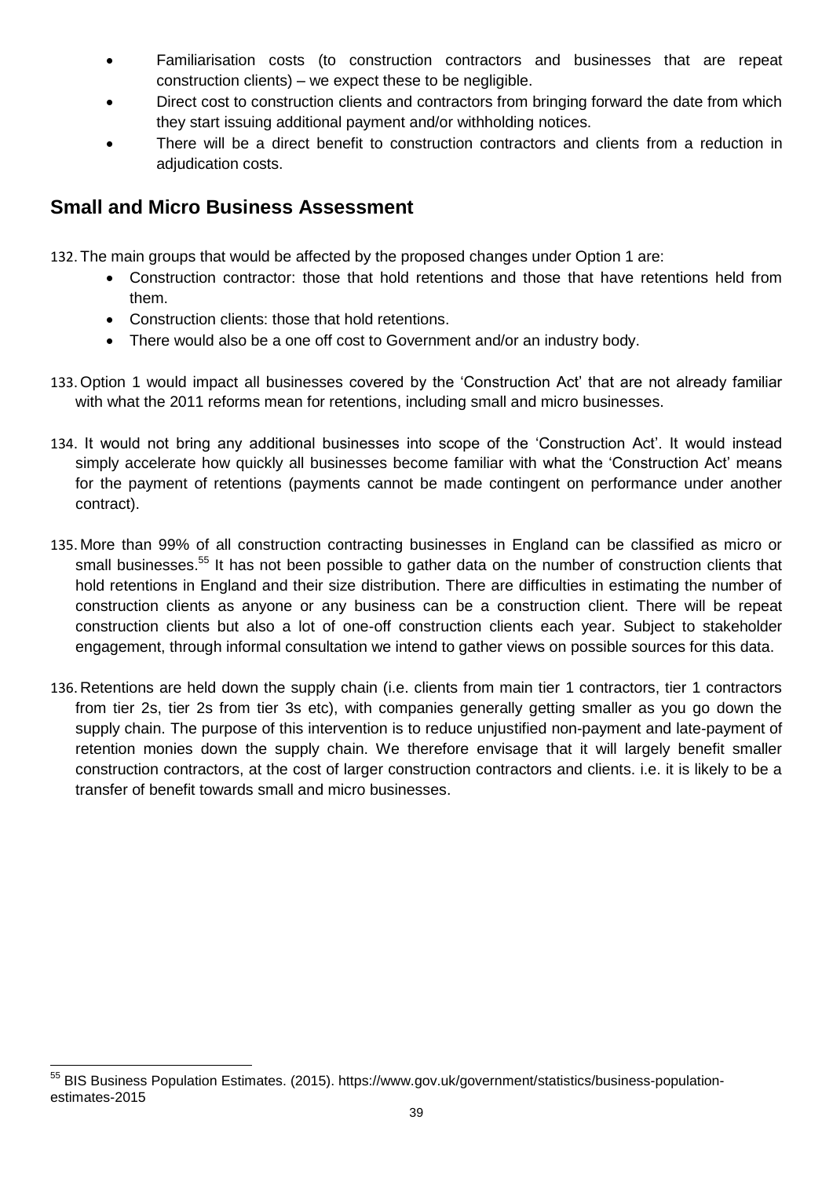- Familiarisation costs (to construction contractors and businesses that are repeat construction clients) – we expect these to be negligible.
- Direct cost to construction clients and contractors from bringing forward the date from which they start issuing additional payment and/or withholding notices.
- There will be a direct benefit to construction contractors and clients from a reduction in adjudication costs.

## Small and Micro Business Assessment

132. The main groups that would be affected by the proposed changes under Option 1 are:
    - Construction contractor: those that hold retentions and those that have retentions held from them.
    - Construction clients: those that hold retentions.
    - There would also be a one off cost to Government and/or an industry body.

133. Option 1 would impact all businesses covered by the 'Construction Act' that are not already familiar with what the 2011 reforms mean for retentions, including small and micro businesses.

134. It would not bring any additional businesses into scope of the 'Construction Act'. It would instead simply accelerate how quickly all businesses become familiar with what the 'Construction Act' means for the payment of retentions (payments cannot be made contingent on performance under another contract).

135. More than 99% of all construction contracting businesses in England can be classified as micro or small businesses.[55] It has not been possible to gather data on the number of construction clients that hold retentions in England and their size distribution. There are difficulties in estimating the number of construction clients as anyone or any business can be a construction client. There will be repeat construction clients but also a lot of one-off construction clients each year. Subject to stakeholder engagement, through informal consultation we intend to gather views on possible sources for this data.

136. Retentions are held down the supply chain (i.e. clients from main tier 1 contractors, tier 1 contractors from tier 2s, tier 2s from tier 3s etc), with companies generally getting smaller as you go down the supply chain. The purpose of this intervention is to reduce unjustified non-payment and late-payment of retention monies down the supply chain. We therefore envisage that it will largely benefit smaller construction contractors, at the cost of larger construction contractors and clients. i.e. it is likely to be a transfer of benefit towards small and micro businesses.

[55] BIS Business Population Estimates. (2015). https://www.gov.uk/government/statistics/business-population-estimates-2015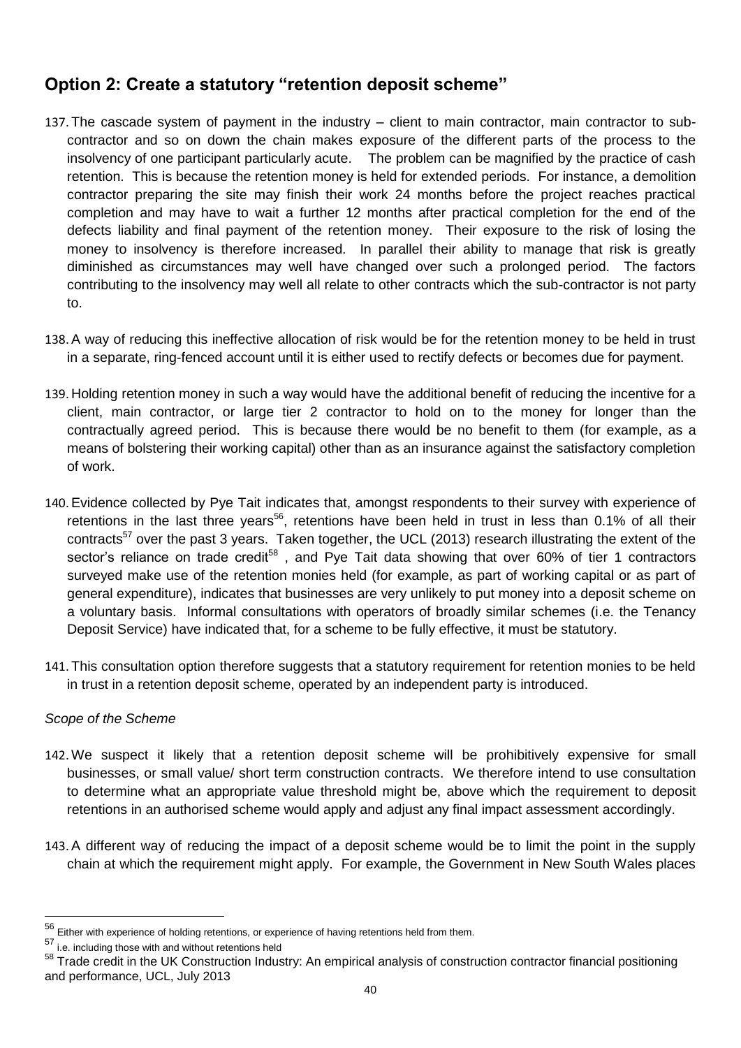## Option 2: Create a statutory "retention deposit scheme"

137. The cascade system of payment in the industry – client to main contractor, main contractor to sub-contractor and so on down the chain makes exposure of the different parts of the process to the insolvency of one participant particularly acute. The problem can be magnified by the practice of cash retention. This is because the retention money is held for extended periods. For instance, a demolition contractor preparing the site may finish their work 24 months before the project reaches practical completion and may have to wait a further 12 months after practical completion for the end of the defects liability and final payment of the retention money. Their exposure to the risk of losing the money to insolvency is therefore increased. In parallel their ability to manage that risk is greatly diminished as circumstances may well have changed over such a prolonged period. The factors contributing to the insolvency may well all relate to other contracts which the sub-contractor is not party to.

138. A way of reducing this ineffective allocation of risk would be for the retention money to be held in trust in a separate, ring-fenced account until it is either used to rectify defects or becomes due for payment.

139. Holding retention money in such a way would have the additional benefit of reducing the incentive for a client, main contractor, or large tier 2 contractor to hold on to the money for longer than the contractually agreed period. This is because there would be no benefit to them (for example, as a means of bolstering their working capital) other than as an insurance against the satisfactory completion of work.

140. Evidence collected by Pye Tait indicates that, amongst respondents to their survey with experience of retentions in the last three years[56], retentions have been held in trust in less than 0.1% of all their contracts[57] over the past 3 years. Taken together, the UCL (2013) research illustrating the extent of the sector's reliance on trade credit[58] , and Pye Tait data showing that over 60% of tier 1 contractors surveyed make use of the retention monies held (for example, as part of working capital or as part of general expenditure), indicates that businesses are very unlikely to put money into a deposit scheme on a voluntary basis. Informal consultations with operators of broadly similar schemes (i.e. the Tenancy Deposit Service) have indicated that, for a scheme to be fully effective, it must be statutory.

141. This consultation option therefore suggests that a statutory requirement for retention monies to be held in trust in a retention deposit scheme, operated by an independent party is introduced.

*Scope of the Scheme*

142. We suspect it likely that a retention deposit scheme will be prohibitively expensive for small businesses, or small value/ short term construction contracts. We therefore intend to use consultation to determine what an appropriate value threshold might be, above which the requirement to deposit retentions in an authorised scheme would apply and adjust any final impact assessment accordingly.

143. A different way of reducing the impact of a deposit scheme would be to limit the point in the supply chain at which the requirement might apply. For example, the Government in New South Wales places

---

[56] Either with experience of holding retentions, or experience of having retentions held from them.

[57] i.e. including those with and without retentions held

[58] Trade credit in the UK Construction Industry: An empirical analysis of construction contractor financial positioning and performance, UCL, July 2013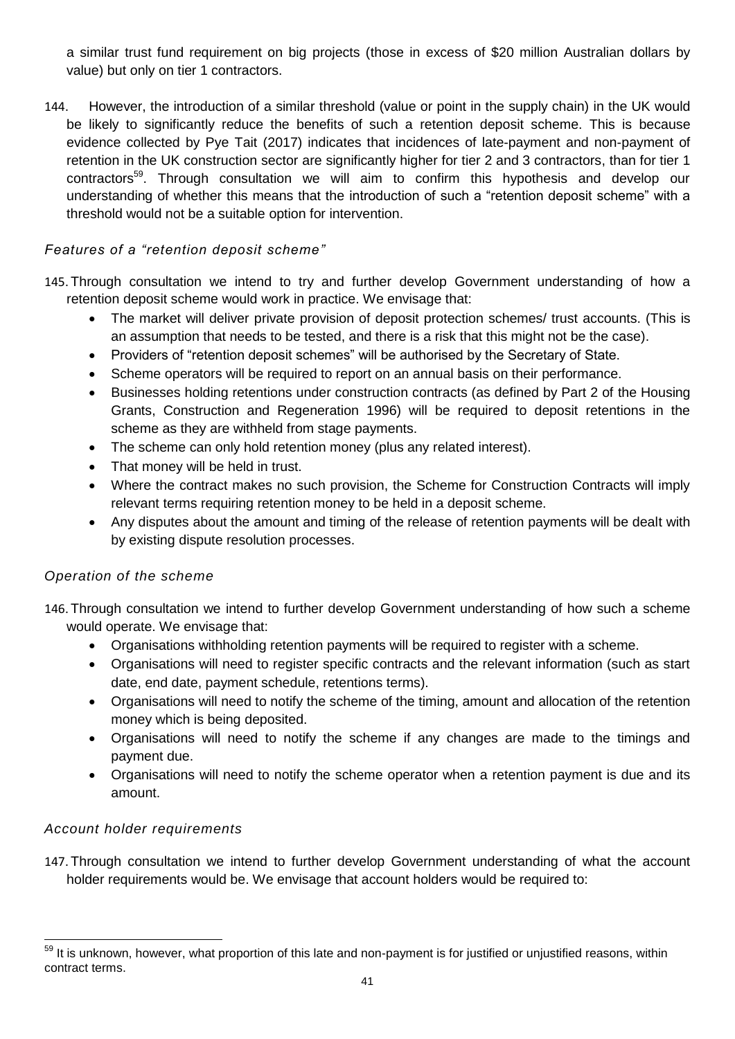a similar trust fund requirement on big projects (those in excess of $20 million Australian dollars by value) but only on tier 1 contractors.

144. However, the introduction of a similar threshold (value or point in the supply chain) in the UK would be likely to significantly reduce the benefits of such a retention deposit scheme. This is because evidence collected by Pye Tait (2017) indicates that incidences of late-payment and non-payment of retention in the UK construction sector are significantly higher for tier 2 and 3 contractors, than for tier 1 contractors[59]. Through consultation we will aim to confirm this hypothesis and develop our understanding of whether this means that the introduction of such a "retention deposit scheme" with a threshold would not be a suitable option for intervention.

### *Features of a "retention deposit scheme"*

145. Through consultation we intend to try and further develop Government understanding of how a retention deposit scheme would work in practice. We envisage that:

- The market will deliver private provision of deposit protection schemes/ trust accounts. (This is an assumption that needs to be tested, and there is a risk that this might not be the case).
- Providers of "retention deposit schemes" will be authorised by the Secretary of State.
- Scheme operators will be required to report on an annual basis on their performance.
- Businesses holding retentions under construction contracts (as defined by Part 2 of the Housing Grants, Construction and Regeneration 1996) will be required to deposit retentions in the scheme as they are withheld from stage payments.
- The scheme can only hold retention money (plus any related interest).
- That money will be held in trust.
- Where the contract makes no such provision, the Scheme for Construction Contracts will imply relevant terms requiring retention money to be held in a deposit scheme.
- Any disputes about the amount and timing of the release of retention payments will be dealt with by existing dispute resolution processes.

### *Operation of the scheme*

146. Through consultation we intend to further develop Government understanding of how such a scheme would operate. We envisage that:

- Organisations withholding retention payments will be required to register with a scheme.
- Organisations will need to register specific contracts and the relevant information (such as start date, end date, payment schedule, retentions terms).
- Organisations will need to notify the scheme of the timing, amount and allocation of the retention money which is being deposited.
- Organisations will need to notify the scheme if any changes are made to the timings and payment due.
- Organisations will need to notify the scheme operator when a retention payment is due and its amount.

### *Account holder requirements*

147. Through consultation we intend to further develop Government understanding of what the account holder requirements would be. We envisage that account holders would be required to:

---

[59] It is unknown, however, what proportion of this late and non-payment is for justified or unjustified reasons, within contract terms.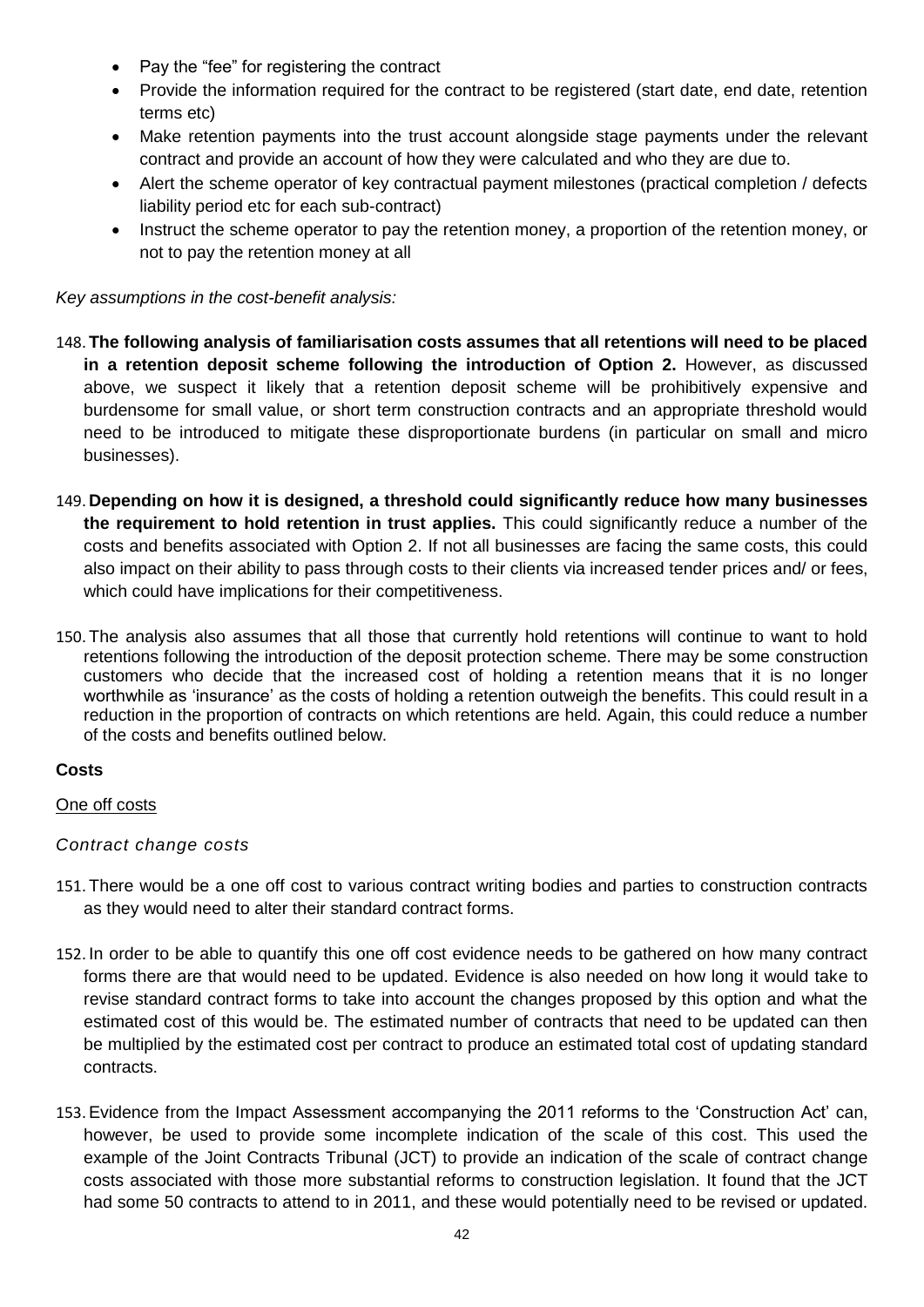- Pay the "fee" for registering the contract
- Provide the information required for the contract to be registered (start date, end date, retention terms etc)
- Make retention payments into the trust account alongside stage payments under the relevant contract and provide an account of how they were calculated and who they are due to.
- Alert the scheme operator of key contractual payment milestones (practical completion / defects liability period etc for each sub-contract)
- Instruct the scheme operator to pay the retention money, a proportion of the retention money, or not to pay the retention money at all

*Key assumptions in the cost-benefit analysis:*

148. **The following analysis of familiarisation costs assumes that all retentions will need to be placed in a retention deposit scheme following the introduction of Option 2.** However, as discussed above, we suspect it likely that a retention deposit scheme will be prohibitively expensive and burdensome for small value, or short term construction contracts and an appropriate threshold would need to be introduced to mitigate these disproportionate burdens (in particular on small and micro businesses).

149. **Depending on how it is designed, a threshold could significantly reduce how many businesses the requirement to hold retention in trust applies.** This could significantly reduce a number of the costs and benefits associated with Option 2. If not all businesses are facing the same costs, this could also impact on their ability to pass through costs to their clients via increased tender prices and/ or fees, which could have implications for their competitiveness.

150. The analysis also assumes that all those that currently hold retentions will continue to want to hold retentions following the introduction of the deposit protection scheme. There may be some construction customers who decide that the increased cost of holding a retention means that it is no longer worthwhile as 'insurance' as the costs of holding a retention outweigh the benefits. This could result in a reduction in the proportion of contracts on which retentions are held. Again, this could reduce a number of the costs and benefits outlined below.

**Costs**

One off costs

*Contract change costs*

151. There would be a one off cost to various contract writing bodies and parties to construction contracts as they would need to alter their standard contract forms.

152. In order to be able to quantify this one off cost evidence needs to be gathered on how many contract forms there are that would need to be updated. Evidence is also needed on how long it would take to revise standard contract forms to take into account the changes proposed by this option and what the estimated cost of this would be. The estimated number of contracts that need to be updated can then be multiplied by the estimated cost per contract to produce an estimated total cost of updating standard contracts.

153. Evidence from the Impact Assessment accompanying the 2011 reforms to the 'Construction Act' can, however, be used to provide some incomplete indication of the scale of this cost. This used the example of the Joint Contracts Tribunal (JCT) to provide an indication of the scale of contract change costs associated with those more substantial reforms to construction legislation. It found that the JCT had some 50 contracts to attend to in 2011, and these would potentially need to be revised or updated.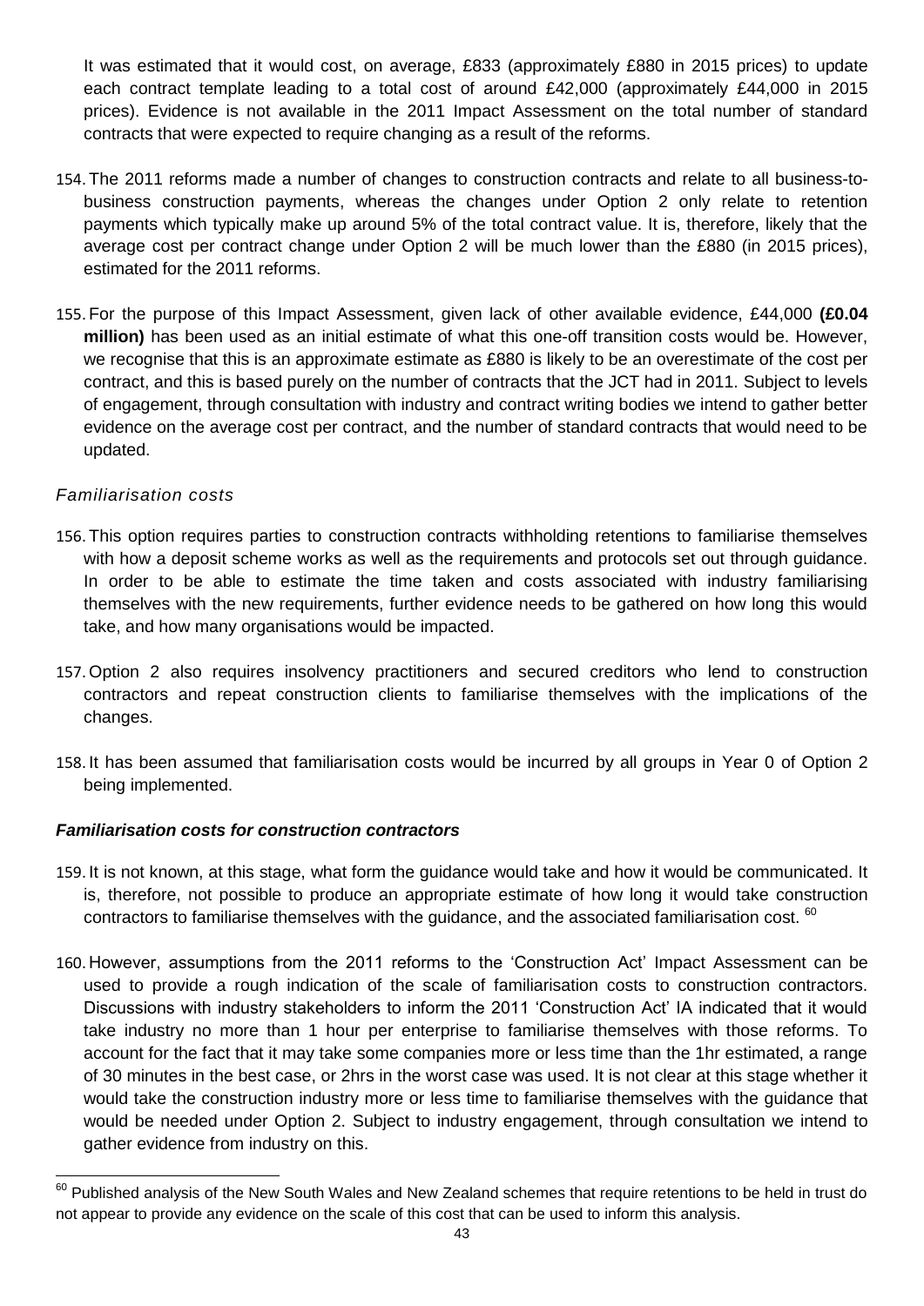It was estimated that it would cost, on average, £833 (approximately £880 in 2015 prices) to update each contract template leading to a total cost of around £42,000 (approximately £44,000 in 2015 prices). Evidence is not available in the 2011 Impact Assessment on the total number of standard contracts that were expected to require changing as a result of the reforms.

154. The 2011 reforms made a number of changes to construction contracts and relate to all business-to-business construction payments, whereas the changes under Option 2 only relate to retention payments which typically make up around 5% of the total contract value. It is, therefore, likely that the average cost per contract change under Option 2 will be much lower than the £880 (in 2015 prices), estimated for the 2011 reforms.

155. For the purpose of this Impact Assessment, given lack of other available evidence, £44,000 **(£0.04 million)** has been used as an initial estimate of what this one-off transition costs would be. However, we recognise that this is an approximate estimate as £880 is likely to be an overestimate of the cost per contract, and this is based purely on the number of contracts that the JCT had in 2011. Subject to levels of engagement, through consultation with industry and contract writing bodies we intend to gather better evidence on the average cost per contract, and the number of standard contracts that would need to be updated.

*Familiarisation costs*

156. This option requires parties to construction contracts withholding retentions to familiarise themselves with how a deposit scheme works as well as the requirements and protocols set out through guidance. In order to be able to estimate the time taken and costs associated with industry familiarising themselves with the new requirements, further evidence needs to be gathered on how long this would take, and how many organisations would be impacted.

157. Option 2 also requires insolvency practitioners and secured creditors who lend to construction contractors and repeat construction clients to familiarise themselves with the implications of the changes.

158. It has been assumed that familiarisation costs would be incurred by all groups in Year 0 of Option 2 being implemented.

***Familiarisation costs for construction contractors***

159. It is not known, at this stage, what form the guidance would take and how it would be communicated. It is, therefore, not possible to produce an appropriate estimate of how long it would take construction contractors to familiarise themselves with the guidance, and the associated familiarisation cost. [60]

160. However, assumptions from the 2011 reforms to the 'Construction Act' Impact Assessment can be used to provide a rough indication of the scale of familiarisation costs to construction contractors. Discussions with industry stakeholders to inform the 2011 'Construction Act' IA indicated that it would take industry no more than 1 hour per enterprise to familiarise themselves with those reforms. To account for the fact that it may take some companies more or less time than the 1hr estimated, a range of 30 minutes in the best case, or 2hrs in the worst case was used. It is not clear at this stage whether it would take the construction industry more or less time to familiarise themselves with the guidance that would be needed under Option 2. Subject to industry engagement, through consultation we intend to gather evidence from industry on this.

[60] Published analysis of the New South Wales and New Zealand schemes that require retentions to be held in trust do not appear to provide any evidence on the scale of this cost that can be used to inform this analysis.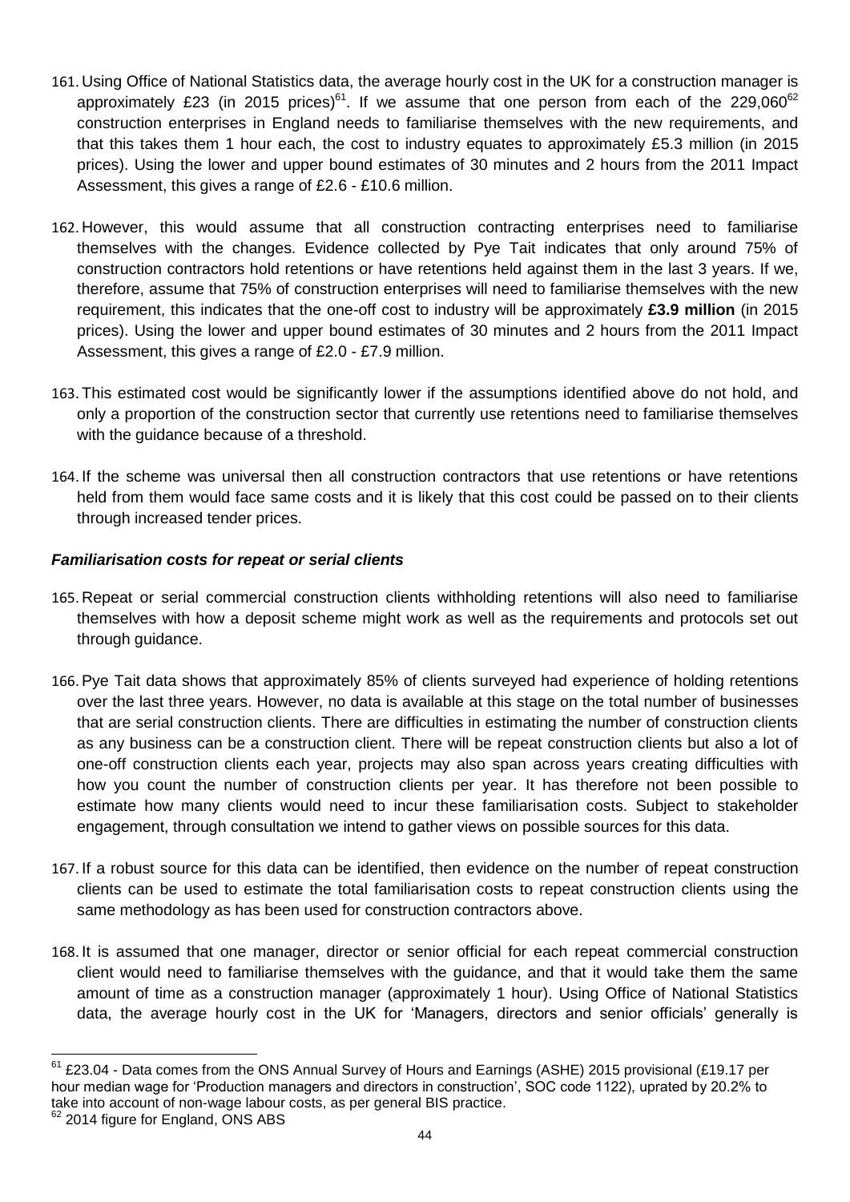161. Using Office of National Statistics data, the average hourly cost in the UK for a construction manager is approximately £23 (in 2015 prices)[61]. If we assume that one person from each of the 229,060[62] construction enterprises in England needs to familiarise themselves with the new requirements, and that this takes them 1 hour each, the cost to industry equates to approximately £5.3 million (in 2015 prices). Using the lower and upper bound estimates of 30 minutes and 2 hours from the 2011 Impact Assessment, this gives a range of £2.6 - £10.6 million.

162. However, this would assume that all construction contracting enterprises need to familiarise themselves with the changes. Evidence collected by Pye Tait indicates that only around 75% of construction contractors hold retentions or have retentions held against them in the last 3 years. If we, therefore, assume that 75% of construction enterprises will need to familiarise themselves with the new requirement, this indicates that the one-off cost to industry will be approximately **£3.9 million** (in 2015 prices). Using the lower and upper bound estimates of 30 minutes and 2 hours from the 2011 Impact Assessment, this gives a range of £2.0 - £7.9 million.

163. This estimated cost would be significantly lower if the assumptions identified above do not hold, and only a proportion of the construction sector that currently use retentions need to familiarise themselves with the guidance because of a threshold.

164. If the scheme was universal then all construction contractors that use retentions or have retentions held from them would face same costs and it is likely that this cost could be passed on to their clients through increased tender prices.

***Familiarisation costs for repeat or serial clients***

165. Repeat or serial commercial construction clients withholding retentions will also need to familiarise themselves with how a deposit scheme might work as well as the requirements and protocols set out through guidance.

166. Pye Tait data shows that approximately 85% of clients surveyed had experience of holding retentions over the last three years. However, no data is available at this stage on the total number of businesses that are serial construction clients. There are difficulties in estimating the number of construction clients as any business can be a construction client. There will be repeat construction clients but also a lot of one-off construction clients each year, projects may also span across years creating difficulties with how you count the number of construction clients per year. It has therefore not been possible to estimate how many clients would need to incur these familiarisation costs. Subject to stakeholder engagement, through consultation we intend to gather views on possible sources for this data.

167. If a robust source for this data can be identified, then evidence on the number of repeat construction clients can be used to estimate the total familiarisation costs to repeat construction clients using the same methodology as has been used for construction contractors above.

168. It is assumed that one manager, director or senior official for each repeat commercial construction client would need to familiarise themselves with the guidance, and that it would take them the same amount of time as a construction manager (approximately 1 hour). Using Office of National Statistics data, the average hourly cost in the UK for 'Managers, directors and senior officials' generally is

---

[61] £23.04 - Data comes from the ONS Annual Survey of Hours and Earnings (ASHE) 2015 provisional (£19.17 per hour median wage for 'Production managers and directors in construction', SOC code 1122), uprated by 20.2% to take into account of non-wage labour costs, as per general BIS practice.

[62] 2014 figure for England, ONS ABS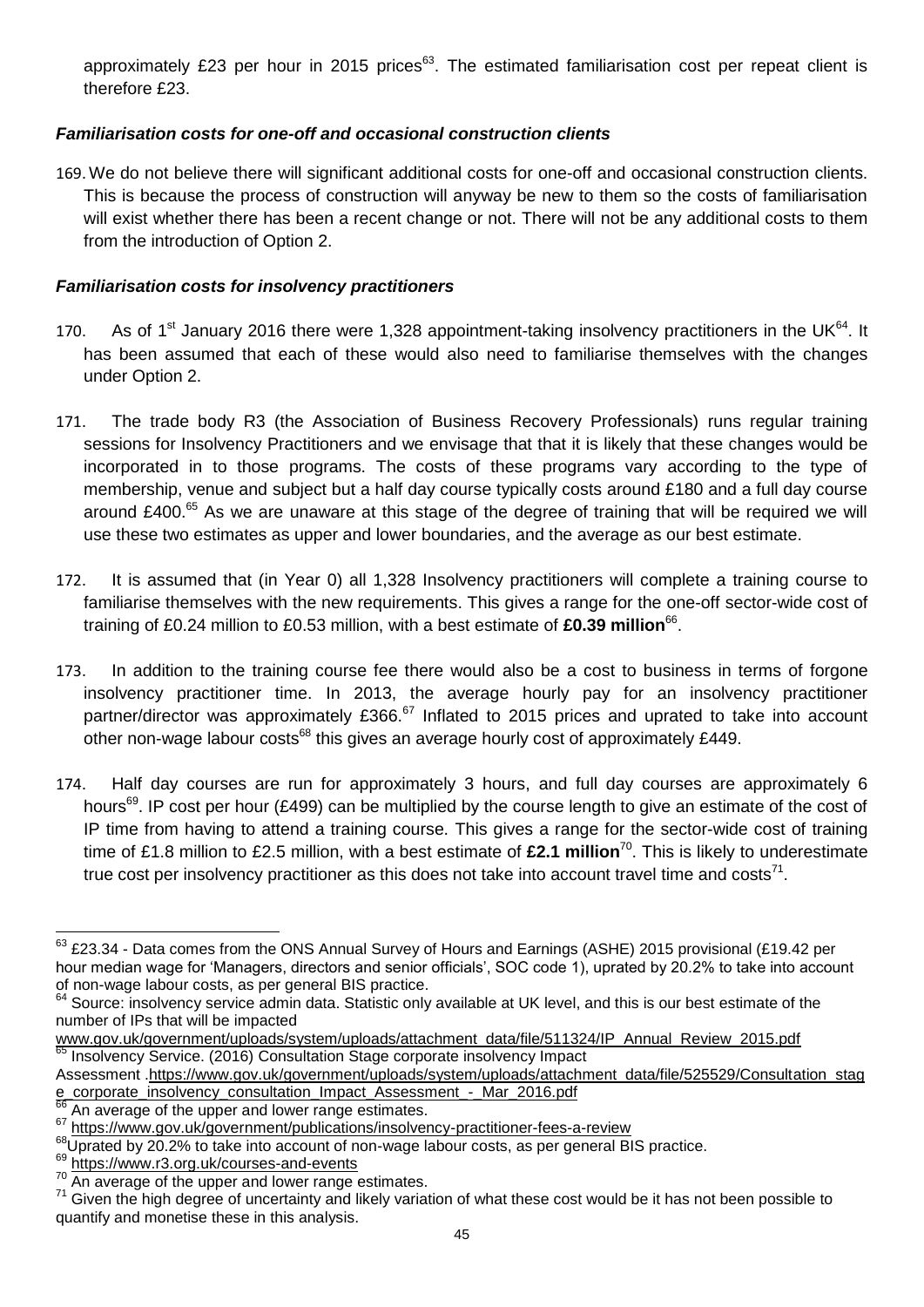approximately £23 per hour in 2015 prices[63]. The estimated familiarisation cost per repeat client is therefore £23.

### *Familiarisation costs for one-off and occasional construction clients*

169. We do not believe there will significant additional costs for one-off and occasional construction clients. This is because the process of construction will anyway be new to them so the costs of familiarisation will exist whether there has been a recent change or not. There will not be any additional costs to them from the introduction of Option 2.

### *Familiarisation costs for insolvency practitioners*

170. As of 1st January 2016 there were 1,328 appointment-taking insolvency practitioners in the UK[64]. It has been assumed that each of these would also need to familiarise themselves with the changes under Option 2.

171. The trade body R3 (the Association of Business Recovery Professionals) runs regular training sessions for Insolvency Practitioners and we envisage that that it is likely that these changes would be incorporated in to those programs. The costs of these programs vary according to the type of membership, venue and subject but a half day course typically costs around £180 and a full day course around £400.[65] As we are unaware at this stage of the degree of training that will be required we will use these two estimates as upper and lower boundaries, and the average as our best estimate.

172. It is assumed that (in Year 0) all 1,328 Insolvency practitioners will complete a training course to familiarise themselves with the new requirements. This gives a range for the one-off sector-wide cost of training of £0.24 million to £0.53 million, with a best estimate of **£0.39 million**[66].

173. In addition to the training course fee there would also be a cost to business in terms of forgone insolvency practitioner time. In 2013, the average hourly pay for an insolvency practitioner partner/director was approximately £366.[67] Inflated to 2015 prices and uprated to take into account other non-wage labour costs[68] this gives an average hourly cost of approximately £449.

174. Half day courses are run for approximately 3 hours, and full day courses are approximately 6 hours[69]. IP cost per hour (£499) can be multiplied by the course length to give an estimate of the cost of IP time from having to attend a training course. This gives a range for the sector-wide cost of training time of £1.8 million to £2.5 million, with a best estimate of **£2.1 million**[70]. This is likely to underestimate true cost per insolvency practitioner as this does not take into account travel time and costs[71].

---

[63] £23.34 - Data comes from the ONS Annual Survey of Hours and Earnings (ASHE) 2015 provisional (£19.42 per hour median wage for 'Managers, directors and senior officials', SOC code 1), uprated by 20.2% to take into account of non-wage labour costs, as per general BIS practice.

[64] Source: insolvency service admin data. Statistic only available at UK level, and this is our best estimate of the number of IPs that will be impacted www.gov.uk/government/uploads/system/uploads/attachment_data/file/511324/IP_Annual_Review_2015.pdf

[65] Insolvency Service. (2016) Consultation Stage corporate insolvency Impact Assessment .https://www.gov.uk/government/uploads/system/uploads/attachment_data/file/525529/Consultation_stage_corporate_insolvency_consultation_Impact_Assessment_-_Mar_2016.pdf

[66] An average of the upper and lower range estimates.

[67] https://www.gov.uk/government/publications/insolvency-practitioner-fees-a-review

[68] Uprated by 20.2% to take into account of non-wage labour costs, as per general BIS practice.

[69] https://www.r3.org.uk/courses-and-events

[70] An average of the upper and lower range estimates.

[71] Given the high degree of uncertainty and likely variation of what these cost would be it has not been possible to quantify and monetise these in this analysis.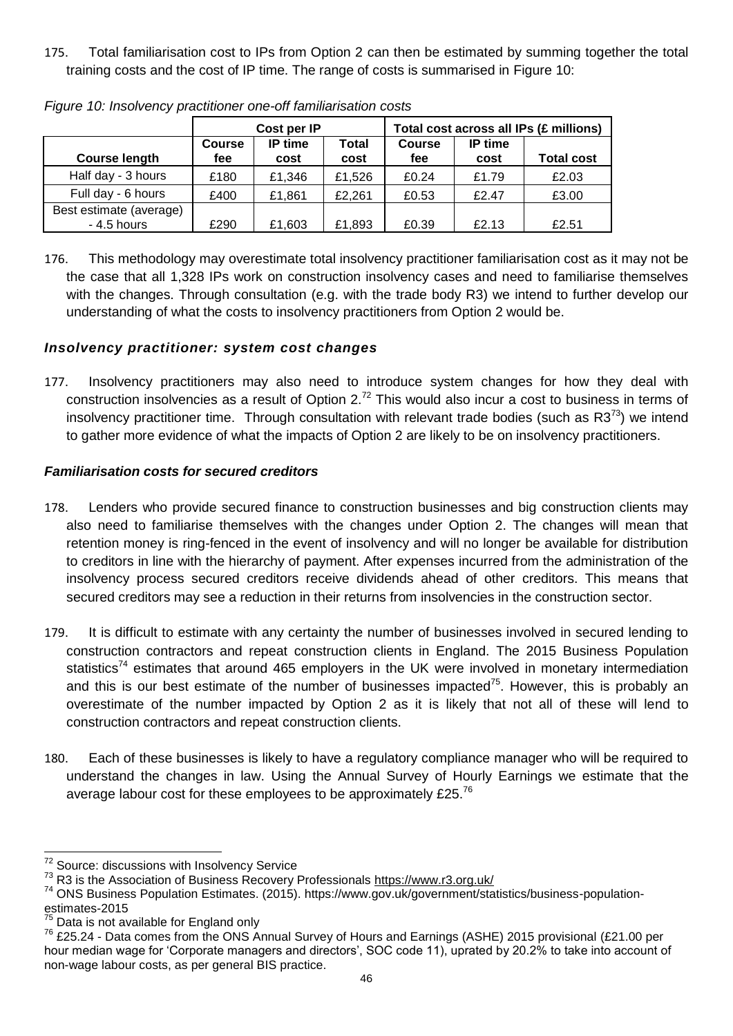175. Total familiarisation cost to IPs from Option 2 can then be estimated by summing together the total training costs and the cost of IP time. The range of costs is summarised in Figure 10:

*Figure 10: Insolvency practitioner one-off familiarisation costs*

| | Cost per IP | | | Total cost across all IPs (£ millions) | | |
|---|---|---|---|---|---|---|
| **Course length** | **Course fee** | **IP time cost** | **Total cost** | **Course fee** | **IP time cost** | **Total cost** |
| Half day - 3 hours | £180 | £1,346 | £1,526 | £0.24 | £1.79 | £2.03 |
| Full day - 6 hours | £400 | £1,861 | £2,261 | £0.53 | £2.47 | £3.00 |
| Best estimate (average) - 4.5 hours | £290 | £1,603 | £1,893 | £0.39 | £2.13 | £2.51 |

176. This methodology may overestimate total insolvency practitioner familiarisation cost as it may not be the case that all 1,328 IPs work on construction insolvency cases and need to familiarise themselves with the changes. Through consultation (e.g. with the trade body R3) we intend to further develop our understanding of what the costs to insolvency practitioners from Option 2 would be.

### *Insolvency practitioner: system cost changes*

177. Insolvency practitioners may also need to introduce system changes for how they deal with construction insolvencies as a result of Option 2.[72] This would also incur a cost to business in terms of insolvency practitioner time. Through consultation with relevant trade bodies (such as R3[73]) we intend to gather more evidence of what the impacts of Option 2 are likely to be on insolvency practitioners.

### *Familiarisation costs for secured creditors*

178. Lenders who provide secured finance to construction businesses and big construction clients may also need to familiarise themselves with the changes under Option 2. The changes will mean that retention money is ring-fenced in the event of insolvency and will no longer be available for distribution to creditors in line with the hierarchy of payment. After expenses incurred from the administration of the insolvency process secured creditors receive dividends ahead of other creditors. This means that secured creditors may see a reduction in their returns from insolvencies in the construction sector.

179. It is difficult to estimate with any certainty the number of businesses involved in secured lending to construction contractors and repeat construction clients in England. The 2015 Business Population statistics[74] estimates that around 465 employers in the UK were involved in monetary intermediation and this is our best estimate of the number of businesses impacted[75]. However, this is probably an overestimate of the number impacted by Option 2 as it is likely that not all of these will lend to construction contractors and repeat construction clients.

180. Each of these businesses is likely to have a regulatory compliance manager who will be required to understand the changes in law. Using the Annual Survey of Hourly Earnings we estimate that the average labour cost for these employees to be approximately £25.[76]

---

[72] Source: discussions with Insolvency Service

[73] R3 is the Association of Business Recovery Professionals https://www.r3.org.uk/

[74] ONS Business Population Estimates. (2015). https://www.gov.uk/government/statistics/business-population-estimates-2015

[75] Data is not available for England only

[76] £25.24 - Data comes from the ONS Annual Survey of Hours and Earnings (ASHE) 2015 provisional (£21.00 per hour median wage for 'Corporate managers and directors', SOC code 11), uprated by 20.2% to take into account of non-wage labour costs, as per general BIS practice.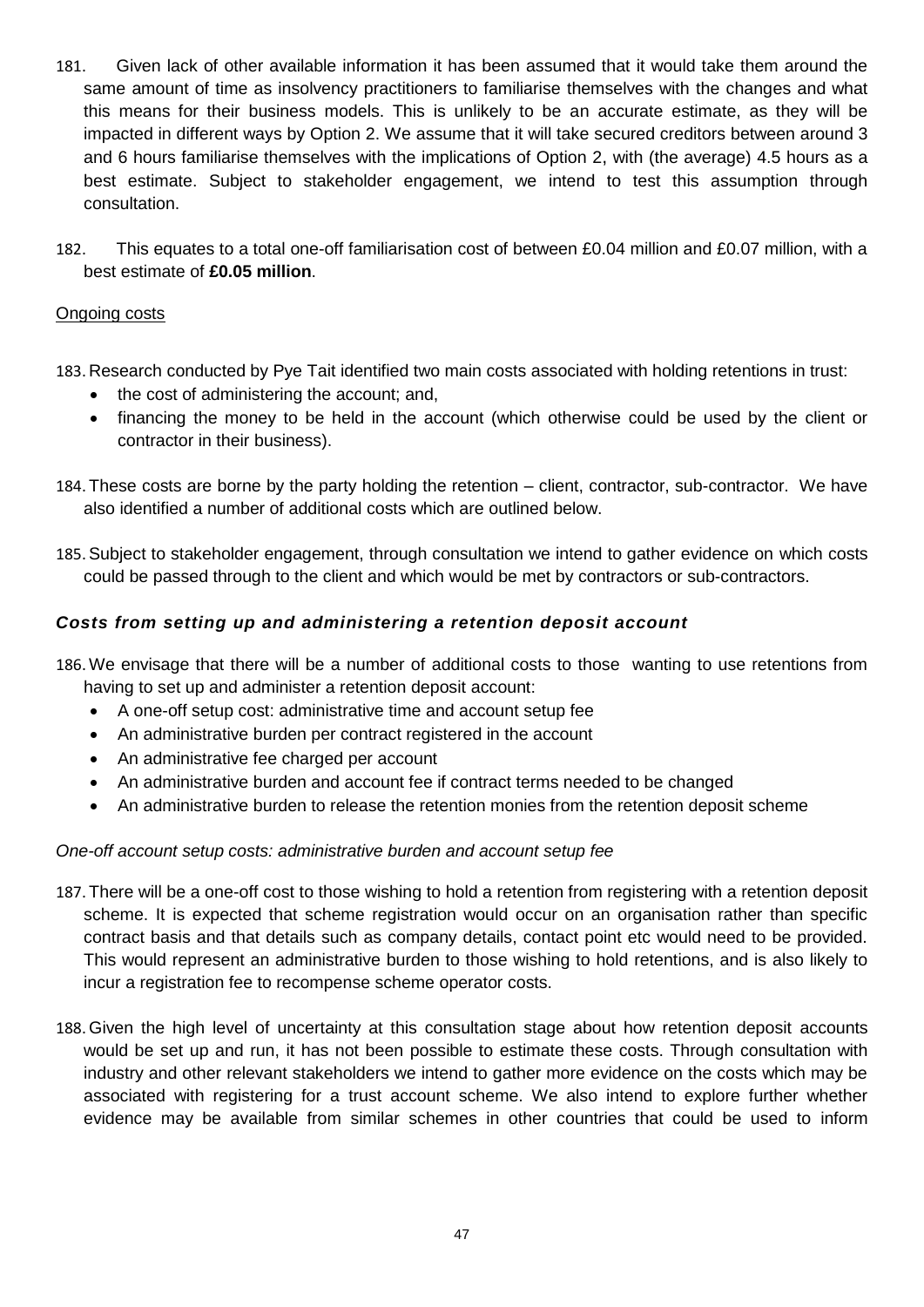181. Given lack of other available information it has been assumed that it would take them around the same amount of time as insolvency practitioners to familiarise themselves with the changes and what this means for their business models. This is unlikely to be an accurate estimate, as they will be impacted in different ways by Option 2. We assume that it will take secured creditors between around 3 and 6 hours familiarise themselves with the implications of Option 2, with (the average) 4.5 hours as a best estimate. Subject to stakeholder engagement, we intend to test this assumption through consultation.

182. This equates to a total one-off familiarisation cost of between £0.04 million and £0.07 million, with a best estimate of **£0.05 million**.

Ongoing costs

183. Research conducted by Pye Tait identified two main costs associated with holding retentions in trust:
- the cost of administering the account; and,
- financing the money to be held in the account (which otherwise could be used by the client or contractor in their business).

184. These costs are borne by the party holding the retention – client, contractor, sub-contractor. We have also identified a number of additional costs which are outlined below.

185. Subject to stakeholder engagement, through consultation we intend to gather evidence on which costs could be passed through to the client and which would be met by contractors or sub-contractors.

### *Costs from setting up and administering a retention deposit account*

186. We envisage that there will be a number of additional costs to those wanting to use retentions from having to set up and administer a retention deposit account:
- A one-off setup cost: administrative time and account setup fee
- An administrative burden per contract registered in the account
- An administrative fee charged per account
- An administrative burden and account fee if contract terms needed to be changed
- An administrative burden to release the retention monies from the retention deposit scheme

*One-off account setup costs: administrative burden and account setup fee*

187. There will be a one-off cost to those wishing to hold a retention from registering with a retention deposit scheme. It is expected that scheme registration would occur on an organisation rather than specific contract basis and that details such as company details, contact point etc would need to be provided. This would represent an administrative burden to those wishing to hold retentions, and is also likely to incur a registration fee to recompense scheme operator costs.

188. Given the high level of uncertainty at this consultation stage about how retention deposit accounts would be set up and run, it has not been possible to estimate these costs. Through consultation with industry and other relevant stakeholders we intend to gather more evidence on the costs which may be associated with registering for a trust account scheme. We also intend to explore further whether evidence may be available from similar schemes in other countries that could be used to inform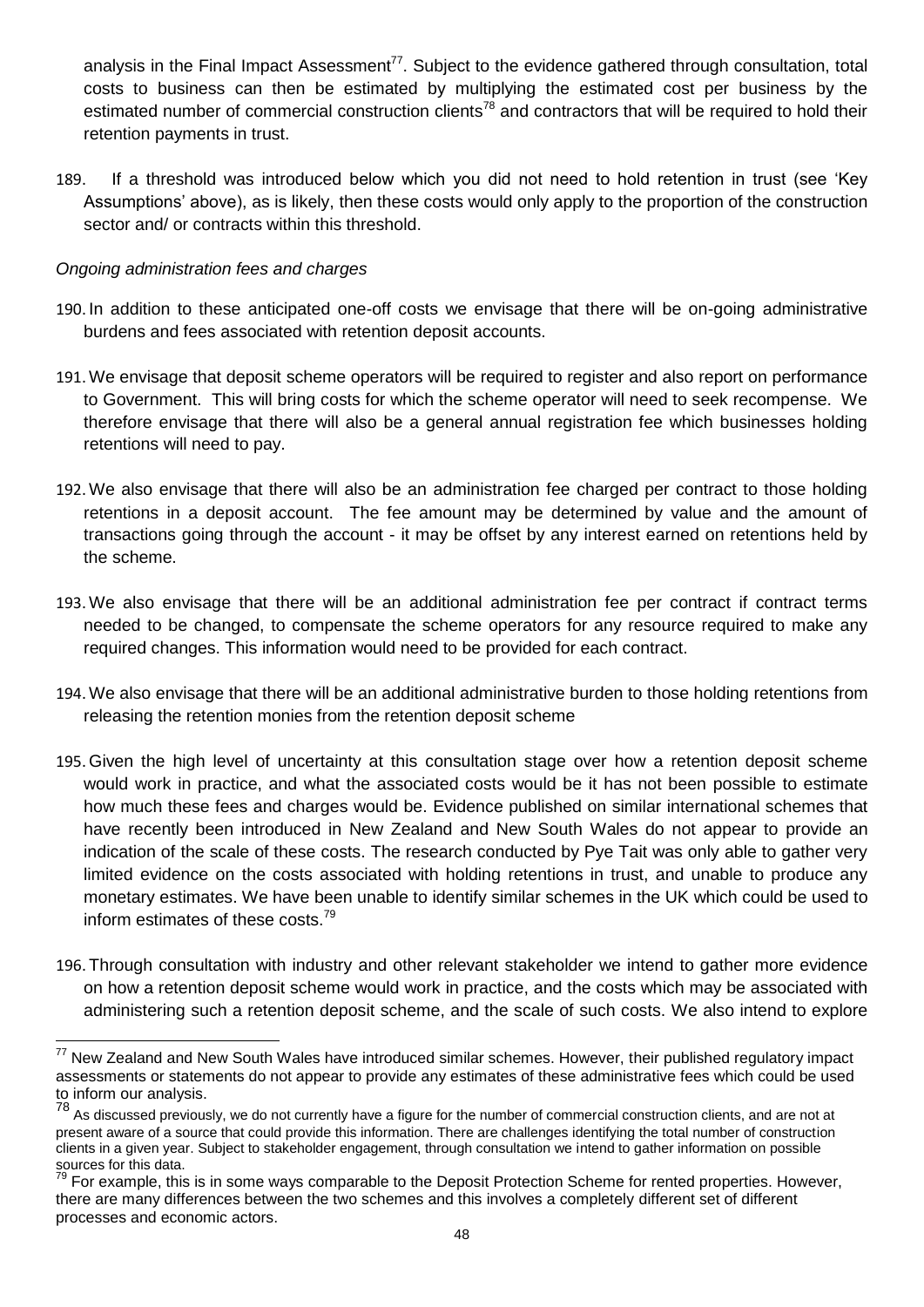analysis in the Final Impact Assessment[77]. Subject to the evidence gathered through consultation, total costs to business can then be estimated by multiplying the estimated cost per business by the estimated number of commercial construction clients[78] and contractors that will be required to hold their retention payments in trust.

189. If a threshold was introduced below which you did not need to hold retention in trust (see 'Key Assumptions' above), as is likely, then these costs would only apply to the proportion of the construction sector and/ or contracts within this threshold.

*Ongoing administration fees and charges*

190. In addition to these anticipated one-off costs we envisage that there will be on-going administrative burdens and fees associated with retention deposit accounts.

191. We envisage that deposit scheme operators will be required to register and also report on performance to Government. This will bring costs for which the scheme operator will need to seek recompense. We therefore envisage that there will also be a general annual registration fee which businesses holding retentions will need to pay.

192. We also envisage that there will also be an administration fee charged per contract to those holding retentions in a deposit account. The fee amount may be determined by value and the amount of transactions going through the account - it may be offset by any interest earned on retentions held by the scheme.

193. We also envisage that there will be an additional administration fee per contract if contract terms needed to be changed, to compensate the scheme operators for any resource required to make any required changes. This information would need to be provided for each contract.

194. We also envisage that there will be an additional administrative burden to those holding retentions from releasing the retention monies from the retention deposit scheme

195. Given the high level of uncertainty at this consultation stage over how a retention deposit scheme would work in practice, and what the associated costs would be it has not been possible to estimate how much these fees and charges would be. Evidence published on similar international schemes that have recently been introduced in New Zealand and New South Wales do not appear to provide an indication of the scale of these costs. The research conducted by Pye Tait was only able to gather very limited evidence on the costs associated with holding retentions in trust, and unable to produce any monetary estimates. We have been unable to identify similar schemes in the UK which could be used to inform estimates of these costs.[79]

196. Through consultation with industry and other relevant stakeholder we intend to gather more evidence on how a retention deposit scheme would work in practice, and the costs which may be associated with administering such a retention deposit scheme, and the scale of such costs. We also intend to explore

---

[77] New Zealand and New South Wales have introduced similar schemes. However, their published regulatory impact assessments or statements do not appear to provide any estimates of these administrative fees which could be used to inform our analysis.

[78] As discussed previously, we do not currently have a figure for the number of commercial construction clients, and are not at present aware of a source that could provide this information. There are challenges identifying the total number of construction clients in a given year. Subject to stakeholder engagement, through consultation we intend to gather information on possible sources for this data.

[79] For example, this is in some ways comparable to the Deposit Protection Scheme for rented properties. However, there are many differences between the two schemes and this involves a completely different set of different processes and economic actors.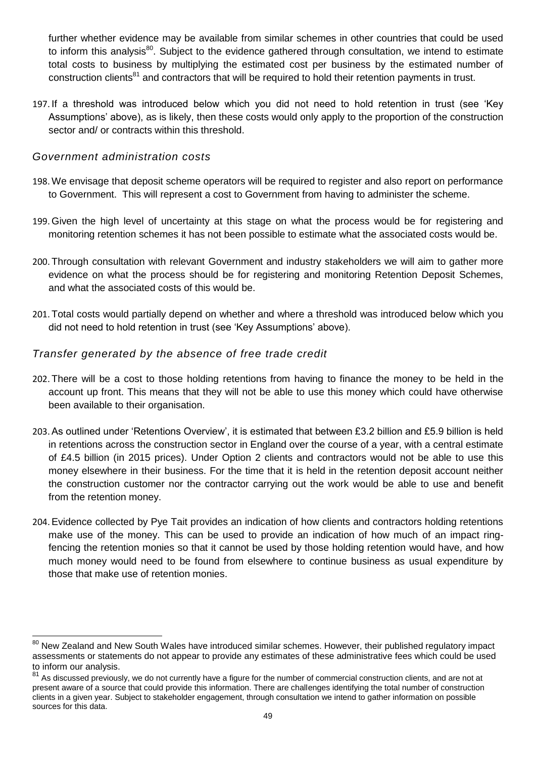further whether evidence may be available from similar schemes in other countries that could be used to inform this analysis[80]. Subject to the evidence gathered through consultation, we intend to estimate total costs to business by multiplying the estimated cost per business by the estimated number of construction clients[81] and contractors that will be required to hold their retention payments in trust.

197. If a threshold was introduced below which you did not need to hold retention in trust (see 'Key Assumptions' above), as is likely, then these costs would only apply to the proportion of the construction sector and/ or contracts within this threshold.

### *Government administration costs*

198. We envisage that deposit scheme operators will be required to register and also report on performance to Government. This will represent a cost to Government from having to administer the scheme.

199. Given the high level of uncertainty at this stage on what the process would be for registering and monitoring retention schemes it has not been possible to estimate what the associated costs would be.

200. Through consultation with relevant Government and industry stakeholders we will aim to gather more evidence on what the process should be for registering and monitoring Retention Deposit Schemes, and what the associated costs of this would be.

201. Total costs would partially depend on whether and where a threshold was introduced below which you did not need to hold retention in trust (see 'Key Assumptions' above).

### *Transfer generated by the absence of free trade credit*

202. There will be a cost to those holding retentions from having to finance the money to be held in the account up front. This means that they will not be able to use this money which could have otherwise been available to their organisation.

203. As outlined under 'Retentions Overview', it is estimated that between £3.2 billion and £5.9 billion is held in retentions across the construction sector in England over the course of a year, with a central estimate of £4.5 billion (in 2015 prices). Under Option 2 clients and contractors would not be able to use this money elsewhere in their business. For the time that it is held in the retention deposit account neither the construction customer nor the contractor carrying out the work would be able to use and benefit from the retention money.

204. Evidence collected by Pye Tait provides an indication of how clients and contractors holding retentions make use of the money. This can be used to provide an indication of how much of an impact ring-fencing the retention monies so that it cannot be used by those holding retention would have, and how much money would need to be found from elsewhere to continue business as usual expenditure by those that make use of retention monies.

---

[80] New Zealand and New South Wales have introduced similar schemes. However, their published regulatory impact assessments or statements do not appear to provide any estimates of these administrative fees which could be used to inform our analysis.

[81] As discussed previously, we do not currently have a figure for the number of commercial construction clients, and are not at present aware of a source that could provide this information. There are challenges identifying the total number of construction clients in a given year. Subject to stakeholder engagement, through consultation we intend to gather information on possible sources for this data.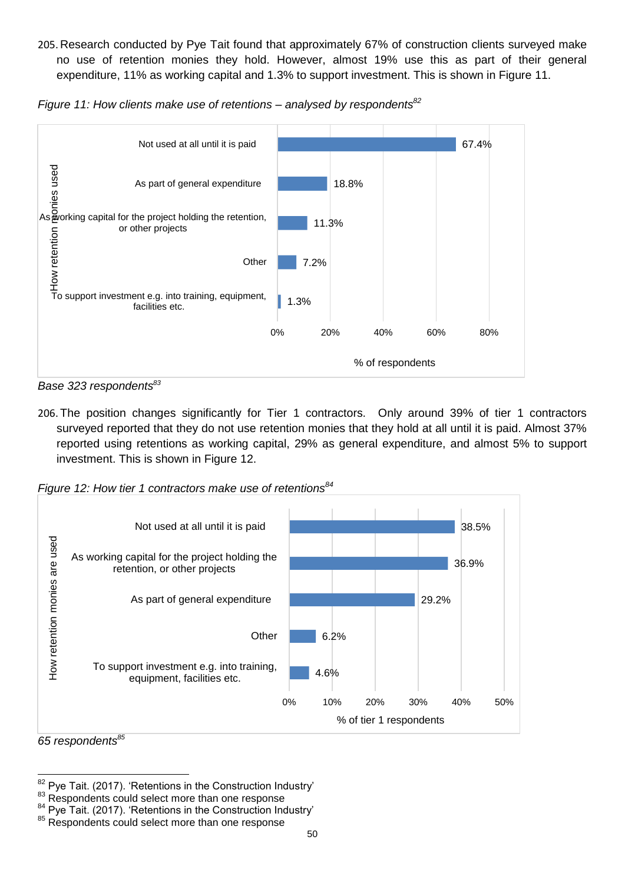205. Research conducted by Pye Tait found that approximately 67% of construction clients surveyed make no use of retention monies they hold. However, almost 19% use this as part of their general expenditure, 11% as working capital and 1.3% to support investment. This is shown in Figure 11.

*Figure 11: How clients make use of retentions – analysed by respondents*[82]

| How retention monies used | % of respondents |
|---|---|
| Not used at all until it is paid | 67.4% |
| As part of general expenditure | 18.8% |
| As working capital for the project holding the retention, or other projects | 11.3% |
| Other | 7.2% |
| To support investment e.g. into training, equipment, facilities etc. | 1.3% |

*Base 323 respondents*[83]

206. The position changes significantly for Tier 1 contractors. Only around 39% of tier 1 contractors surveyed reported that they do not use retention monies that they hold at all until it is paid. Almost 37% reported using retentions as working capital, 29% as general expenditure, and almost 5% to support investment. This is shown in Figure 12.

*Figure 12: How tier 1 contractors make use of retentions*[84]

| How retention monies are used | % of tier 1 respondents |
|---|---|
| Not used at all until it is paid | 38.5% |
| As working capital for the project holding the retention, or other projects | 36.9% |
| As part of general expenditure | 29.2% |
| Other | 6.2% |
| To support investment e.g. into training, equipment, facilities etc. | 4.6% |

*65 respondents*[85]

[82] Pye Tait. (2017). 'Retentions in the Construction Industry'
[83] Respondents could select more than one response
[84] Pye Tait. (2017). 'Retentions in the Construction Industry'
[85] Respondents could select more than one response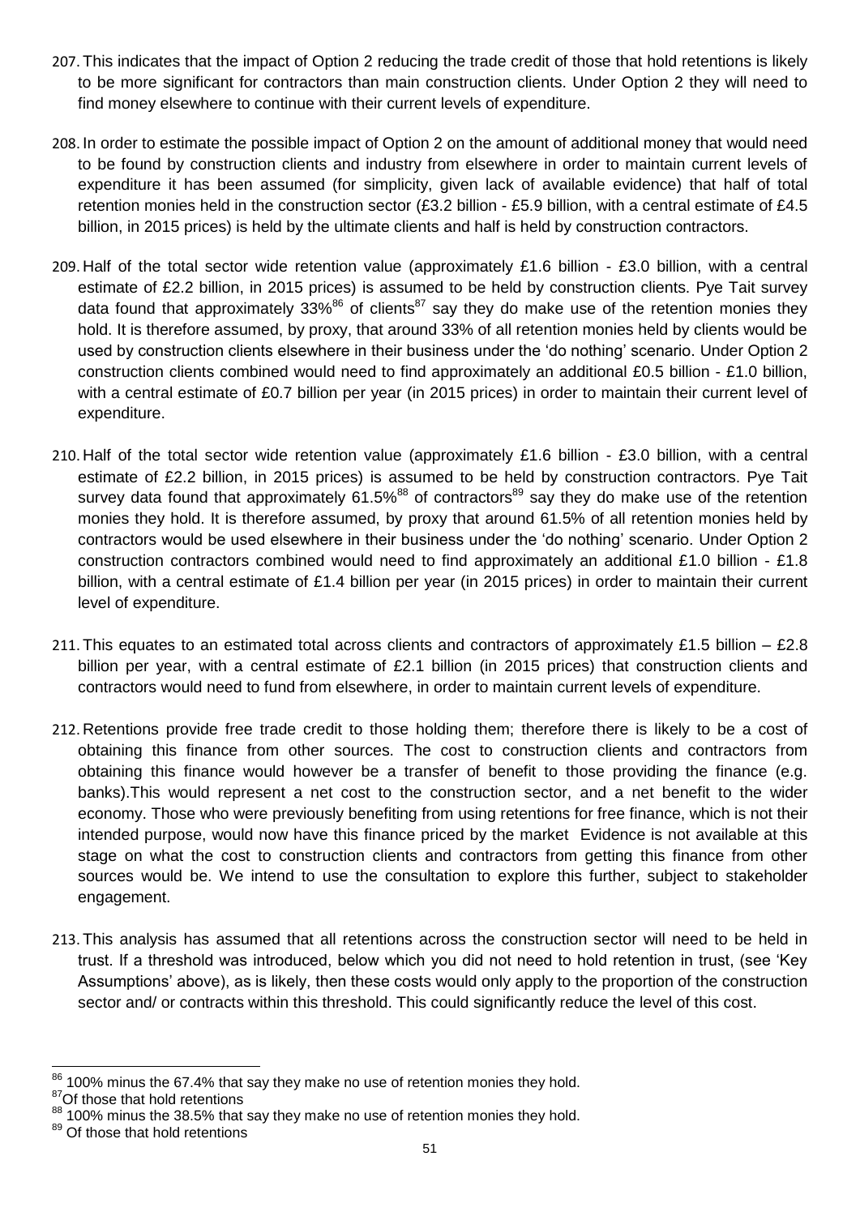207. This indicates that the impact of Option 2 reducing the trade credit of those that hold retentions is likely to be more significant for contractors than main construction clients. Under Option 2 they will need to find money elsewhere to continue with their current levels of expenditure.

208. In order to estimate the possible impact of Option 2 on the amount of additional money that would need to be found by construction clients and industry from elsewhere in order to maintain current levels of expenditure it has been assumed (for simplicity, given lack of available evidence) that half of total retention monies held in the construction sector (£3.2 billion - £5.9 billion, with a central estimate of £4.5 billion, in 2015 prices) is held by the ultimate clients and half is held by construction contractors.

209. Half of the total sector wide retention value (approximately £1.6 billion - £3.0 billion, with a central estimate of £2.2 billion, in 2015 prices) is assumed to be held by construction clients. Pye Tait survey data found that approximately 33%[86] of clients[87] say they do make use of the retention monies they hold. It is therefore assumed, by proxy, that around 33% of all retention monies held by clients would be used by construction clients elsewhere in their business under the 'do nothing' scenario. Under Option 2 construction clients combined would need to find approximately an additional £0.5 billion - £1.0 billion, with a central estimate of £0.7 billion per year (in 2015 prices) in order to maintain their current level of expenditure.

210. Half of the total sector wide retention value (approximately £1.6 billion - £3.0 billion, with a central estimate of £2.2 billion, in 2015 prices) is assumed to be held by construction contractors. Pye Tait survey data found that approximately 61.5%[88] of contractors[89] say they do make use of the retention monies they hold. It is therefore assumed, by proxy that around 61.5% of all retention monies held by contractors would be used elsewhere in their business under the 'do nothing' scenario. Under Option 2 construction contractors combined would need to find approximately an additional £1.0 billion - £1.8 billion, with a central estimate of £1.4 billion per year (in 2015 prices) in order to maintain their current level of expenditure.

211. This equates to an estimated total across clients and contractors of approximately £1.5 billion – £2.8 billion per year, with a central estimate of £2.1 billion (in 2015 prices) that construction clients and contractors would need to fund from elsewhere, in order to maintain current levels of expenditure.

212. Retentions provide free trade credit to those holding them; therefore there is likely to be a cost of obtaining this finance from other sources. The cost to construction clients and contractors from obtaining this finance would however be a transfer of benefit to those providing the finance (e.g. banks).This would represent a net cost to the construction sector, and a net benefit to the wider economy. Those who were previously benefiting from using retentions for free finance, which is not their intended purpose, would now have this finance priced by the market Evidence is not available at this stage on what the cost to construction clients and contractors from getting this finance from other sources would be. We intend to use the consultation to explore this further, subject to stakeholder engagement.

213. This analysis has assumed that all retentions across the construction sector will need to be held in trust. If a threshold was introduced, below which you did not need to hold retention in trust, (see 'Key Assumptions' above), as is likely, then these costs would only apply to the proportion of the construction sector and/ or contracts within this threshold. This could significantly reduce the level of this cost.

---

[86] 100% minus the 67.4% that say they make no use of retention monies they hold.

[87] Of those that hold retentions

[88] 100% minus the 38.5% that say they make no use of retention monies they hold.

[89] Of those that hold retentions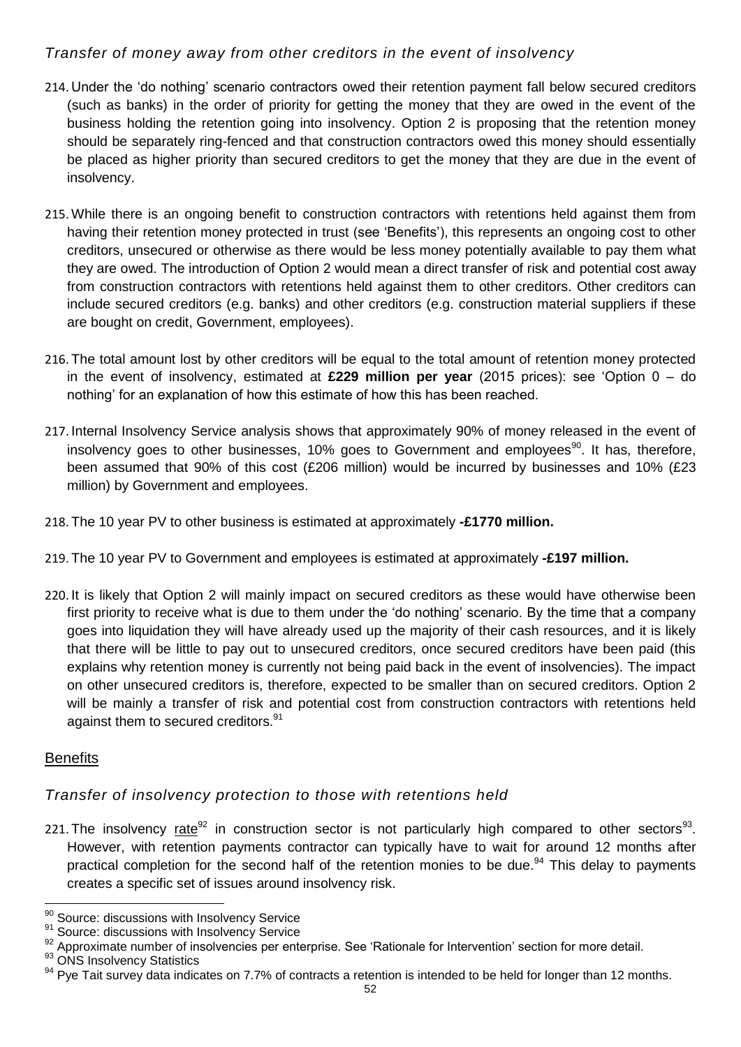### *Transfer of money away from other creditors in the event of insolvency*

214. Under the 'do nothing' scenario contractors owed their retention payment fall below secured creditors (such as banks) in the order of priority for getting the money that they are owed in the event of the business holding the retention going into insolvency. Option 2 is proposing that the retention money should be separately ring-fenced and that construction contractors owed this money should essentially be placed as higher priority than secured creditors to get the money that they are due in the event of insolvency.

215. While there is an ongoing benefit to construction contractors with retentions held against them from having their retention money protected in trust (see 'Benefits'), this represents an ongoing cost to other creditors, unsecured or otherwise as there would be less money potentially available to pay them what they are owed. The introduction of Option 2 would mean a direct transfer of risk and potential cost away from construction contractors with retentions held against them to other creditors. Other creditors can include secured creditors (e.g. banks) and other creditors (e.g. construction material suppliers if these are bought on credit, Government, employees).

216. The total amount lost by other creditors will be equal to the total amount of retention money protected in the event of insolvency, estimated at **£229 million per year** (2015 prices): see 'Option 0 – do nothing' for an explanation of how this estimate of how this has been reached.

217. Internal Insolvency Service analysis shows that approximately 90% of money released in the event of insolvency goes to other businesses, 10% goes to Government and employees[90]. It has, therefore, been assumed that 90% of this cost (£206 million) would be incurred by businesses and 10% (£23 million) by Government and employees.

218. The 10 year PV to other business is estimated at approximately **-£1770 million.**

219. The 10 year PV to Government and employees is estimated at approximately **-£197 million.**

220. It is likely that Option 2 will mainly impact on secured creditors as these would have otherwise been first priority to receive what is due to them under the 'do nothing' scenario. By the time that a company goes into liquidation they will have already used up the majority of their cash resources, and it is likely that there will be little to pay out to unsecured creditors, once secured creditors have been paid (this explains why retention money is currently not being paid back in the event of insolvencies). The impact on other unsecured creditors is, therefore, expected to be smaller than on secured creditors. Option 2 will be mainly a transfer of risk and potential cost from construction contractors with retentions held against them to secured creditors.[91]

## Benefits

### *Transfer of insolvency protection to those with retentions held*

221. The insolvency rate[92] in construction sector is not particularly high compared to other sectors[93]. However, with retention payments contractor can typically have to wait for around 12 months after practical completion for the second half of the retention monies to be due.[94] This delay to payments creates a specific set of issues around insolvency risk.

---

[90] Source: discussions with Insolvency Service

[91] Source: discussions with Insolvency Service

[92] Approximate number of insolvencies per enterprise. See 'Rationale for Intervention' section for more detail.

[93] ONS Insolvency Statistics

[94] Pye Tait survey data indicates on 7.7% of contracts a retention is intended to be held for longer than 12 months.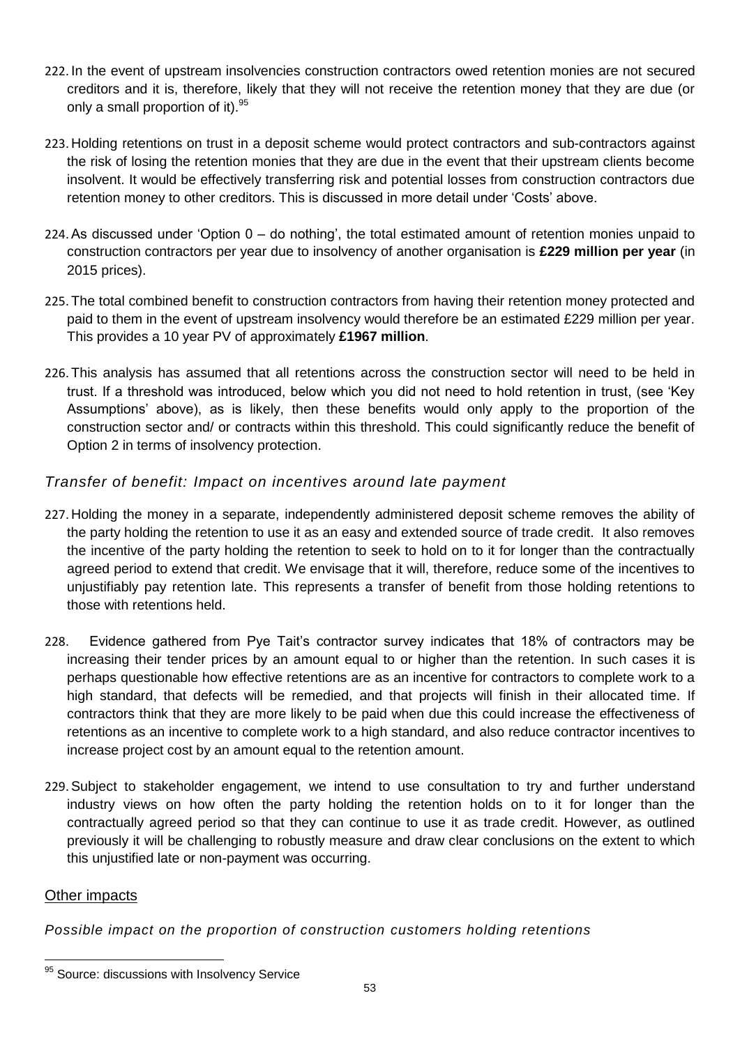222. In the event of upstream insolvencies construction contractors owed retention monies are not secured creditors and it is, therefore, likely that they will not receive the retention money that they are due (or only a small proportion of it).[95]

223. Holding retentions on trust in a deposit scheme would protect contractors and sub-contractors against the risk of losing the retention monies that they are due in the event that their upstream clients become insolvent. It would be effectively transferring risk and potential losses from construction contractors due retention money to other creditors. This is discussed in more detail under 'Costs' above.

224. As discussed under 'Option 0 – do nothing', the total estimated amount of retention monies unpaid to construction contractors per year due to insolvency of another organisation is **£229 million per year** (in 2015 prices).

225. The total combined benefit to construction contractors from having their retention money protected and paid to them in the event of upstream insolvency would therefore be an estimated £229 million per year. This provides a 10 year PV of approximately **£1967 million**.

226. This analysis has assumed that all retentions across the construction sector will need to be held in trust. If a threshold was introduced, below which you did not need to hold retention in trust, (see 'Key Assumptions' above), as is likely, then these benefits would only apply to the proportion of the construction sector and/ or contracts within this threshold. This could significantly reduce the benefit of Option 2 in terms of insolvency protection.

### *Transfer of benefit: Impact on incentives around late payment*

227. Holding the money in a separate, independently administered deposit scheme removes the ability of the party holding the retention to use it as an easy and extended source of trade credit. It also removes the incentive of the party holding the retention to seek to hold on to it for longer than the contractually agreed period to extend that credit. We envisage that it will, therefore, reduce some of the incentives to unjustifiably pay retention late. This represents a transfer of benefit from those holding retentions to those with retentions held.

228. Evidence gathered from Pye Tait's contractor survey indicates that 18% of contractors may be increasing their tender prices by an amount equal to or higher than the retention. In such cases it is perhaps questionable how effective retentions are as an incentive for contractors to complete work to a high standard, that defects will be remedied, and that projects will finish in their allocated time. If contractors think that they are more likely to be paid when due this could increase the effectiveness of retentions as an incentive to complete work to a high standard, and also reduce contractor incentives to increase project cost by an amount equal to the retention amount.

229. Subject to stakeholder engagement, we intend to use consultation to try and further understand industry views on how often the party holding the retention holds on to it for longer than the contractually agreed period so that they can continue to use it as trade credit. However, as outlined previously it will be challenging to robustly measure and draw clear conclusions on the extent to which this unjustified late or non-payment was occurring.

## Other impacts

### *Possible impact on the proportion of construction customers holding retentions*

---

[95] Source: discussions with Insolvency Service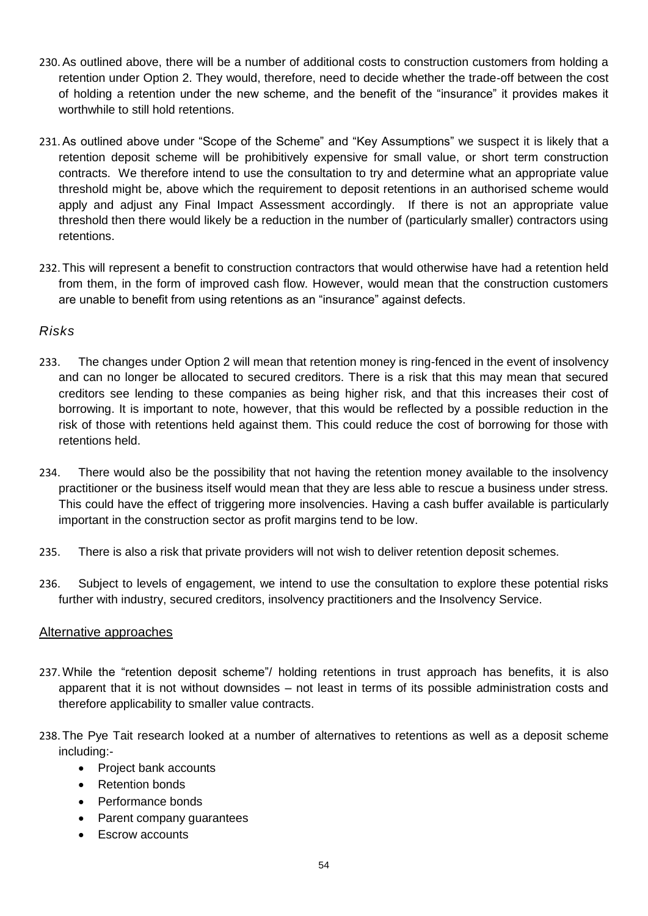230. As outlined above, there will be a number of additional costs to construction customers from holding a retention under Option 2. They would, therefore, need to decide whether the trade-off between the cost of holding a retention under the new scheme, and the benefit of the "insurance" it provides makes it worthwhile to still hold retentions.

231. As outlined above under "Scope of the Scheme" and "Key Assumptions" we suspect it is likely that a retention deposit scheme will be prohibitively expensive for small value, or short term construction contracts. We therefore intend to use the consultation to try and determine what an appropriate value threshold might be, above which the requirement to deposit retentions in an authorised scheme would apply and adjust any Final Impact Assessment accordingly. If there is not an appropriate value threshold then there would likely be a reduction in the number of (particularly smaller) contractors using retentions.

232. This will represent a benefit to construction contractors that would otherwise have had a retention held from them, in the form of improved cash flow. However, would mean that the construction customers are unable to benefit from using retentions as an "insurance" against defects.

### *Risks*

233. The changes under Option 2 will mean that retention money is ring-fenced in the event of insolvency and can no longer be allocated to secured creditors. There is a risk that this may mean that secured creditors see lending to these companies as being higher risk, and that this increases their cost of borrowing. It is important to note, however, that this would be reflected by a possible reduction in the risk of those with retentions held against them. This could reduce the cost of borrowing for those with retentions held.

234. There would also be the possibility that not having the retention money available to the insolvency practitioner or the business itself would mean that they are less able to rescue a business under stress. This could have the effect of triggering more insolvencies. Having a cash buffer available is particularly important in the construction sector as profit margins tend to be low.

235. There is also a risk that private providers will not wish to deliver retention deposit schemes.

236. Subject to levels of engagement, we intend to use the consultation to explore these potential risks further with industry, secured creditors, insolvency practitioners and the Insolvency Service.

## Alternative approaches

237. While the "retention deposit scheme"/ holding retentions in trust approach has benefits, it is also apparent that it is not without downsides – not least in terms of its possible administration costs and therefore applicability to smaller value contracts.

238. The Pye Tait research looked at a number of alternatives to retentions as well as a deposit scheme including:-

- Project bank accounts
- Retention bonds
- Performance bonds
- Parent company guarantees
- Escrow accounts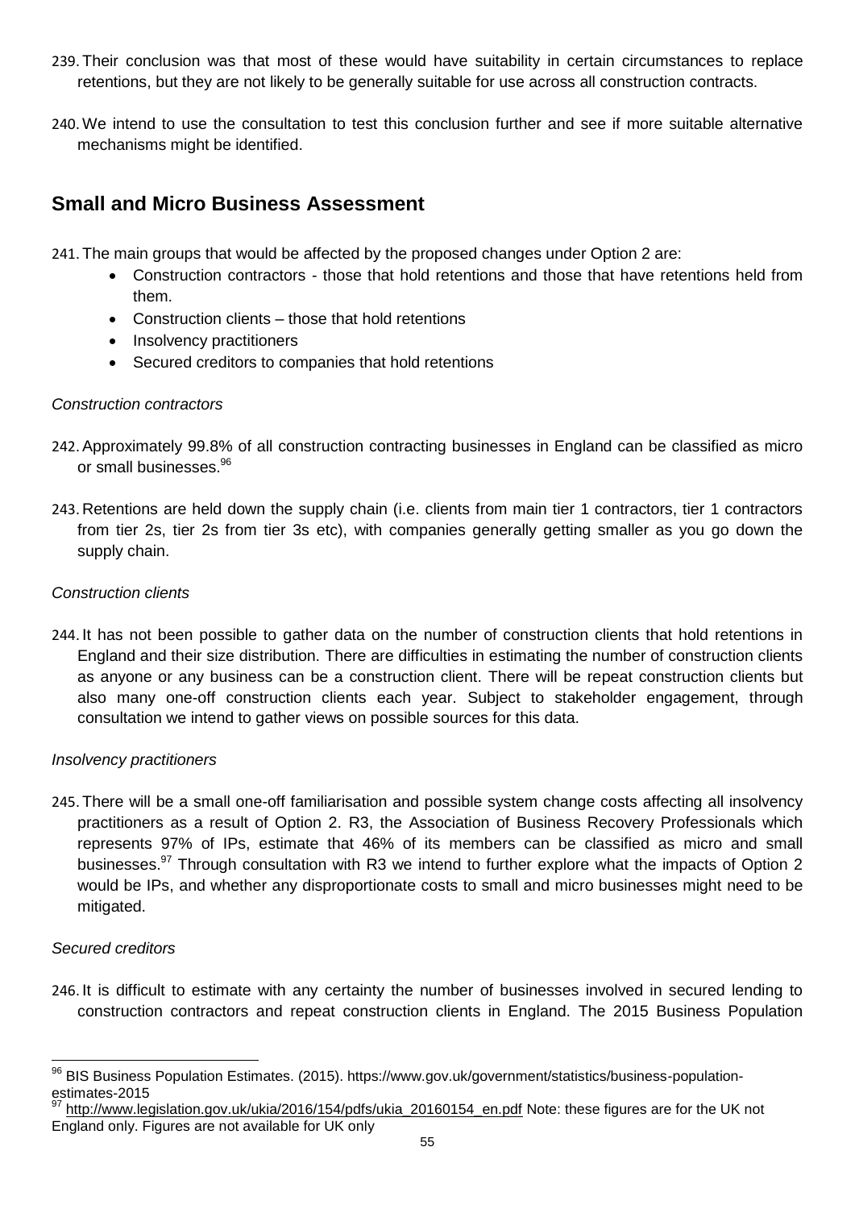239. Their conclusion was that most of these would have suitability in certain circumstances to replace retentions, but they are not likely to be generally suitable for use across all construction contracts.

240. We intend to use the consultation to test this conclusion further and see if more suitable alternative mechanisms might be identified.

## Small and Micro Business Assessment

241. The main groups that would be affected by the proposed changes under Option 2 are:

- Construction contractors - those that hold retentions and those that have retentions held from them.
- Construction clients – those that hold retentions
- Insolvency practitioners
- Secured creditors to companies that hold retentions

*Construction contractors*

242. Approximately 99.8% of all construction contracting businesses in England can be classified as micro or small businesses.[96]

243. Retentions are held down the supply chain (i.e. clients from main tier 1 contractors, tier 1 contractors from tier 2s, tier 2s from tier 3s etc), with companies generally getting smaller as you go down the supply chain.

*Construction clients*

244. It has not been possible to gather data on the number of construction clients that hold retentions in England and their size distribution. There are difficulties in estimating the number of construction clients as anyone or any business can be a construction client. There will be repeat construction clients but also many one-off construction clients each year. Subject to stakeholder engagement, through consultation we intend to gather views on possible sources for this data.

*Insolvency practitioners*

245. There will be a small one-off familiarisation and possible system change costs affecting all insolvency practitioners as a result of Option 2. R3, the Association of Business Recovery Professionals which represents 97% of IPs, estimate that 46% of its members can be classified as micro and small businesses.[97] Through consultation with R3 we intend to further explore what the impacts of Option 2 would be IPs, and whether any disproportionate costs to small and micro businesses might need to be mitigated.

*Secured creditors*

246. It is difficult to estimate with any certainty the number of businesses involved in secured lending to construction contractors and repeat construction clients in England. The 2015 Business Population

---

[96] BIS Business Population Estimates. (2015). https://www.gov.uk/government/statistics/business-population-estimates-2015

[97] http://www.legislation.gov.uk/ukia/2016/154/pdfs/ukia_20160154_en.pdf Note: these figures are for the UK not England only. Figures are not available for UK only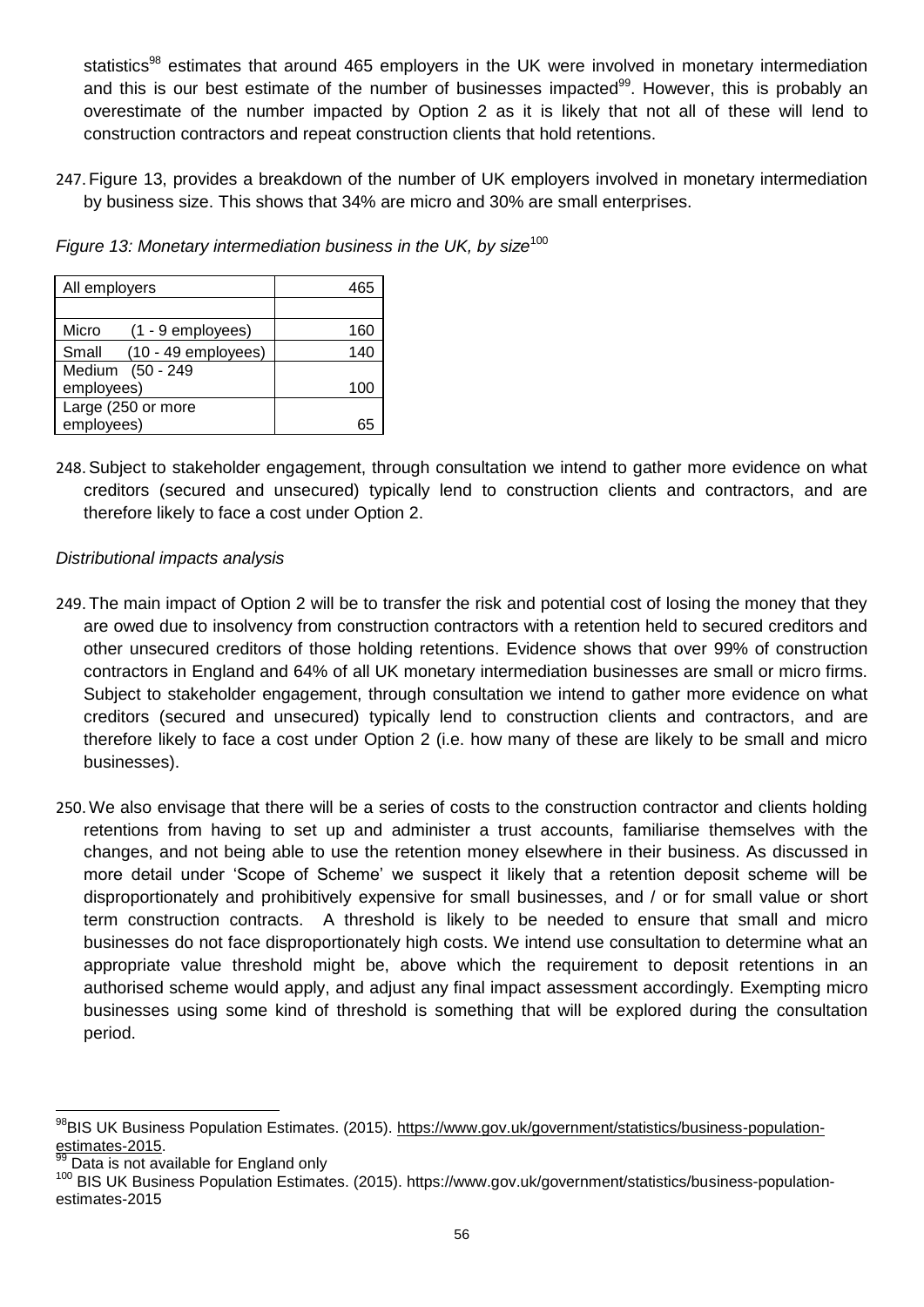statistics[98] estimates that around 465 employers in the UK were involved in monetary intermediation and this is our best estimate of the number of businesses impacted[99]. However, this is probably an overestimate of the number impacted by Option 2 as it is likely that not all of these will lend to construction contractors and repeat construction clients that hold retentions.

247. Figure 13, provides a breakdown of the number of UK employers involved in monetary intermediation by business size. This shows that 34% are micro and 30% are small enterprises.

*Figure 13: Monetary intermediation business in the UK, by size*[100]

| All employers | 465 |
|---|---|
| | |
| Micro (1 - 9 employees) | 160 |
| Small (10 - 49 employees) | 140 |
| Medium (50 - 249 employees) | 100 |
| Large (250 or more employees) | 65 |

248. Subject to stakeholder engagement, through consultation we intend to gather more evidence on what creditors (secured and unsecured) typically lend to construction clients and contractors, and are therefore likely to face a cost under Option 2.

*Distributional impacts analysis*

249. The main impact of Option 2 will be to transfer the risk and potential cost of losing the money that they are owed due to insolvency from construction contractors with a retention held to secured creditors and other unsecured creditors of those holding retentions. Evidence shows that over 99% of construction contractors in England and 64% of all UK monetary intermediation businesses are small or micro firms. Subject to stakeholder engagement, through consultation we intend to gather more evidence on what creditors (secured and unsecured) typically lend to construction clients and contractors, and are therefore likely to face a cost under Option 2 (i.e. how many of these are likely to be small and micro businesses).

250. We also envisage that there will be a series of costs to the construction contractor and clients holding retentions from having to set up and administer a trust accounts, familiarise themselves with the changes, and not being able to use the retention money elsewhere in their business. As discussed in more detail under 'Scope of Scheme' we suspect it likely that a retention deposit scheme will be disproportionately and prohibitively expensive for small businesses, and / or for small value or short term construction contracts. A threshold is likely to be needed to ensure that small and micro businesses do not face disproportionately high costs. We intend use consultation to determine what an appropriate value threshold might be, above which the requirement to deposit retentions in an authorised scheme would apply, and adjust any final impact assessment accordingly. Exempting micro businesses using some kind of threshold is something that will be explored during the consultation period.

---

[98] BIS UK Business Population Estimates. (2015). https://www.gov.uk/government/statistics/business-population-estimates-2015.

[99] Data is not available for England only

[100] BIS UK Business Population Estimates. (2015). https://www.gov.uk/government/statistics/business-population-estimates-2015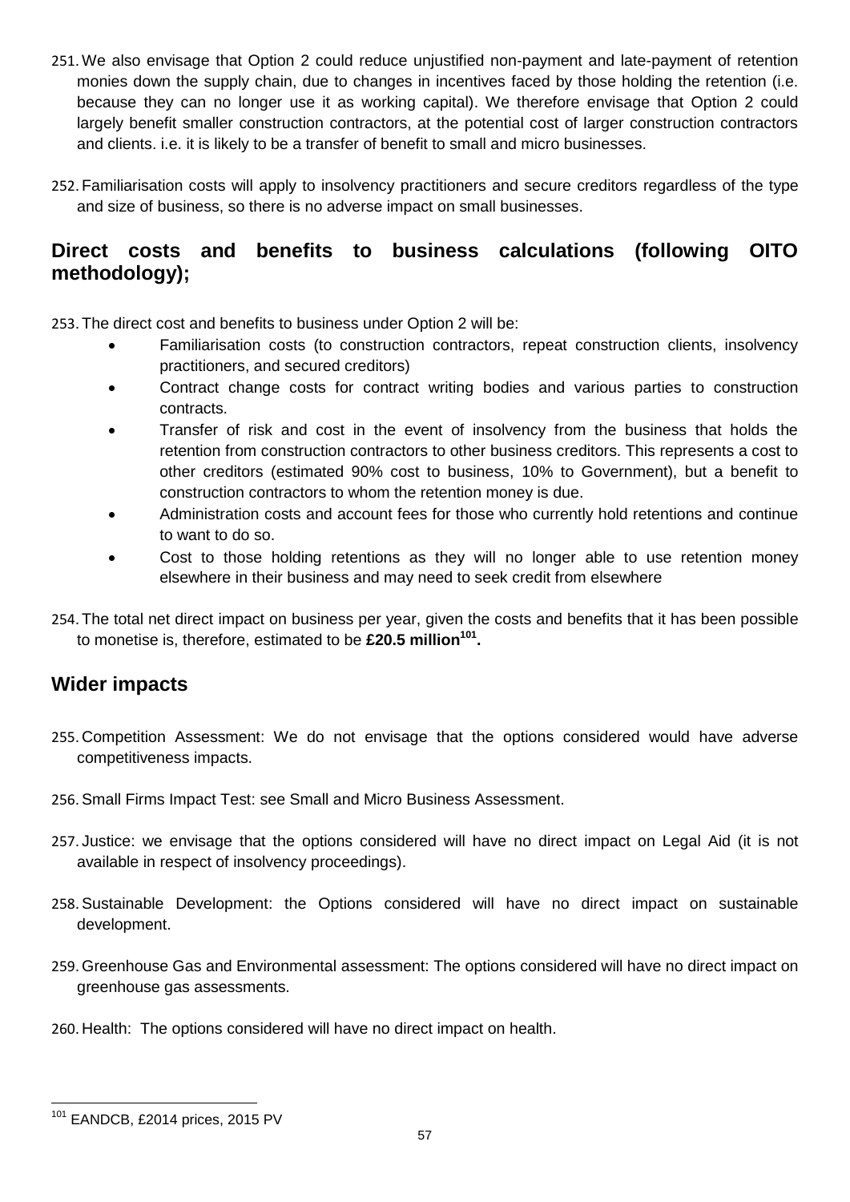251. We also envisage that Option 2 could reduce unjustified non-payment and late-payment of retention monies down the supply chain, due to changes in incentives faced by those holding the retention (i.e. because they can no longer use it as working capital). We therefore envisage that Option 2 could largely benefit smaller construction contractors, at the potential cost of larger construction contractors and clients. i.e. it is likely to be a transfer of benefit to small and micro businesses.

252. Familiarisation costs will apply to insolvency practitioners and secure creditors regardless of the type and size of business, so there is no adverse impact on small businesses.

## Direct costs and benefits to business calculations (following OITO methodology);

253. The direct cost and benefits to business under Option 2 will be:

- Familiarisation costs (to construction contractors, repeat construction clients, insolvency practitioners, and secured creditors)
- Contract change costs for contract writing bodies and various parties to construction contracts.
- Transfer of risk and cost in the event of insolvency from the business that holds the retention from construction contractors to other business creditors. This represents a cost to other creditors (estimated 90% cost to business, 10% to Government), but a benefit to construction contractors to whom the retention money is due.
- Administration costs and account fees for those who currently hold retentions and continue to want to do so.
- Cost to those holding retentions as they will no longer able to use retention money elsewhere in their business and may need to seek credit from elsewhere

254. The total net direct impact on business per year, given the costs and benefits that it has been possible to monetise is, therefore, estimated to be **£20.5 million[101].**

## Wider impacts

255. Competition Assessment: We do not envisage that the options considered would have adverse competitiveness impacts.

256. Small Firms Impact Test: see Small and Micro Business Assessment.

257. Justice: we envisage that the options considered will have no direct impact on Legal Aid (it is not available in respect of insolvency proceedings).

258. Sustainable Development: the Options considered will have no direct impact on sustainable development.

259. Greenhouse Gas and Environmental assessment: The options considered will have no direct impact on greenhouse gas assessments.

260. Health: The options considered will have no direct impact on health.

---

[101] EANDCB, £2014 prices, 2015 PV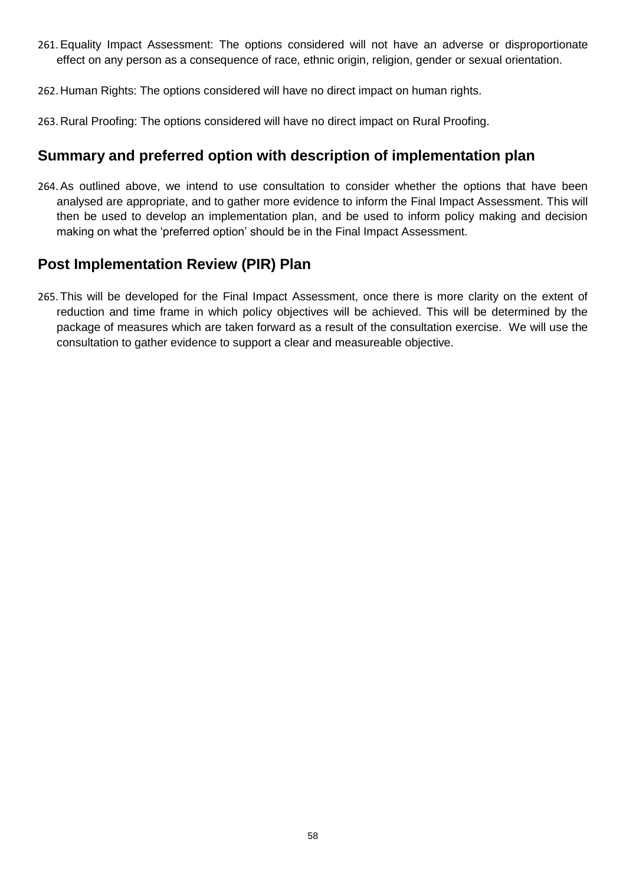261. Equality Impact Assessment: The options considered will not have an adverse or disproportionate effect on any person as a consequence of race, ethnic origin, religion, gender or sexual orientation.

262. Human Rights: The options considered will have no direct impact on human rights.

263. Rural Proofing: The options considered will have no direct impact on Rural Proofing.

## Summary and preferred option with description of implementation plan

264. As outlined above, we intend to use consultation to consider whether the options that have been analysed are appropriate, and to gather more evidence to inform the Final Impact Assessment. This will then be used to develop an implementation plan, and be used to inform policy making and decision making on what the 'preferred option' should be in the Final Impact Assessment.

## Post Implementation Review (PIR) Plan

265. This will be developed for the Final Impact Assessment, once there is more clarity on the extent of reduction and time frame in which policy objectives will be achieved. This will be determined by the package of measures which are taken forward as a result of the consultation exercise. We will use the consultation to gather evidence to support a clear and measureable objective.